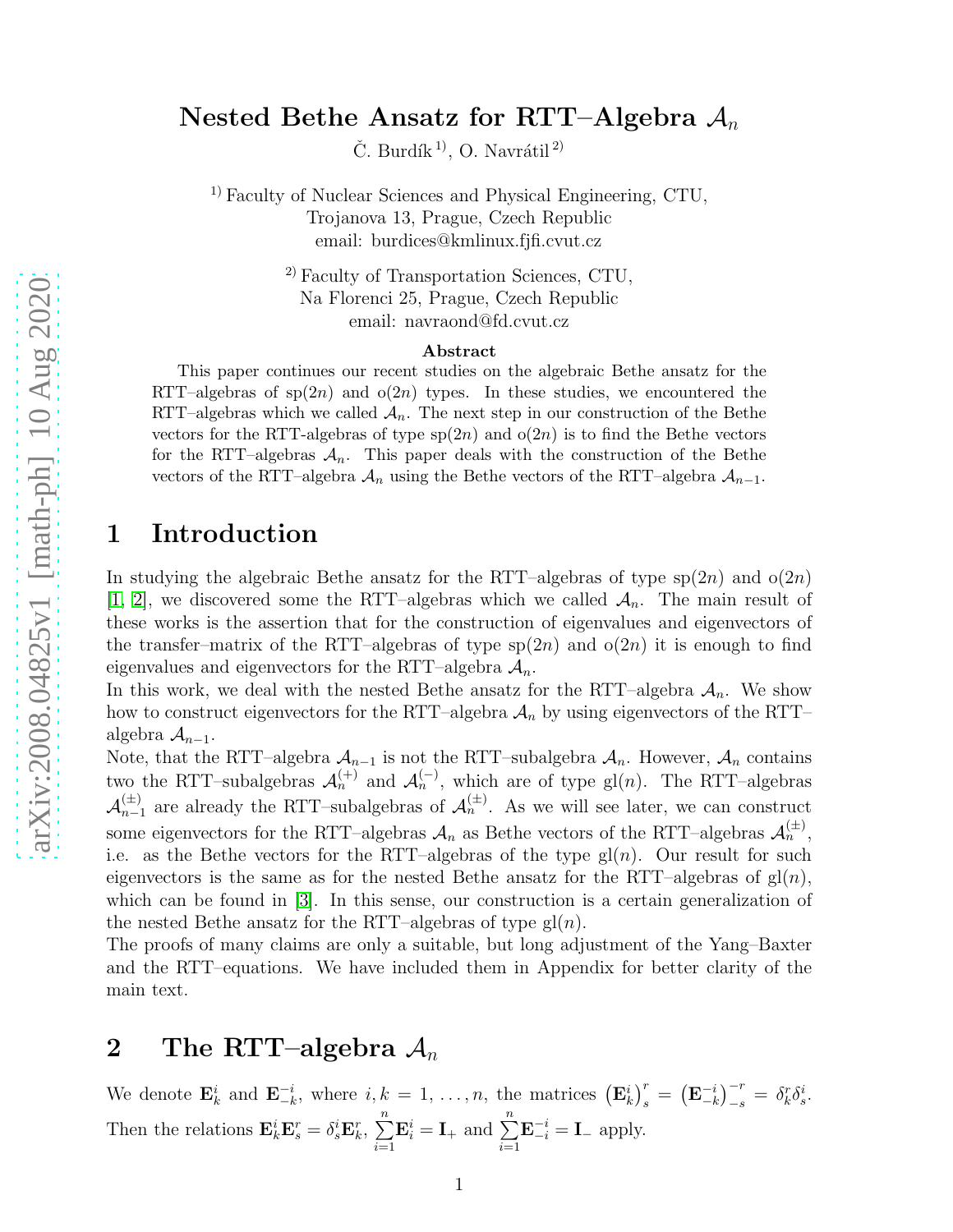# Nested Bethe Ansatz for RTT–Algebra $\mathcal{A}_n$

Č. Burdík [1)], O. Navrátil [2)]

[1)] Faculty of Nuclear Sciences and Physical Engineering, CTU,
Trojanova 13, Prague, Czech Republic
email: burdices@kmlinux.fjfi.cvut.cz

[2)] Faculty of Transportation Sciences, CTU,
Na Florenci 25, Prague, Czech Republic
email: navraond@fd.cvut.cz

**Abstract**

This paper continues our recent studies on the algebraic Bethe ansatz for the RTT–algebras of sp$(2n)$ and o$(2n)$ types. In these studies, we encountered the RTT–algebras which we called $\mathcal{A}_n$. The next step in our construction of the Bethe vectors for the RTT-algebras of type sp$(2n)$ and o$(2n)$ is to find the Bethe vectors for the RTT–algebras $\mathcal{A}_n$. This paper deals with the construction of the Bethe vectors of the RTT–algebra $\mathcal{A}_n$ using the Bethe vectors of the RTT–algebra $\mathcal{A}_{n-1}$.

## 1 Introduction

In studying the algebraic Bethe ansatz for the RTT–algebras of type sp$(2n)$ and o$(2n)$ [1, 2], we discovered some the RTT–algebras which we called $\mathcal{A}_n$. The main result of these works is the assertion that for the construction of eigenvalues and eigenvectors of the transfer–matrix of the RTT–algebras of type sp$(2n)$ and o$(2n)$ it is enough to find eigenvalues and eigenvectors for the RTT–algebra $\mathcal{A}_n$.

In this work, we deal with the nested Bethe ansatz for the RTT–algebra $\mathcal{A}_n$. We show how to construct eigenvectors for the RTT–algebra $\mathcal{A}_n$ by using eigenvectors of the RTT–algebra $\mathcal{A}_{n-1}$.

Note, that the RTT–algebra $\mathcal{A}_{n-1}$ is not the RTT–subalgebra $\mathcal{A}_n$. However, $\mathcal{A}_n$ contains two the RTT–subalgebras $\mathcal{A}_n^{(+)}$ and $\mathcal{A}_n^{(-)}$, which are of type gl$(n)$. The RTT–algebras $\mathcal{A}_{n-1}^{(\pm)}$ are already the RTT–subalgebras of $\mathcal{A}_n^{(\pm)}$. As we will see later, we can construct some eigenvectors for the RTT–algebras $\mathcal{A}_n$ as Bethe vectors of the RTT–algebras $\mathcal{A}_n^{(\pm)}$, i.e. as the Bethe vectors for the RTT–algebras of the type gl$(n)$. Our result for such eigenvectors is the same as for the nested Bethe ansatz for the RTT–algebras of gl$(n)$, which can be found in [3]. In this sense, our construction is a certain generalization of the nested Bethe ansatz for the RTT–algebras of type gl$(n)$.

The proofs of many claims are only a suitable, but long adjustment of the Yang–Baxter and the RTT–equations. We have included them in Appendix for better clarity of the main text.

## 2 The RTT–algebra $\mathcal{A}_n$

We denote $\mathbf{E}_k^i$ and $\mathbf{E}_{-k}^{-i}$, where $i,k=1,\ldots,n$, the matrices $\left(\mathbf{E}_k^i\right)_s^r=\left(\mathbf{E}_{-k}^{-i}\right)_{-s}^{-r}=\delta_k^r\delta_s^i$. Then the relations $\mathbf{E}_k^i\mathbf{E}_s^r=\delta_s^i\mathbf{E}_k^r$, $\sum\limits_{i=1}^n\mathbf{E}_i^i=\mathbf{I}_+$ and $\sum\limits_{i=1}^n\mathbf{E}_{-i}^{-i}=\mathbf{I}_-$ apply.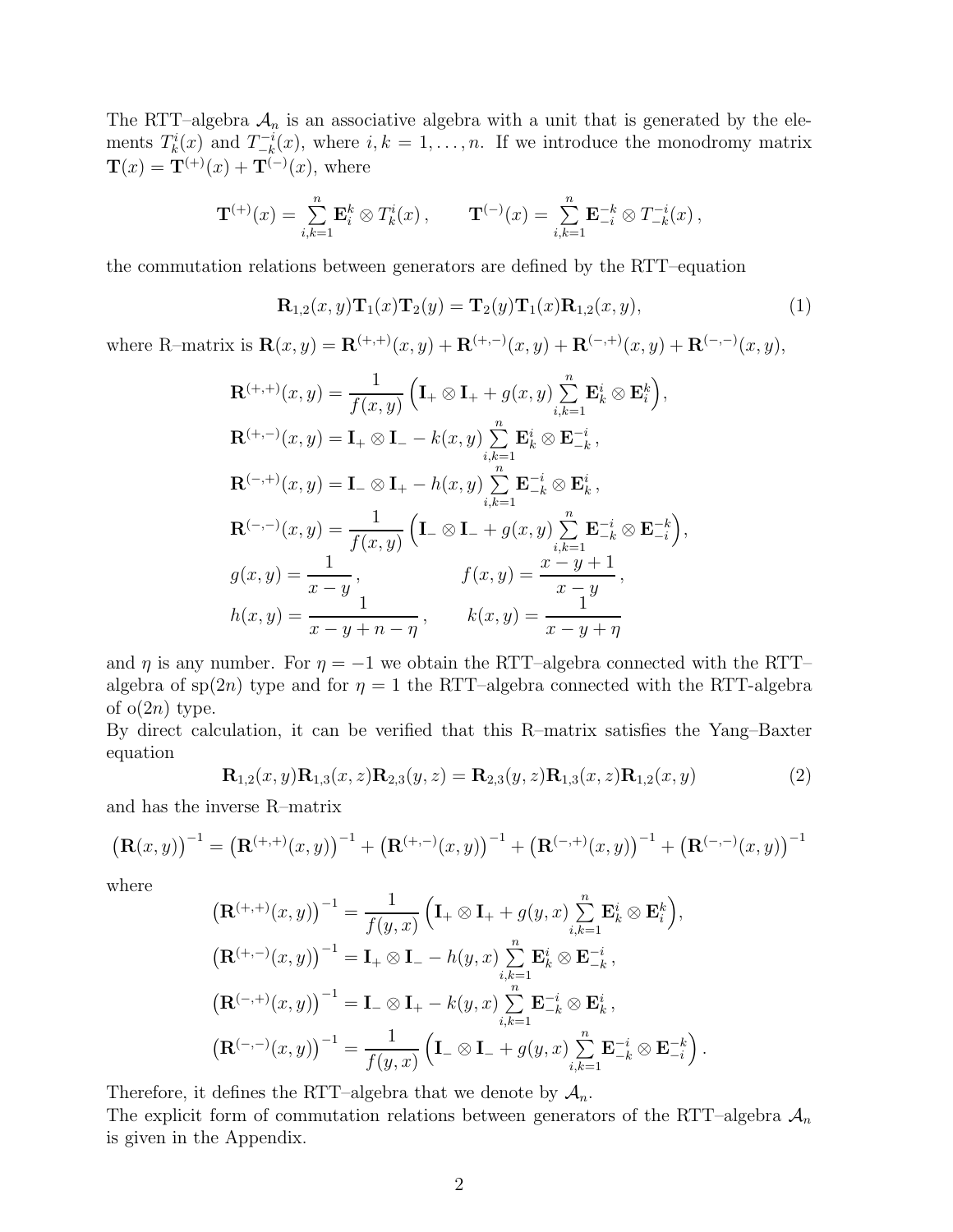The RTT–algebra $\mathcal{A}_n$ is an associative algebra with a unit that is generated by the elements $T^i_k(x)$ and $T^{-i}_{-k}(x)$, where $i,k=1,\ldots,n$. If we introduce the monodromy matrix $\mathbf{T}(x)=\mathbf{T}^{(+)}(x)+\mathbf{T}^{(-)}(x)$, where

$$\mathbf{T}^{(+)}(x)=\sum_{i,k=1}^{n}\mathbf{E}^k_i\otimes T^i_k(x)\,,\qquad \mathbf{T}^{(-)}(x)=\sum_{i,k=1}^{n}\mathbf{E}^{-k}_{-i}\otimes T^{-i}_{-k}(x)\,,$$

the commutation relations between generators are defined by the RTT–equation

$$\mathbf{R}_{1,2}(x,y)\mathbf{T}_1(x)\mathbf{T}_2(y)=\mathbf{T}_2(y)\mathbf{T}_1(x)\mathbf{R}_{1,2}(x,y), \tag{1}$$

where R–matrix is $\mathbf{R}(x,y)=\mathbf{R}^{(+,+)}(x,y)+\mathbf{R}^{(+,-)}(x,y)+\mathbf{R}^{(-,+)}(x,y)+\mathbf{R}^{(-,-)}(x,y)$,

$$\begin{aligned}
&\mathbf{R}^{(+,+)}(x,y)=\frac{1}{f(x,y)}\Big(\mathbf{I}_+\otimes\mathbf{I}_+ + g(x,y)\sum_{i,k=1}^{n}\mathbf{E}^i_k\otimes\mathbf{E}^k_i\Big),\\
&\mathbf{R}^{(+,-)}(x,y)=\mathbf{I}_+\otimes\mathbf{I}_- - k(x,y)\sum_{i,k=1}^{n}\mathbf{E}^i_k\otimes\mathbf{E}^{-i}_{-k}\,,\\
&\mathbf{R}^{(-,+)}(x,y)=\mathbf{I}_-\otimes\mathbf{I}_+ - h(x,y)\sum_{i,k=1}^{n}\mathbf{E}^{-i}_{-k}\otimes\mathbf{E}^i_k\,,\\
&\mathbf{R}^{(-,-)}(x,y)=\frac{1}{f(x,y)}\Big(\mathbf{I}_-\otimes\mathbf{I}_- + g(x,y)\sum_{i,k=1}^{n}\mathbf{E}^{-i}_{-k}\otimes\mathbf{E}^{-k}_{-i}\Big),\\
&g(x,y)=\frac{1}{x-y}\,,\qquad\qquad f(x,y)=\frac{x-y+1}{x-y}\,,\\
&h(x,y)=\frac{1}{x-y+n-\eta}\,,\qquad k(x,y)=\frac{1}{x-y+\eta}
\end{aligned}$$

and $\eta$ is any number. For $\eta=-1$ we obtain the RTT–algebra connected with the RTT–algebra of sp$(2n)$ type and for $\eta=1$ the RTT–algebra connected with the RTT-algebra of o$(2n)$ type.

By direct calculation, it can be verified that this R–matrix satisfies the Yang–Baxter equation

$$\mathbf{R}_{1,2}(x,y)\mathbf{R}_{1,3}(x,z)\mathbf{R}_{2,3}(y,z)=\mathbf{R}_{2,3}(y,z)\mathbf{R}_{1,3}(x,z)\mathbf{R}_{1,2}(x,y) \tag{2}$$

and has the inverse R–matrix

$$\big(\mathbf{R}(x,y)\big)^{-1}=\big(\mathbf{R}^{(+,+)}(x,y)\big)^{-1}+\big(\mathbf{R}^{(+,-)}(x,y)\big)^{-1}+\big(\mathbf{R}^{(-,+)}(x,y)\big)^{-1}+\big(\mathbf{R}^{(-,-)}(x,y)\big)^{-1}$$

where

$$\begin{aligned}
&\big(\mathbf{R}^{(+,+)}(x,y)\big)^{-1}=\frac{1}{f(y,x)}\Big(\mathbf{I}_+\otimes\mathbf{I}_+ + g(y,x)\sum_{i,k=1}^{n}\mathbf{E}^i_k\otimes\mathbf{E}^k_i\Big),\\
&\big(\mathbf{R}^{(+,-)}(x,y)\big)^{-1}=\mathbf{I}_+\otimes\mathbf{I}_- - h(y,x)\sum_{i,k=1}^{n}\mathbf{E}^i_k\otimes\mathbf{E}^{-i}_{-k}\,,\\
&\big(\mathbf{R}^{(-,+)}(x,y)\big)^{-1}=\mathbf{I}_-\otimes\mathbf{I}_+ - k(y,x)\sum_{i,k=1}^{n}\mathbf{E}^{-i}_{-k}\otimes\mathbf{E}^i_k\,,\\
&\big(\mathbf{R}^{(-,-)}(x,y)\big)^{-1}=\frac{1}{f(y,x)}\Big(\mathbf{I}_-\otimes\mathbf{I}_- + g(y,x)\sum_{i,k=1}^{n}\mathbf{E}^{-i}_{-k}\otimes\mathbf{E}^{-k}_{-i}\Big)\,.
\end{aligned}$$

Therefore, it defines the RTT–algebra that we denote by $\mathcal{A}_n$.

The explicit form of commutation relations between generators of the RTT–algebra $\mathcal{A}_n$ is given in the Appendix.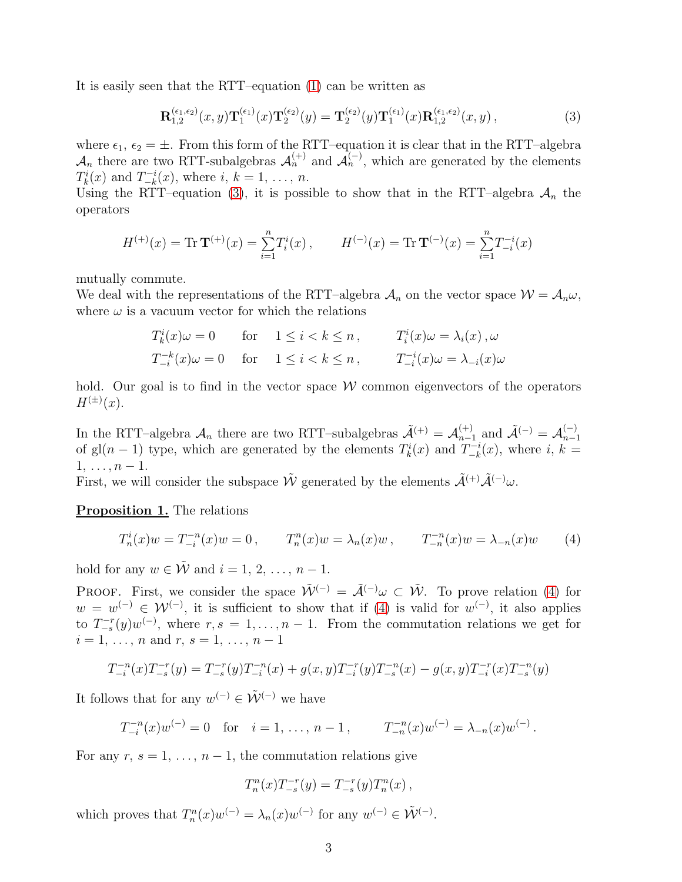It is easily seen that the RTT–equation (1) can be written as

$$\mathbf{R}_{1,2}^{(\epsilon_1,\epsilon_2)}(x,y)\mathbf{T}_1^{(\epsilon_1)}(x)\mathbf{T}_2^{(\epsilon_2)}(y) = \mathbf{T}_2^{(\epsilon_2)}(y)\mathbf{T}_1^{(\epsilon_1)}(x)\mathbf{R}_{1,2}^{(\epsilon_1,\epsilon_2)}(x,y)\,, \tag{3}$$

where $\epsilon_1$, $\epsilon_2 = \pm$. From this form of the RTT–equation it is clear that in the RTT–algebra $\mathcal{A}_n$ there are two RTT-subalgebras $\mathcal{A}_n^{(+)}$ and $\mathcal{A}_n^{(-)}$, which are generated by the elements $T_k^i(x)$ and $T_{-k}^{-i}(x)$, where $i,\,k = 1,\,\ldots,\,n$.
Using the RTT–equation (3), it is possible to show that in the RTT–algebra $\mathcal{A}_n$ the operators

$$H^{(+)}(x) = \operatorname{Tr}\mathbf{T}^{(+)}(x) = \sum_{i=1}^{n} T_i^i(x)\,, \qquad H^{(-)}(x) = \operatorname{Tr}\mathbf{T}^{(-)}(x) = \sum_{i=1}^{n} T_{-i}^{-i}(x)$$

mutually commute.
We deal with the representations of the RTT–algebra $\mathcal{A}_n$ on the vector space $\mathcal{W} = \mathcal{A}_n\omega$, where $\omega$ is a vacuum vector for which the relations

$$\begin{aligned}
&T_k^i(x)\omega = 0 \quad \text{for} \quad 1 \le i < k \le n\,, \qquad T_i^i(x)\omega = \lambda_i(x)\,,\omega \\
&T_{-i}^{-k}(x)\omega = 0 \quad \text{for} \quad 1 \le i < k \le n\,, \qquad T_{-i}^{-i}(x)\omega = \lambda_{-i}(x)\omega
\end{aligned}$$

hold. Our goal is to find in the vector space $\mathcal{W}$ common eigenvectors of the operators $H^{(\pm)}(x)$.

In the RTT–algebra $\mathcal{A}_n$ there are two RTT–subalgebras $\tilde{\mathcal{A}}^{(+)} = \mathcal{A}_{n-1}^{(+)}$ and $\tilde{\mathcal{A}}^{(-)} = \mathcal{A}_{n-1}^{(-)}$ of gl$(n-1)$ type, which are generated by the elements $T_k^i(x)$ and $T_{-k}^{-i}(x)$, where $i,\,k = 1,\ldots,n-1$.
First, we will consider the subspace $\tilde{\mathcal{W}}$ generated by the elements $\tilde{\mathcal{A}}^{(+)}\tilde{\mathcal{A}}^{(-)}\omega$.

**Proposition 1.** The relations

$$T_n^i(x)w = T_{-i}^{-n}(x)w = 0\,, \qquad T_n^n(x)w = \lambda_n(x)w\,, \qquad T_{-n}^{-n}(x)w = \lambda_{-n}(x)w \tag{4}$$

hold for any $w \in \tilde{\mathcal{W}}$ and $i = 1,\,2,\,\ldots,\,n-1$.

Proof. First, we consider the space $\tilde{\mathcal{W}}^{(-)} = \tilde{\mathcal{A}}^{(-)}\omega \subset \tilde{\mathcal{W}}$. To prove relation (4) for $w = w^{(-)} \in \mathcal{W}^{(-)}$, it is sufficient to show that if (4) is valid for $w^{(-)}$, it also applies to $T_{-s}^{-r}(y)w^{(-)}$, where $r, s = 1,\ldots,n-1$. From the commutation relations we get for $i = 1,\,\ldots,\,n$ and $r,\,s = 1,\,\ldots,\,n-1$

$$T_{-i}^{-n}(x)T_{-s}^{-r}(y) = T_{-s}^{-r}(y)T_{-i}^{-n}(x) + g(x,y)T_{-i}^{-r}(y)T_{-s}^{-n}(x) - g(x,y)T_{-i}^{-r}(x)T_{-s}^{-n}(y)$$

It follows that for any $w^{(-)} \in \tilde{\mathcal{W}}^{(-)}$ we have

$$T_{-i}^{-n}(x)w^{(-)} = 0 \quad \text{for} \quad i = 1,\,\ldots,\,n-1\,, \qquad T_{-n}^{-n}(x)w^{(-)} = \lambda_{-n}(x)w^{(-)}\,.$$

For any $r,\,s = 1,\,\ldots,\,n-1$, the commutation relations give

$$T_n^n(x)T_{-s}^{-r}(y) = T_{-s}^{-r}(y)T_n^n(x)\,,$$

which proves that $T_n^n(x)w^{(-)} = \lambda_n(x)w^{(-)}$ for any $w^{(-)} \in \tilde{\mathcal{W}}^{(-)}$.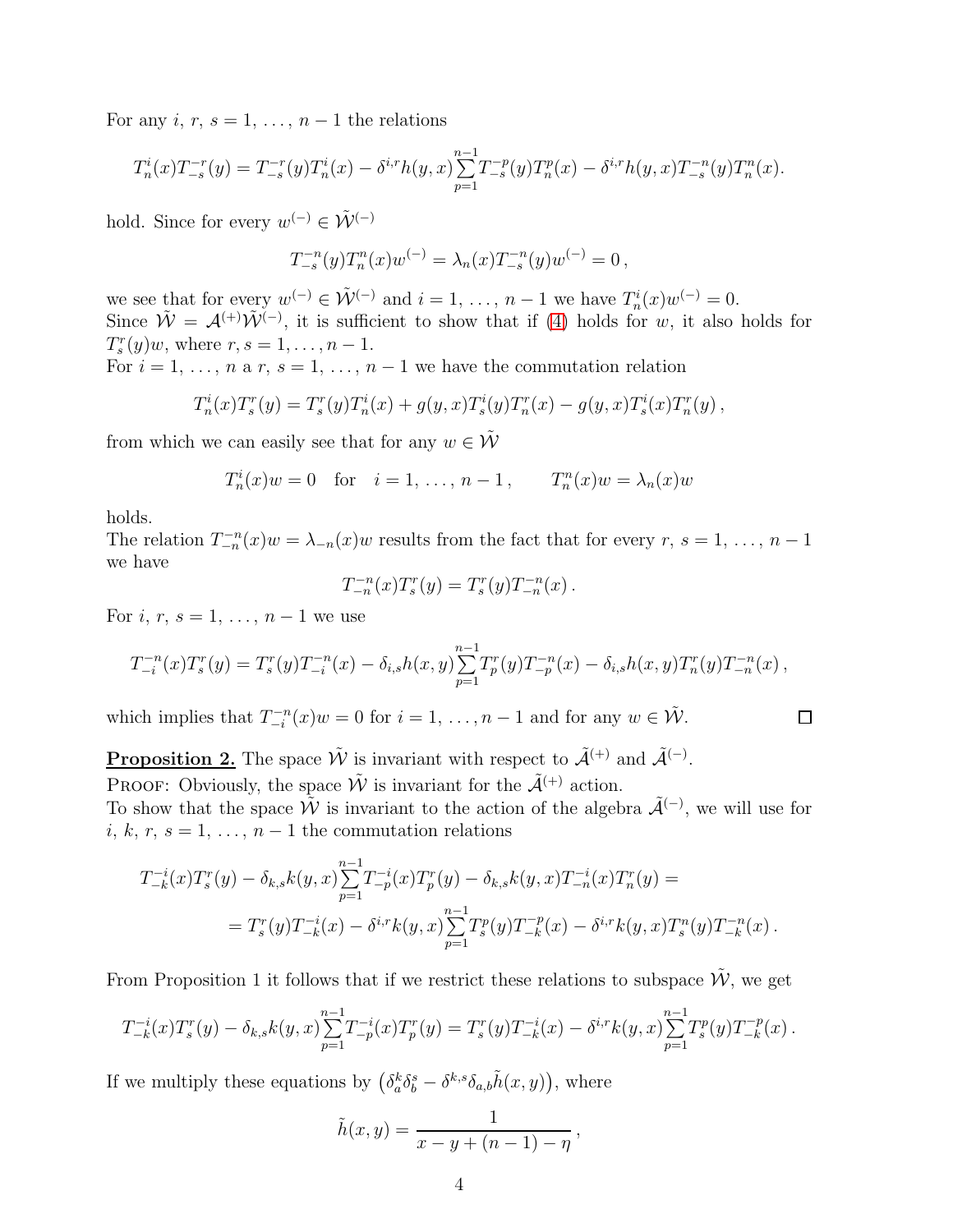For any $i,\ r,\ s = 1,\ \ldots,\ n-1$ the relations

$$T_n^i(x)T_{-s}^{-r}(y) = T_{-s}^{-r}(y)T_n^i(x) - \delta^{i,r}h(y,x)\sum_{p=1}^{n-1}T_{-s}^{-p}(y)T_n^p(x) - \delta^{i,r}h(y,x)T_{-s}^{-n}(y)T_n^n(x).$$

hold. Since for every $w^{(-)} \in \tilde{\mathcal{W}}^{(-)}$

$$T_{-s}^{-n}(y)T_n^n(x)w^{(-)} = \lambda_n(x)T_{-s}^{-n}(y)w^{(-)} = 0\,,$$

we see that for every $w^{(-)} \in \tilde{\mathcal{W}}^{(-)}$ and $i = 1,\ \ldots,\ n-1$ we have $T_n^i(x)w^{(-)} = 0$.
Since $\tilde{\mathcal{W}} = \mathcal{A}^{(+)}\tilde{\mathcal{W}}^{(-)}$, it is sufficient to show that if (4) holds for $w$, it also holds for $T_s^r(y)w$, where $r, s = 1, \ldots, n-1$.
For $i = 1,\ \ldots,\ n$ a $r,\ s = 1,\ \ldots,\ n-1$ we have the commutation relation

$$T_n^i(x)T_s^r(y) = T_s^r(y)T_n^i(x) + g(y,x)T_s^i(y)T_n^r(x) - g(y,x)T_s^i(x)T_n^r(y)\,,$$

from which we can easily see that for any $w \in \tilde{\mathcal{W}}$

$$T_n^i(x)w = 0 \quad \text{for} \quad i = 1,\ \ldots,\ n-1\,, \qquad T_n^n(x)w = \lambda_n(x)w$$

holds.
The relation $T_{-n}^{-n}(x)w = \lambda_{-n}(x)w$ results from the fact that for every $r,\ s = 1,\ \ldots,\ n-1$ we have

$$T_{-n}^{-n}(x)T_s^r(y) = T_s^r(y)T_{-n}^{-n}(x)\,.$$

For $i,\ r,\ s = 1,\ \ldots,\ n-1$ we use

$$T_{-i}^{-n}(x)T_s^r(y) = T_s^r(y)T_{-i}^{-n}(x) - \delta_{i,s}h(x,y)\sum_{p=1}^{n-1}T_p^r(y)T_{-p}^{-n}(x) - \delta_{i,s}h(x,y)T_n^r(y)T_{-n}^{-n}(x)\,,$$

which implies that $T_{-i}^{-n}(x)w = 0$ for $i = 1, \ldots, n-1$ and for any $w \in \tilde{\mathcal{W}}$. $\square$

**Proposition 2.** The space $\tilde{\mathcal{W}}$ is invariant with respect to $\tilde{\mathcal{A}}^{(+)}$ and $\tilde{\mathcal{A}}^{(-)}$.
Proof: Obviously, the space $\tilde{\mathcal{W}}$ is invariant for the $\tilde{\mathcal{A}}^{(+)}$ action.
To show that the space $\tilde{\mathcal{W}}$ is invariant to the action of the algebra $\tilde{\mathcal{A}}^{(-)}$, we will use for $i,\ k,\ r,\ s = 1,\ \ldots,\ n-1$ the commutation relations

$$\begin{aligned}
T_{-k}^{-i}(x)T_s^r(y) - \delta_{k,s}k(y,x)\sum_{p=1}^{n-1}T_{-p}^{-i}(x)T_p^r(y) - \delta_{k,s}k(y,x)T_{-n}^{-i}(x)T_n^r(y) = \\
= T_s^r(y)T_{-k}^{-i}(x) - \delta^{i,r}k(y,x)\sum_{p=1}^{n-1}T_s^p(y)T_{-k}^{-p}(x) - \delta^{i,r}k(y,x)T_s^n(y)T_{-k}^{-n}(x)\,.
\end{aligned}$$

From Proposition 1 it follows that if we restrict these relations to subspace $\tilde{\mathcal{W}}$, we get

$$T_{-k}^{-i}(x)T_s^r(y) - \delta_{k,s}k(y,x)\sum_{p=1}^{n-1}T_{-p}^{-i}(x)T_p^r(y) = T_s^r(y)T_{-k}^{-i}(x) - \delta^{i,r}k(y,x)\sum_{p=1}^{n-1}T_s^p(y)T_{-k}^{-p}(x)\,.$$

If we multiply these equations by $\left(\delta_a^k\delta_b^s - \delta^{k,s}\delta_{a,b}\tilde{h}(x,y)\right)$, where

$$\tilde{h}(x,y) = \frac{1}{x - y + (n-1) - \eta}\,,$$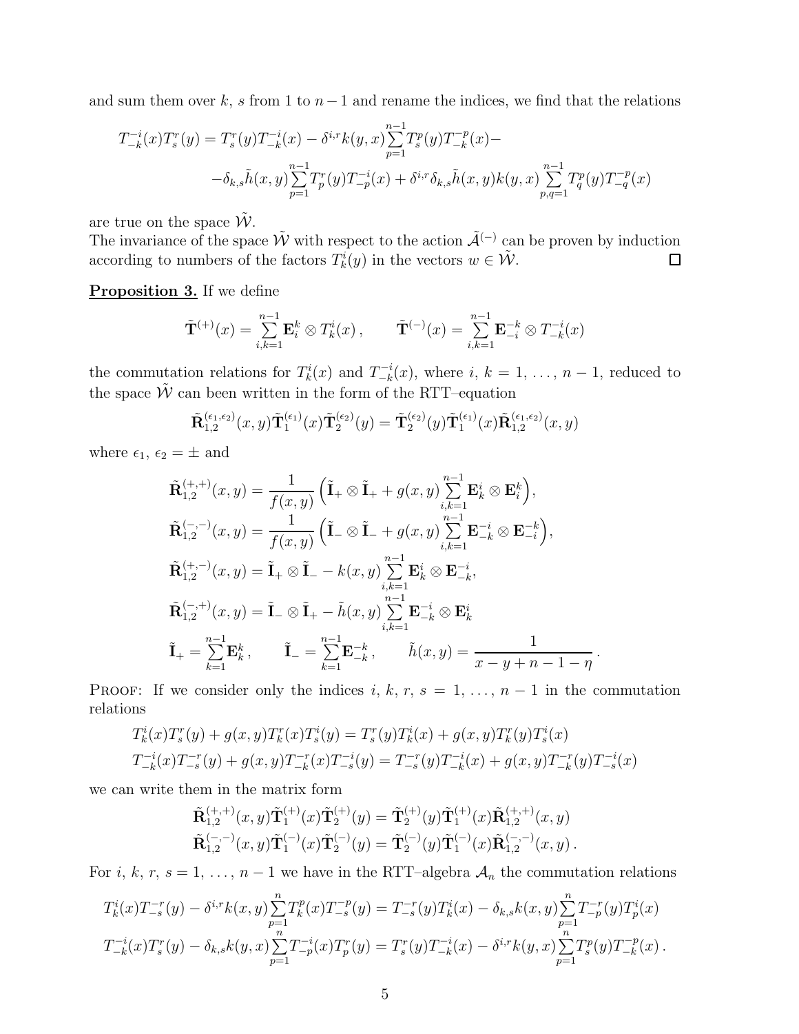and sum them over $k$, $s$ from 1 to $n-1$ and rename the indices, we find that the relations

$$T_{-k}^{-i}(x)T_s^r(y) = T_s^r(y)T_{-k}^{-i}(x) - \delta^{i,r}k(y,x)\sum_{p=1}^{n-1}T_s^p(y)T_{-k}^{-p}(x) -$$
$$-\delta_{k,s}\tilde{h}(x,y)\sum_{p=1}^{n-1}T_p^r(y)T_{-p}^{-i}(x) + \delta^{i,r}\delta_{k,s}\tilde{h}(x,y)k(y,x)\sum_{p,q=1}^{n-1}T_q^p(y)T_{-q}^{-p}(x)$$

are true on the space $\tilde{\mathcal{W}}$.

The invariance of the space $\tilde{\mathcal{W}}$ with respect to the action $\tilde{\mathcal{A}}^{(-)}$ can be proven by induction according to numbers of the factors $T_k^i(y)$ in the vectors $w \in \tilde{\mathcal{W}}$. □

**Proposition 3.** If we define

$$\tilde{\mathbf{T}}^{(+)}(x) = \sum_{i,k=1}^{n-1}\mathbf{E}_i^k \otimes T_k^i(x)\,, \qquad \tilde{\mathbf{T}}^{(-)}(x) = \sum_{i,k=1}^{n-1}\mathbf{E}_{-i}^{-k} \otimes T_{-k}^{-i}(x)$$

the commutation relations for $T_k^i(x)$ and $T_{-k}^{-i}(x)$, where $i$, $k = 1, \ldots, n-1$, reduced to the space $\tilde{\mathcal{W}}$ can been written in the form of the RTT–equation

$$\tilde{\mathbf{R}}_{1,2}^{(\epsilon_1,\epsilon_2)}(x,y)\tilde{\mathbf{T}}_1^{(\epsilon_1)}(x)\tilde{\mathbf{T}}_2^{(\epsilon_2)}(y) = \tilde{\mathbf{T}}_2^{(\epsilon_2)}(y)\tilde{\mathbf{T}}_1^{(\epsilon_1)}(x)\tilde{\mathbf{R}}_{1,2}^{(\epsilon_1,\epsilon_2)}(x,y)$$

where $\epsilon_1$, $\epsilon_2 = \pm$ and

$$\tilde{\mathbf{R}}_{1,2}^{(+,+)}(x,y) = \frac{1}{f(x,y)}\Big(\tilde{\mathbf{I}}_+ \otimes \tilde{\mathbf{I}}_+ + g(x,y)\sum_{i,k=1}^{n-1}\mathbf{E}_k^i \otimes \mathbf{E}_i^k\Big),$$
$$\tilde{\mathbf{R}}_{1,2}^{(-,-)}(x,y) = \frac{1}{f(x,y)}\Big(\tilde{\mathbf{I}}_- \otimes \tilde{\mathbf{I}}_- + g(x,y)\sum_{i,k=1}^{n-1}\mathbf{E}_{-k}^{-i} \otimes \mathbf{E}_{-i}^{-k}\Big),$$
$$\tilde{\mathbf{R}}_{1,2}^{(+,-)}(x,y) = \tilde{\mathbf{I}}_+ \otimes \tilde{\mathbf{I}}_- - k(x,y)\sum_{i,k=1}^{n-1}\mathbf{E}_k^i \otimes \mathbf{E}_{-k}^{-i},$$
$$\tilde{\mathbf{R}}_{1,2}^{(-,+)}(x,y) = \tilde{\mathbf{I}}_- \otimes \tilde{\mathbf{I}}_+ - \tilde{h}(x,y)\sum_{i,k=1}^{n-1}\mathbf{E}_{-k}^{-i} \otimes \mathbf{E}_k^i$$
$$\tilde{\mathbf{I}}_+ = \sum_{k=1}^{n-1}\mathbf{E}_k^k\,, \qquad \tilde{\mathbf{I}}_- = \sum_{k=1}^{n-1}\mathbf{E}_{-k}^{-k}\,, \qquad \tilde{h}(x,y) = \frac{1}{x-y+n-1-\eta}\,.$$

Proof: If we consider only the indices $i$, $k$, $r$, $s = 1, \ldots, n-1$ in the commutation relations

$$T_k^i(x)T_s^r(y) + g(x,y)T_k^r(x)T_s^i(y) = T_s^r(y)T_k^i(x) + g(x,y)T_k^r(y)T_s^i(x)$$
$$T_{-k}^{-i}(x)T_{-s}^{-r}(y) + g(x,y)T_{-k}^{-r}(x)T_{-s}^{-i}(y) = T_{-s}^{-r}(y)T_{-k}^{-i}(x) + g(x,y)T_{-k}^{-r}(y)T_{-s}^{-i}(x)$$

we can write them in the matrix form

$$\tilde{\mathbf{R}}_{1,2}^{(+,+)}(x,y)\tilde{\mathbf{T}}_1^{(+)}(x)\tilde{\mathbf{T}}_2^{(+)}(y) = \tilde{\mathbf{T}}_2^{(+)}(y)\tilde{\mathbf{T}}_1^{(+)}(x)\tilde{\mathbf{R}}_{1,2}^{(+,+)}(x,y)$$
$$\tilde{\mathbf{R}}_{1,2}^{(-,-)}(x,y)\tilde{\mathbf{T}}_1^{(-)}(x)\tilde{\mathbf{T}}_2^{(-)}(y) = \tilde{\mathbf{T}}_2^{(-)}(y)\tilde{\mathbf{T}}_1^{(-)}(x)\tilde{\mathbf{R}}_{1,2}^{(-,-)}(x,y)\,.$$

For $i$, $k$, $r$, $s = 1, \ldots, n-1$ we have in the RTT–algebra $\mathcal{A}_n$ the commutation relations

$$T_k^i(x)T_{-s}^{-r}(y) - \delta^{i,r}k(x,y)\sum_{p=1}^{n}T_k^p(x)T_{-s}^{-p}(y) = T_{-s}^{-r}(y)T_k^i(x) - \delta_{k,s}k(x,y)\sum_{p=1}^{n}T_{-p}^{-r}(y)T_p^i(x)$$
$$T_{-k}^{-i}(x)T_s^r(y) - \delta_{k,s}k(y,x)\sum_{p=1}^{n}T_{-p}^{-i}(x)T_p^r(y) = T_s^r(y)T_{-k}^{-i}(x) - \delta^{i,r}k(y,x)\sum_{p=1}^{n}T_s^p(y)T_{-k}^{-p}(x)\,.$$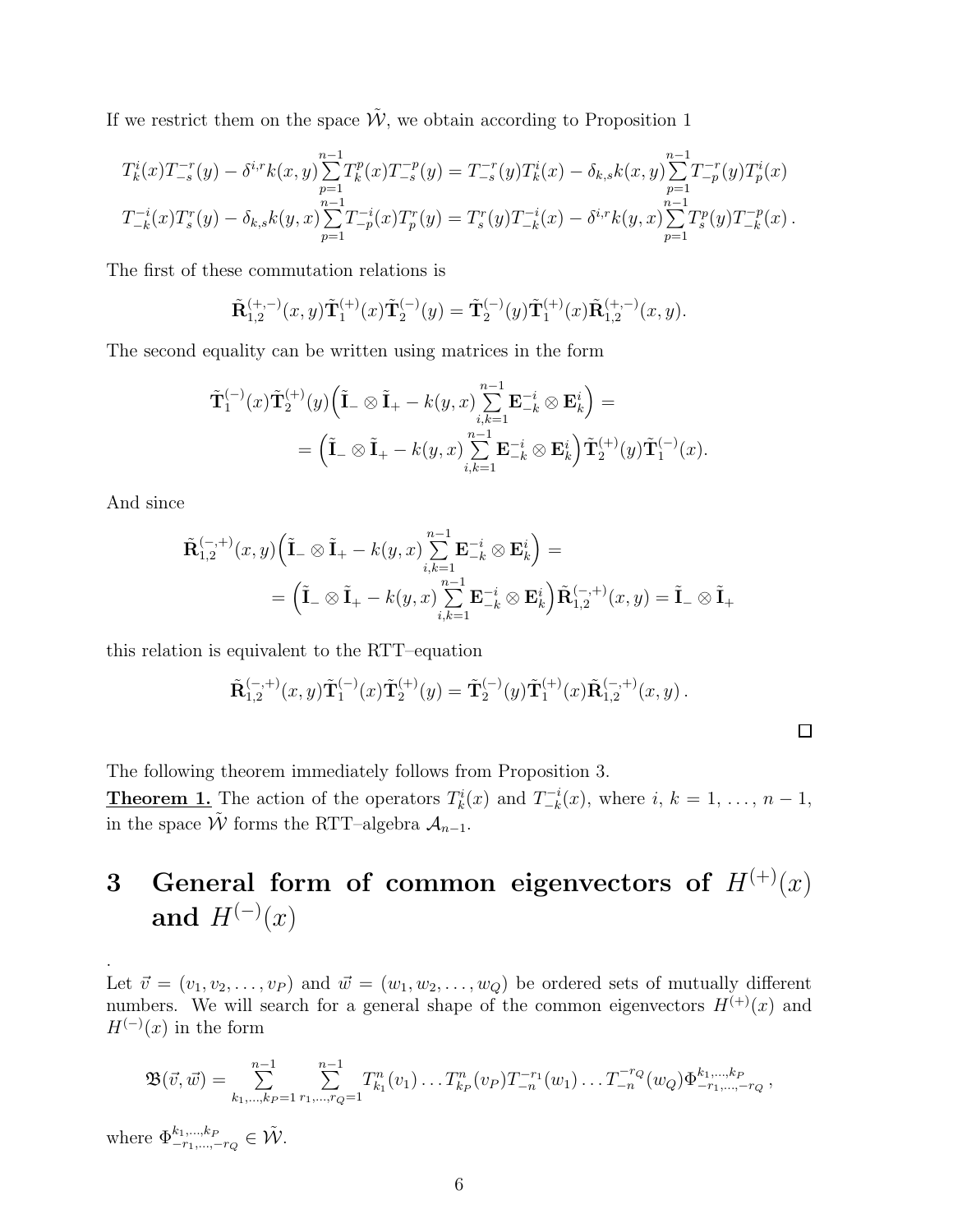If we restrict them on the space $\tilde{\mathcal{W}}$, we obtain according to Proposition 1

$$
\begin{aligned}
T^i_k(x)T^{-r}_{-s}(y) - \delta^{i,r}k(x,y)\sum_{p=1}^{n-1}T^p_k(x)T^{-p}_{-s}(y) &= T^{-r}_{-s}(y)T^i_k(x) - \delta_{k,s}k(x,y)\sum_{p=1}^{n-1}T^{-r}_{-p}(y)T^i_p(x) \\
T^{-i}_{-k}(x)T^r_s(y) - \delta_{k,s}k(y,x)\sum_{p=1}^{n-1}T^{-i}_{-p}(x)T^r_p(y) &= T^r_s(y)T^{-i}_{-k}(x) - \delta^{i,r}k(y,x)\sum_{p=1}^{n-1}T^p_s(y)T^{-p}_{-k}(x)\,.
\end{aligned}
$$

The first of these commutation relations is

$$
\tilde{\mathbf{R}}^{(+,-)}_{1,2}(x,y)\tilde{\mathbf{T}}^{(+)}_1(x)\tilde{\mathbf{T}}^{(-)}_2(y) = \tilde{\mathbf{T}}^{(-)}_2(y)\tilde{\mathbf{T}}^{(+)}_1(x)\tilde{\mathbf{R}}^{(+,-)}_{1,2}(x,y).
$$

The second equality can be written using matrices in the form

$$
\begin{aligned}
&\tilde{\mathbf{T}}^{(-)}_1(x)\tilde{\mathbf{T}}^{(+)}_2(y)\Big(\tilde{\mathbf{I}}_- \otimes \tilde{\mathbf{I}}_+ - k(y,x)\sum_{i,k=1}^{n-1}\mathbf{E}^{-i}_{-k}\otimes\mathbf{E}^i_k\Big) = \\
&\qquad = \Big(\tilde{\mathbf{I}}_- \otimes \tilde{\mathbf{I}}_+ - k(y,x)\sum_{i,k=1}^{n-1}\mathbf{E}^{-i}_{-k}\otimes\mathbf{E}^i_k\Big)\tilde{\mathbf{T}}^{(+)}_2(y)\tilde{\mathbf{T}}^{(-)}_1(x).
\end{aligned}
$$

And since

$$
\begin{aligned}
&\tilde{\mathbf{R}}^{(-,+)}_{1,2}(x,y)\Big(\tilde{\mathbf{I}}_- \otimes \tilde{\mathbf{I}}_+ - k(y,x)\sum_{i,k=1}^{n-1}\mathbf{E}^{-i}_{-k}\otimes\mathbf{E}^i_k\Big) = \\
&\qquad = \Big(\tilde{\mathbf{I}}_- \otimes \tilde{\mathbf{I}}_+ - k(y,x)\sum_{i,k=1}^{n-1}\mathbf{E}^{-i}_{-k}\otimes\mathbf{E}^i_k\Big)\tilde{\mathbf{R}}^{(-,+)}_{1,2}(x,y) = \tilde{\mathbf{I}}_- \otimes \tilde{\mathbf{I}}_+
\end{aligned}
$$

this relation is equivalent to the RTT–equation

$$
\tilde{\mathbf{R}}^{(-,+)}_{1,2}(x,y)\tilde{\mathbf{T}}^{(-)}_1(x)\tilde{\mathbf{T}}^{(+)}_2(y) = \tilde{\mathbf{T}}^{(-)}_2(y)\tilde{\mathbf{T}}^{(+)}_1(x)\tilde{\mathbf{R}}^{(-,+)}_{1,2}(x,y)\,.
$$

□

The following theorem immediately follows from Proposition 3.

**Theorem 1.** The action of the operators $T^i_k(x)$ and $T^{-i}_{-k}(x)$, where $i,\,k = 1,\,\ldots,\,n-1$, in the space $\tilde{\mathcal{W}}$ forms the RTT–algebra $\mathcal{A}_{n-1}$.

# 3 General form of common eigenvectors of $H^{(+)}(x)$ and $H^{(-)}(x)$

.

Let $\vec{v} = (v_1, v_2, \ldots, v_P)$ and $\vec{w} = (w_1, w_2, \ldots, w_Q)$ be ordered sets of mutually different numbers. We will search for a general shape of the common eigenvectors $H^{(+)}(x)$ and $H^{(-)}(x)$ in the form

$$
\mathfrak{B}(\vec{v},\vec{w}) = \sum_{k_1,\ldots,k_P=1}^{n-1}\ \sum_{r_1,\ldots,r_Q=1}^{n-1} T^n_{k_1}(v_1)\ldots T^n_{k_P}(v_P)T^{-r_1}_{-n}(w_1)\ldots T^{-r_Q}_{-n}(w_Q)\Phi^{k_1,\ldots,k_P}_{-r_1,\ldots,-r_Q}\,,
$$

where $\Phi^{k_1,\ldots,k_P}_{-r_1,\ldots,-r_Q} \in \tilde{\mathcal{W}}$.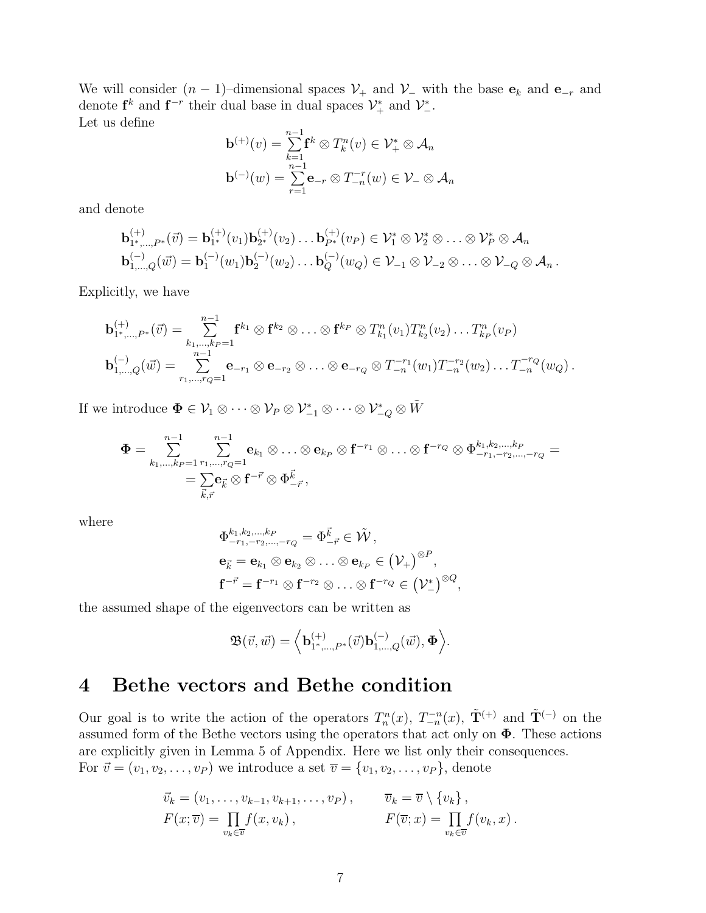We will consider $(n-1)$–dimensional spaces $\mathcal{V}_+$ and $\mathcal{V}_-$ with the base $\mathbf{e}_k$ and $\mathbf{e}_{-r}$ and denote $\mathbf{f}^k$ and $\mathbf{f}^{-r}$ their dual base in dual spaces $\mathcal{V}_+^*$ and $\mathcal{V}_-^*$.
Let us define

$$
\begin{aligned}
\mathbf{b}^{(+)}(v) &= \sum_{k=1}^{n-1} \mathbf{f}^k \otimes T_k^n(v) \in \mathcal{V}_+^* \otimes \mathcal{A}_n \\
\mathbf{b}^{(-)}(w) &= \sum_{r=1}^{n-1} \mathbf{e}_{-r} \otimes T_{-n}^{-r}(w) \in \mathcal{V}_- \otimes \mathcal{A}_n
\end{aligned}
$$

and denote

$$
\begin{aligned}
\mathbf{b}^{(+)}_{1^*,\ldots,P^*}(\vec{v}) &= \mathbf{b}^{(+)}_{1^*}(v_1)\mathbf{b}^{(+)}_{2^*}(v_2)\ldots\mathbf{b}^{(+)}_{P^*}(v_P) \in \mathcal{V}_1^* \otimes \mathcal{V}_2^* \otimes \ldots \otimes \mathcal{V}_P^* \otimes \mathcal{A}_n \\
\mathbf{b}^{(-)}_{1,\ldots,Q}(\vec{w}) &= \mathbf{b}^{(-)}_{1}(w_1)\mathbf{b}^{(-)}_{2}(w_2)\ldots\mathbf{b}^{(-)}_{Q}(w_Q) \in \mathcal{V}_{-1} \otimes \mathcal{V}_{-2} \otimes \ldots \otimes \mathcal{V}_{-Q} \otimes \mathcal{A}_n \,.
\end{aligned}
$$

Explicitly, we have

$$
\begin{aligned}
\mathbf{b}^{(+)}_{1^*,\ldots,P^*}(\vec{v}) &= \sum_{k_1,\ldots,k_P=1}^{n-1} \mathbf{f}^{k_1} \otimes \mathbf{f}^{k_2} \otimes \ldots \otimes \mathbf{f}^{k_P} \otimes T_{k_1}^n(v_1) T_{k_2}^n(v_2) \ldots T_{k_P}^n(v_P) \\
\mathbf{b}^{(-)}_{1,\ldots,Q}(\vec{w}) &= \sum_{r_1,\ldots,r_Q=1}^{n-1} \mathbf{e}_{-r_1} \otimes \mathbf{e}_{-r_2} \otimes \ldots \otimes \mathbf{e}_{-r_Q} \otimes T_{-n}^{-r_1}(w_1) T_{-n}^{-r_2}(w_2) \ldots T_{-n}^{-r_Q}(w_Q) \,.
\end{aligned}
$$

If we introduce $\mathbf{\Phi} \in \mathcal{V}_1 \otimes \cdots \otimes \mathcal{V}_P \otimes \mathcal{V}_{-1}^* \otimes \cdots \otimes \mathcal{V}_{-Q}^* \otimes \tilde{W}$

$$
\begin{aligned}
\mathbf{\Phi} = \sum_{k_1,\ldots,k_P=1}^{n-1} \sum_{r_1,\ldots,r_Q=1}^{n-1} \mathbf{e}_{k_1} \otimes \ldots \otimes \mathbf{e}_{k_P} \otimes \mathbf{f}^{-r_1} \otimes \ldots \otimes \mathbf{f}^{-r_Q} \otimes \Phi^{k_1,k_2,\ldots,k_P}_{-r_1,-r_2,\ldots,-r_Q} = \\
= \sum_{\vec{k},\vec{r}} \mathbf{e}_{\vec{k}} \otimes \mathbf{f}^{-\vec{r}} \otimes \Phi^{\vec{k}}_{-\vec{r}} \,,
\end{aligned}
$$

where

$$
\begin{aligned}
&\Phi^{k_1,k_2,\ldots,k_P}_{-r_1,-r_2,\ldots,-r_Q} = \Phi^{\vec{k}}_{-\vec{r}} \in \tilde{\mathcal{W}} \,, \\
&\mathbf{e}_{\vec{k}} = \mathbf{e}_{k_1} \otimes \mathbf{e}_{k_2} \otimes \ldots \otimes \mathbf{e}_{k_P} \in \big(\mathcal{V}_+\big)^{\otimes P}, \\
&\mathbf{f}^{-\vec{r}} = \mathbf{f}^{-r_1} \otimes \mathbf{f}^{-r_2} \otimes \ldots \otimes \mathbf{f}^{-r_Q} \in \big(\mathcal{V}_-^*\big)^{\otimes Q},
\end{aligned}
$$

the assumed shape of the eigenvectors can be written as

$$
\mathfrak{B}(\vec{v},\vec{w}) = \Big\langle \mathbf{b}^{(+)}_{1^*,\ldots,P^*}(\vec{v}) \mathbf{b}^{(-)}_{1,\ldots,Q}(\vec{w}), \mathbf{\Phi} \Big\rangle.
$$

# 4 Bethe vectors and Bethe condition

Our goal is to write the action of the operators $T_n^n(x)$, $T_{-n}^{-n}(x)$, $\tilde{\mathbf{T}}^{(+)}$ and $\tilde{\mathbf{T}}^{(-)}$ on the assumed form of the Bethe vectors using the operators that act only on $\mathbf{\Phi}$. These actions are explicitly given in Lemma 5 of Appendix. Here we list only their consequences.
For $\vec{v} = (v_1, v_2, \ldots, v_P)$ we introduce a set $\overline{v} = \{v_1, v_2, \ldots, v_P\}$, denote

$$
\begin{aligned}
&\vec{v}_k = (v_1, \ldots, v_{k-1}, v_{k+1}, \ldots, v_P) \,, &&\overline{v}_k = \overline{v} \setminus \{v_k\} \,, \\
&F(x;\overline{v}) = \prod_{v_k \in \overline{v}} f(x, v_k) \,, &&F(\overline{v};x) = \prod_{v_k \in \overline{v}} f(v_k, x) \,.
\end{aligned}
$$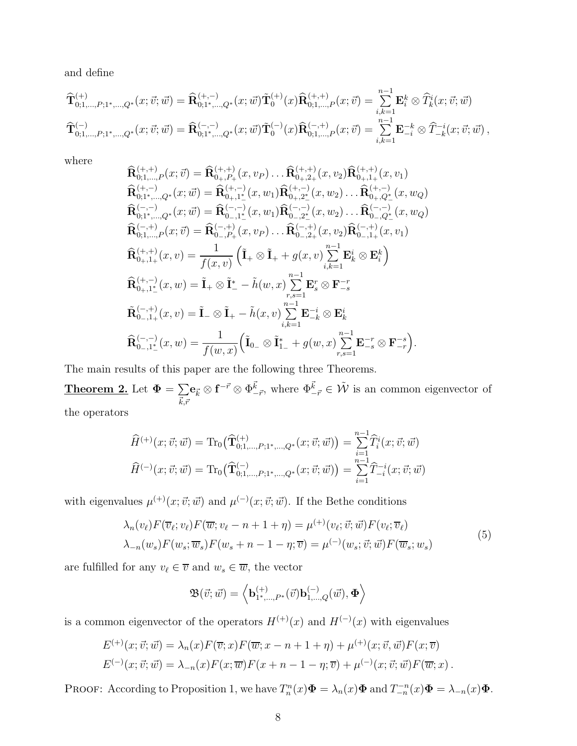and define

$$
\widehat{\mathbf{T}}^{(+)}_{0;1,\dots,P;1^*,\dots,Q^*}(x;\vec{v};\vec{w}) = \widehat{\mathbf{R}}^{(+,-)}_{0;1^*,\dots,Q^*}(x;\vec{w})\tilde{\mathbf{T}}^{(+)}_0(x)\widehat{\mathbf{R}}^{(+,+)}_{0;1,\dots,P}(x;\vec{v}) = \sum_{i,k=1}^{n-1}\mathbf{E}^k_i \otimes \widehat{T}^i_k(x;\vec{v};\vec{w})
$$

$$
\widehat{\mathbf{T}}^{(-)}_{0;1,\dots,P;1^*,\dots,Q^*}(x;\vec{v};\vec{w}) = \widehat{\mathbf{R}}^{(-,-)}_{0;1^*,\dots,Q^*}(x;\vec{w})\tilde{\mathbf{T}}^{(-)}_0(x)\widehat{\mathbf{R}}^{(-,+)}_{0;1,\dots,P}(x;\vec{v}) = \sum_{i,k=1}^{n-1}\mathbf{E}^{-k}_{-i} \otimes \widehat{T}^{-i}_{-k}(x;\vec{v};\vec{w}),
$$

where

$$
\begin{aligned}
\widehat{\mathbf{R}}^{(+,+)}_{0;1,\dots,P}(x;\vec{v}) &= \widehat{\mathbf{R}}^{(+,+)}_{0_+,P_+}(x,v_P)\dots\widehat{\mathbf{R}}^{(+,+)}_{0_+,2_+}(x,v_2)\widehat{\mathbf{R}}^{(+,+)}_{0_+,1_+}(x,v_1) \\
\widehat{\mathbf{R}}^{(+,-)}_{0;1^*,\dots,Q^*}(x;\vec{w}) &= \widehat{\mathbf{R}}^{(+,-)}_{0_+,1^*_-}(x,w_1)\widehat{\mathbf{R}}^{(+,-)}_{0_+,2^*_-}(x,w_2)\dots\widehat{\mathbf{R}}^{(+,-)}_{0_+,Q^*_-}(x,w_Q) \\
\widehat{\mathbf{R}}^{(-,-)}_{0;1^*,\dots,Q^*}(x;\vec{w}) &= \widehat{\mathbf{R}}^{(-,-)}_{0_-,1^*_-}(x,w_1)\widehat{\mathbf{R}}^{(-,-)}_{0_-,2^*_-}(x,w_2)\dots\widehat{\mathbf{R}}^{(-,-)}_{0_-,Q^*_-}(x,w_Q) \\
\widehat{\mathbf{R}}^{(-,+)}_{0;1,\dots,P}(x;\vec{v}) &= \widehat{\mathbf{R}}^{(-,+)}_{0_-,P_+}(x,v_P)\dots\widehat{\mathbf{R}}^{(-,+)}_{0_-,2_+}(x,v_2)\widehat{\mathbf{R}}^{(-,+)}_{0_-,1_+}(x,v_1) \\
\widehat{\mathbf{R}}^{(+,+)}_{0_+,1_+}(x,v) &= \frac{1}{f(x,v)}\Big(\tilde{\mathbf{I}}_+ \otimes \tilde{\mathbf{I}}_+ + g(x,v)\sum_{i,k=1}^{n-1}\mathbf{E}^i_k \otimes \mathbf{E}^k_i\Big) \\
\widehat{\mathbf{R}}^{(+,-)}_{0_+,1^*_-}(x,w) &= \tilde{\mathbf{I}}_+ \otimes \tilde{\mathbf{I}}^*_- - \tilde{h}(w,x)\sum_{r,s=1}^{n-1}\mathbf{E}^r_s \otimes \mathbf{F}^{-r}_{-s} \\
\tilde{\mathbf{R}}^{(-,+)}_{0_-,1_+}(x,v) &= \tilde{\mathbf{I}}_- \otimes \tilde{\mathbf{I}}_+ - \tilde{h}(x,v)\sum_{i,k=1}^{n-1}\mathbf{E}^{-i}_{-k} \otimes \mathbf{E}^i_k \\
\widehat{\mathbf{R}}^{(-,-)}_{0_-,1^*_-}(x,w) &= \frac{1}{f(w,x)}\Big(\tilde{\mathbf{I}}_{0_-} \otimes \tilde{\mathbf{I}}^*_{1_-} + g(w,x)\sum_{r,s=1}^{n-1}\mathbf{E}^{-r}_{-s} \otimes \mathbf{F}^{-s}_{-r}\Big).
\end{aligned}
$$

The main results of this paper are the following three Theorems.

**Theorem 2.** Let $\mathbf{\Phi} = \sum_{\vec{k},\vec{r}}\mathbf{e}_{\vec{k}} \otimes \mathbf{f}^{-\vec{r}} \otimes \Phi^{\vec{k}}_{-\vec{r}}$, where $\Phi^{\vec{k}}_{-\vec{r}} \in \tilde{\mathcal{W}}$ is an common eigenvector of the operators

$$
\begin{aligned}
\widehat{H}^{(+)}(x;\vec{v};\vec{w}) &= \mathrm{Tr}_0\big(\widehat{\mathbf{T}}^{(+)}_{0;1,\dots,P;1^*,\dots,Q^*}(x;\vec{v};\vec{w})\big) = \sum_{i=1}^{n-1}\widehat{T}^i_i(x;\vec{v};\vec{w}) \\
\widehat{H}^{(-)}(x;\vec{v};\vec{w}) &= \mathrm{Tr}_0\big(\widehat{\mathbf{T}}^{(-)}_{0;1,\dots,P;1^*,\dots,Q^*}(x;\vec{v};\vec{w})\big) = \sum_{i=1}^{n-1}\widehat{T}^{-i}_{-i}(x;\vec{v};\vec{w})
\end{aligned}
$$

with eigenvalues $\mu^{(+)}(x;\vec{v};\vec{w})$ and $\mu^{(-)}(x;\vec{v};\vec{w})$. If the Bethe conditions

$$
\begin{aligned}
\lambda_n(v_\ell)F(\overline{v}_\ell;v_\ell)F(\overline{w};v_\ell-n+1+\eta) &= \mu^{(+)}(v_\ell;\vec{v};\vec{w})F(v_\ell;\overline{v}_\ell) \\
\lambda_{-n}(w_s)F(w_s;\overline{w}_s)F(w_s+n-1-\eta;\overline{v}) &= \mu^{(-)}(w_s;\vec{v};\vec{w})F(\overline{w}_s;w_s)
\end{aligned}
\tag{5}
$$

are fulfilled for any $v_\ell \in \overline{v}$ and $w_s \in \overline{w}$, the vector

$$
\mathfrak{B}(\vec{v};\vec{w}) = \Big\langle \mathbf{b}^{(+)}_{1^*,\dots,P^*}(\vec{v})\mathbf{b}^{(-)}_{1,\dots,Q}(\vec{w}), \mathbf{\Phi}\Big\rangle
$$

is a common eigenvector of the operators $H^{(+)}(x)$ and $H^{(-)}(x)$ with eigenvalues

$$
\begin{aligned}
E^{(+)}(x;\vec{v};\vec{w}) &= \lambda_n(x)F(\overline{v};x)F(\overline{w};x-n+1+\eta) + \mu^{(+)}(x;\vec{v},\vec{w})F(x;\overline{v}) \\
E^{(-)}(x;\vec{v};\vec{w}) &= \lambda_{-n}(x)F(x;\overline{w})F(x+n-1-\eta;\overline{v}) + \mu^{(-)}(x;\vec{v};\vec{w})F(\overline{w};x).
\end{aligned}
$$

Proof: According to Proposition 1, we have $T^n_n(x)\mathbf{\Phi} = \lambda_n(x)\mathbf{\Phi}$ and $T^{-n}_{-n}(x)\mathbf{\Phi} = \lambda_{-n}(x)\mathbf{\Phi}$.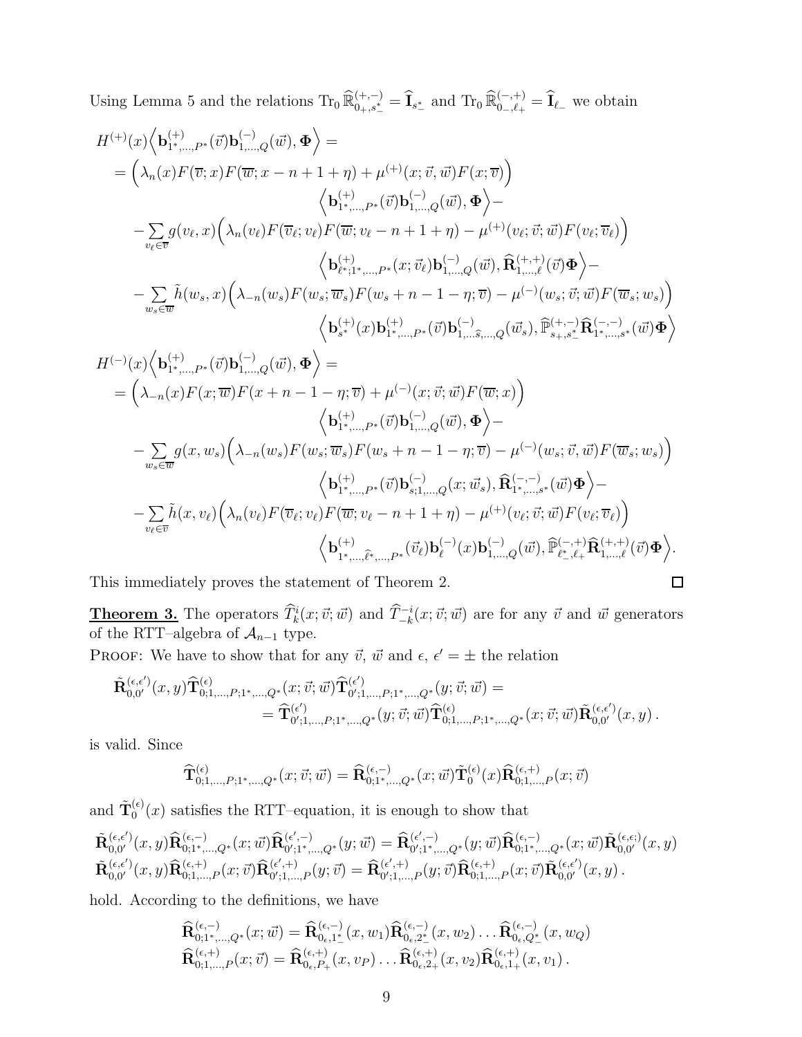Using Lemma 5 and the relations $\mathrm{Tr}_0\, \widehat{\mathbb{R}}^{(+,-)}_{0_+,s^*_-} = \widehat{\mathbf{I}}_{s^*_-}$ and $\mathrm{Tr}_0\, \widehat{\mathbb{R}}^{(-,+)}_{0_-,\ell_+} = \widehat{\mathbf{I}}_{\ell_-}$ we obtain

$$
\begin{aligned}
&H^{(+)}(x)\Big\langle \mathbf{b}^{(+)}_{1^*,\dots,P^*}(\vec{v})\mathbf{b}^{(-)}_{1,\dots,Q}(\vec{w}), \mathbf{\Phi}\Big\rangle = \\
&= \Big(\lambda_n(x)F(\overline{v};x)F(\overline{w};x-n+1+\eta) + \mu^{(+)}(x;\vec{v},\vec{w})F(x;\overline{v})\Big) \\
&\qquad\qquad\qquad\qquad \Big\langle \mathbf{b}^{(+)}_{1^*,\dots,P^*}(\vec{v})\mathbf{b}^{(-)}_{1,\dots,Q}(\vec{w}), \mathbf{\Phi}\Big\rangle - \\
&- \sum_{v_\ell\in\overline{v}} g(v_\ell,x)\Big(\lambda_n(v_\ell)F(\overline{v}_\ell;v_\ell)F(\overline{w};v_\ell-n+1+\eta) - \mu^{(+)}(v_\ell;\vec{v};\vec{w})F(v_\ell;\overline{v}_\ell)\Big) \\
&\qquad\qquad\qquad\qquad \Big\langle \mathbf{b}^{(+)}_{\ell^*;1^*,\dots,P^*}(x;\vec{v}_\ell)\mathbf{b}^{(-)}_{1,\dots,Q}(\vec{w}), \widehat{\mathbf{R}}^{(+,+)}_{1,\dots,\ell}(\vec{v})\mathbf{\Phi}\Big\rangle - \\
&- \sum_{w_s\in\overline{w}} \tilde{h}(w_s,x)\Big(\lambda_{-n}(w_s)F(w_s;\overline{w}_s)F(w_s+n-1-\eta;\overline{v}) - \mu^{(-)}(w_s;\vec{v};\vec{w})F(\overline{w}_s;w_s)\Big) \\
&\qquad\qquad\qquad\qquad \Big\langle \mathbf{b}^{(+)}_{s^*}(x)\mathbf{b}^{(+)}_{1^*,\dots,P^*}(\vec{v})\mathbf{b}^{(-)}_{1,\dots\widehat{s},\dots,Q}(\vec{w}_s), \widehat{\mathbb{P}}^{(+,-)}_{s_+,s^*_-}\widehat{\mathbf{R}}^{(-,-)}_{1^*,\dots,s^*}(\vec{w})\mathbf{\Phi}\Big\rangle
\end{aligned}
$$

$$
\begin{aligned}
&H^{(-)}(x)\Big\langle \mathbf{b}^{(+)}_{1^*,\dots,P^*}(\vec{v})\mathbf{b}^{(-)}_{1,\dots,Q}(\vec{w}), \mathbf{\Phi}\Big\rangle = \\
&= \Big(\lambda_{-n}(x)F(x;\overline{w})F(x+n-1-\eta;\overline{v}) + \mu^{(-)}(x;\vec{v};\vec{w})F(\overline{w};x)\Big) \\
&\qquad\qquad\qquad\qquad \Big\langle \mathbf{b}^{(+)}_{1^*,\dots,P^*}(\vec{v})\mathbf{b}^{(-)}_{1,\dots,Q}(\vec{w}), \mathbf{\Phi}\Big\rangle - \\
&- \sum_{w_s\in\overline{w}} g(x,w_s)\Big(\lambda_{-n}(w_s)F(w_s;\overline{w}_s)F(w_s+n-1-\eta;\overline{v}) - \mu^{(-)}(w_s;\vec{v},\vec{w})F(\overline{w}_s;w_s)\Big) \\
&\qquad\qquad\qquad\qquad \Big\langle \mathbf{b}^{(+)}_{1^*,\dots,P^*}(\vec{v})\mathbf{b}^{(-)}_{s;1,\dots,Q}(x;\vec{w}_s), \widehat{\mathbf{R}}^{(-,-)}_{1^*,\dots,s^*}(\vec{w})\mathbf{\Phi}\Big\rangle - \\
&- \sum_{v_\ell\in\overline{v}} \tilde{h}(x,v_\ell)\Big(\lambda_n(v_\ell)F(\overline{v}_\ell;v_\ell)F(\overline{w};v_\ell-n+1+\eta) - \mu^{(+)}(v_\ell;\vec{v};\vec{w})F(v_\ell;\overline{v}_\ell)\Big) \\
&\qquad\qquad\qquad\qquad \Big\langle \mathbf{b}^{(+)}_{1^*,\dots,\widehat{\ell^*},\dots,P^*}(\vec{v}_\ell)\mathbf{b}^{(-)}_{\ell}(x)\mathbf{b}^{(-)}_{1,\dots,Q}(\vec{w}), \widehat{\mathbb{P}}^{(-,+)}_{\ell^*_-,\ell_+}\widehat{\mathbf{R}}^{(+,+)}_{1,\dots,\ell}(\vec{v})\mathbf{\Phi}\Big\rangle.
\end{aligned}
$$

This immediately proves the statement of Theorem 2. $\square$

**Theorem 3.** The operators $\widehat{T}^i_k(x;\vec{v};\vec{w})$ and $\widehat{T}^{-i}_{-k}(x;\vec{v};\vec{w})$ are for any $\vec{v}$ and $\vec{w}$ generators of the RTT–algebra of $\mathcal{A}_{n-1}$ type.

PROOF: We have to show that for any $\vec{v}$, $\vec{w}$ and $\epsilon$, $\epsilon' = \pm$ the relation

$$
\begin{aligned}
&\tilde{\mathbf{R}}^{(\epsilon,\epsilon')}_{0,0'}(x,y)\widehat{\mathbf{T}}^{(\epsilon)}_{0;1,\dots,P;1^*,\dots,Q^*}(x;\vec{v};\vec{w})\widehat{\mathbf{T}}^{(\epsilon')}_{0';1,\dots,P;1^*,\dots,Q^*}(y;\vec{v};\vec{w}) = \\
&\qquad\qquad = \widehat{\mathbf{T}}^{(\epsilon')}_{0';1,\dots,P;1^*,\dots,Q^*}(y;\vec{v};\vec{w})\widehat{\mathbf{T}}^{(\epsilon)}_{0;1,\dots,P;1^*,\dots,Q^*}(x;\vec{v};\vec{w})\tilde{\mathbf{R}}^{(\epsilon,\epsilon')}_{0,0'}(x,y)\,.
\end{aligned}
$$

is valid. Since

$$
\widehat{\mathbf{T}}^{(\epsilon)}_{0;1,\dots,P;1^*,\dots,Q^*}(x;\vec{v};\vec{w}) = \widehat{\mathbf{R}}^{(\epsilon,-)}_{0;1^*,\dots,Q^*}(x;\vec{w})\tilde{\mathbf{T}}^{(\epsilon)}_0(x)\widehat{\mathbf{R}}^{(\epsilon,+)}_{0;1,\dots,P}(x;\vec{v})
$$

and $\tilde{\mathbf{T}}^{(\epsilon)}_0(x)$ satisfies the RTT–equation, it is enough to show that

$$
\begin{aligned}
&\tilde{\mathbf{R}}^{(\epsilon,\epsilon')}_{0,0'}(x,y)\widehat{\mathbf{R}}^{(\epsilon,-)}_{0;1^*,\dots,Q^*}(x;\vec{w})\widehat{\mathbf{R}}^{(\epsilon',-)}_{0';1^*,\dots,Q^*}(y;\vec{w}) = \widehat{\mathbf{R}}^{(\epsilon',-)}_{0';1^*,\dots,Q^*}(y;\vec{w})\widehat{\mathbf{R}}^{(\epsilon,-)}_{0;1^*,\dots,Q^*}(x;\vec{w})\tilde{\mathbf{R}}^{(\epsilon,\epsilon;)}_{0,0'}(x,y) \\
&\tilde{\mathbf{R}}^{(\epsilon,\epsilon')}_{0,0'}(x,y)\widehat{\mathbf{R}}^{(\epsilon,+)}_{0;1,\dots,P}(x;\vec{v})\widehat{\mathbf{R}}^{(\epsilon',+)}_{0';1,\dots,P}(y;\vec{v}) = \widehat{\mathbf{R}}^{(\epsilon',+)}_{0';1,\dots,P}(y;\vec{v})\widehat{\mathbf{R}}^{(\epsilon,+)}_{0;1,\dots,P}(x;\vec{v})\tilde{\mathbf{R}}^{(\epsilon,\epsilon')}_{0,0'}(x,y)\,.
\end{aligned}
$$

hold. According to the definitions, we have

$$
\begin{aligned}
\widehat{\mathbf{R}}^{(\epsilon,-)}_{0;1^*,\dots,Q^*}(x;\vec{w}) &= \widehat{\mathbf{R}}^{(\epsilon,-)}_{0_\epsilon,1^*_-}(x,w_1)\widehat{\mathbf{R}}^{(\epsilon,-)}_{0_\epsilon,2^*_-}(x,w_2)\dots\widehat{\mathbf{R}}^{(\epsilon,-)}_{0_\epsilon,Q^*_-}(x,w_Q) \\
\widehat{\mathbf{R}}^{(\epsilon,+)}_{0;1,\dots,P}(x;\vec{v}) &= \widehat{\mathbf{R}}^{(\epsilon,+)}_{0_\epsilon,P_+}(x,v_P)\dots\widehat{\mathbf{R}}^{(\epsilon,+)}_{0_\epsilon,2_+}(x,v_2)\widehat{\mathbf{R}}^{(\epsilon,+)}_{0_\epsilon,1_+}(x,v_1)\,.
\end{aligned}
$$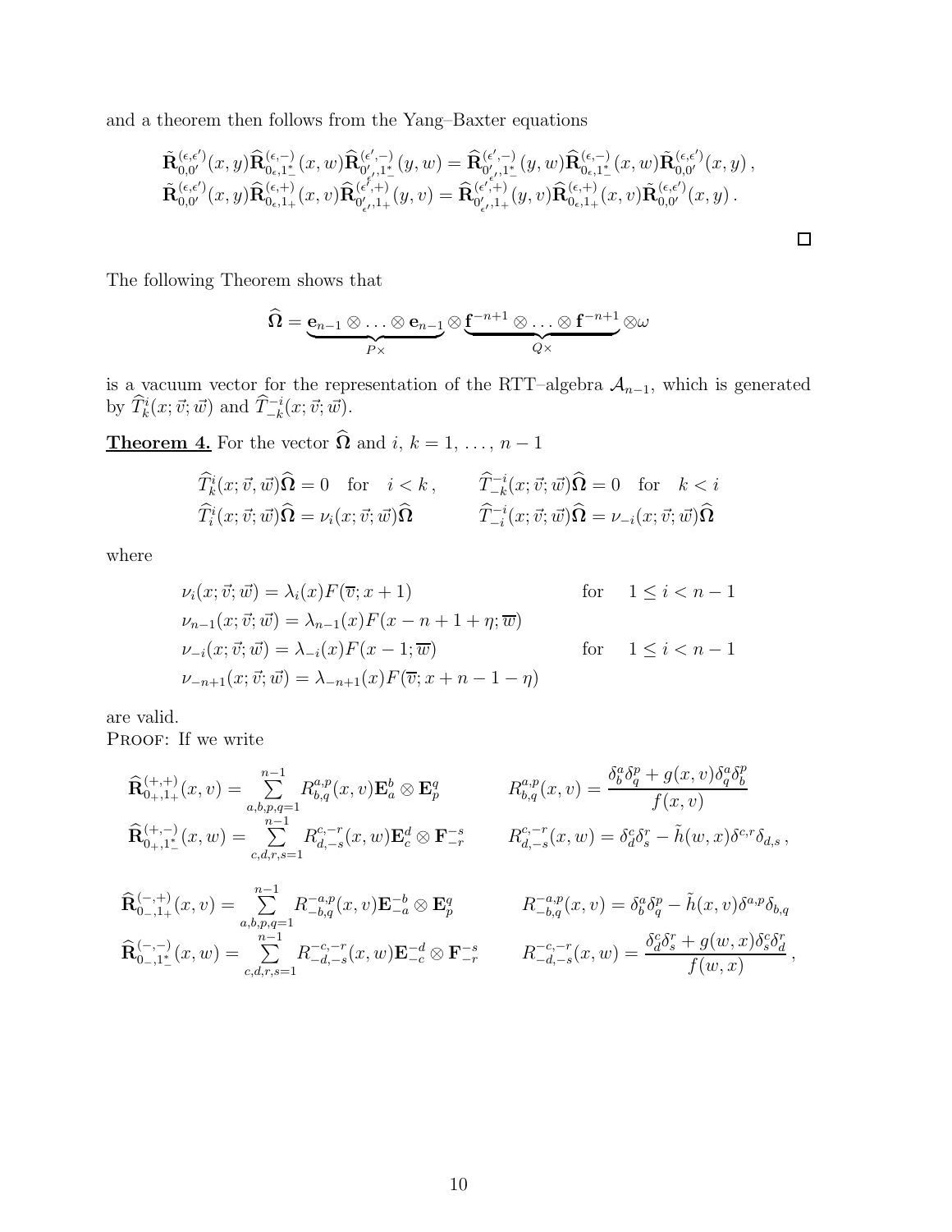and a theorem then follows from the Yang–Baxter equations

$$
\tilde{\mathbf{R}}^{(\epsilon,\epsilon')}_{0,0'}(x,y)\widehat{\mathbf{R}}^{(\epsilon,-)}_{0_\epsilon,1^*_-}(x,w)\widehat{\mathbf{R}}^{(\epsilon',-)}_{0'_{\epsilon'},1^*_-}(y,w) = \widehat{\mathbf{R}}^{(\epsilon',-)}_{0'_{\epsilon'},1^*_-}(y,w)\widehat{\mathbf{R}}^{(\epsilon,-)}_{0_\epsilon,1^*_-}(x,w)\tilde{\mathbf{R}}^{(\epsilon,\epsilon')}_{0,0'}(x,y)\,,
$$
$$
\tilde{\mathbf{R}}^{(\epsilon,\epsilon')}_{0,0'}(x,y)\widehat{\mathbf{R}}^{(\epsilon,+)}_{0_\epsilon,1_+}(x,v)\widehat{\mathbf{R}}^{(\epsilon',+)}_{0'_{\epsilon'},1_+}(y,v) = \widehat{\mathbf{R}}^{(\epsilon',+)}_{0'_{\epsilon'},1_+}(y,v)\widehat{\mathbf{R}}^{(\epsilon,+)}_{0_\epsilon,1_+}(x,v)\tilde{\mathbf{R}}^{(\epsilon,\epsilon')}_{0,0'}(x,y)\,.
$$

□

The following Theorem shows that

$$
\widehat{\mathbf{\Omega}} = \underbrace{\mathbf{e}_{n-1}\otimes\ldots\otimes\mathbf{e}_{n-1}}_{P\times}\otimes\underbrace{\mathbf{f}^{-n+1}\otimes\ldots\otimes\mathbf{f}^{-n+1}}_{Q\times}\otimes\omega
$$

is a vacuum vector for the representation of the RTT–algebra $\mathcal{A}_{n-1}$, which is generated by $\widehat{T}^i_k(x;\vec{v};\vec{w})$ and $\widehat{T}^{-i}_{-k}(x;\vec{v};\vec{w})$.

**Theorem 4.** For the vector $\widehat{\mathbf{\Omega}}$ and $i,\,k = 1,\,\ldots,\,n-1$

$$
\begin{aligned}
&\widehat{T}^i_k(x;\vec{v};\vec{w})\widehat{\mathbf{\Omega}} = 0 \quad \text{for} \quad i<k\,, \qquad && \widehat{T}^{-i}_{-k}(x;\vec{v};\vec{w})\widehat{\mathbf{\Omega}} = 0 \quad \text{for} \quad k<i\\
&\widehat{T}^i_i(x;\vec{v};\vec{w})\widehat{\mathbf{\Omega}} = \nu_i(x;\vec{v};\vec{w})\widehat{\mathbf{\Omega}} && \widehat{T}^{-i}_{-i}(x;\vec{v};\vec{w})\widehat{\mathbf{\Omega}} = \nu_{-i}(x;\vec{v};\vec{w})\widehat{\mathbf{\Omega}}
\end{aligned}
$$

where

$$
\begin{aligned}
&\nu_i(x;\vec{v};\vec{w}) = \lambda_i(x)F(\overline{v};x+1) && \text{for} \quad 1\le i<n-1\\
&\nu_{n-1}(x;\vec{v};\vec{w}) = \lambda_{n-1}(x)F(x-n+1+\eta;\overline{w}) &&\\
&\nu_{-i}(x;\vec{v};\vec{w}) = \lambda_{-i}(x)F(x-1;\overline{w}) && \text{for} \quad 1\le i<n-1\\
&\nu_{-n+1}(x;\vec{v};\vec{w}) = \lambda_{-n+1}(x)F(\overline{v};x+n-1-\eta) &&
\end{aligned}
$$

are valid.

Proof: If we write

$$
\widehat{\mathbf{R}}^{(+,+)}_{0_+,1_+}(x,v) = \sum_{a,b,p,q=1}^{n-1} R^{a,p}_{b,q}(x,v)\mathbf{E}^b_a\otimes\mathbf{E}^q_p \qquad R^{a,p}_{b,q}(x,v) = \frac{\delta^a_b\delta^p_q + g(x,v)\delta^a_q\delta^p_b}{f(x,v)}
$$
$$
\widehat{\mathbf{R}}^{(+,-)}_{0_+,1^*_-}(x,w) = \sum_{c,d,r,s=1}^{n-1} R^{c,-r}_{d,-s}(x,w)\mathbf{E}^d_c\otimes\mathbf{F}^{-s}_{-r} \qquad R^{c,-r}_{d,-s}(x,w) = \delta^c_d\delta^r_s - \tilde{h}(w,x)\delta^{c,r}\delta_{d,s}\,,
$$

$$
\widehat{\mathbf{R}}^{(-,+)}_{0_-,1_+}(x,v) = \sum_{a,b,p,q=1}^{n-1} R^{-a,p}_{-b,q}(x,v)\mathbf{E}^{-b}_{-a}\otimes\mathbf{E}^q_p \qquad R^{-a,p}_{-b,q}(x,v) = \delta^a_b\delta^p_q - \tilde{h}(x,v)\delta^{a,p}\delta_{b,q}
$$
$$
\widehat{\mathbf{R}}^{(-,-)}_{0_-,1^*_-}(x,w) = \sum_{c,d,r,s=1}^{n-1} R^{-c,-r}_{-d,-s}(x,w)\mathbf{E}^{-d}_{-c}\otimes\mathbf{F}^{-s}_{-r} \qquad R^{-c,-r}_{-d,-s}(x,w) = \frac{\delta^c_d\delta^r_s + g(w,x)\delta^c_s\delta^r_d}{f(w,x)}\,,
$$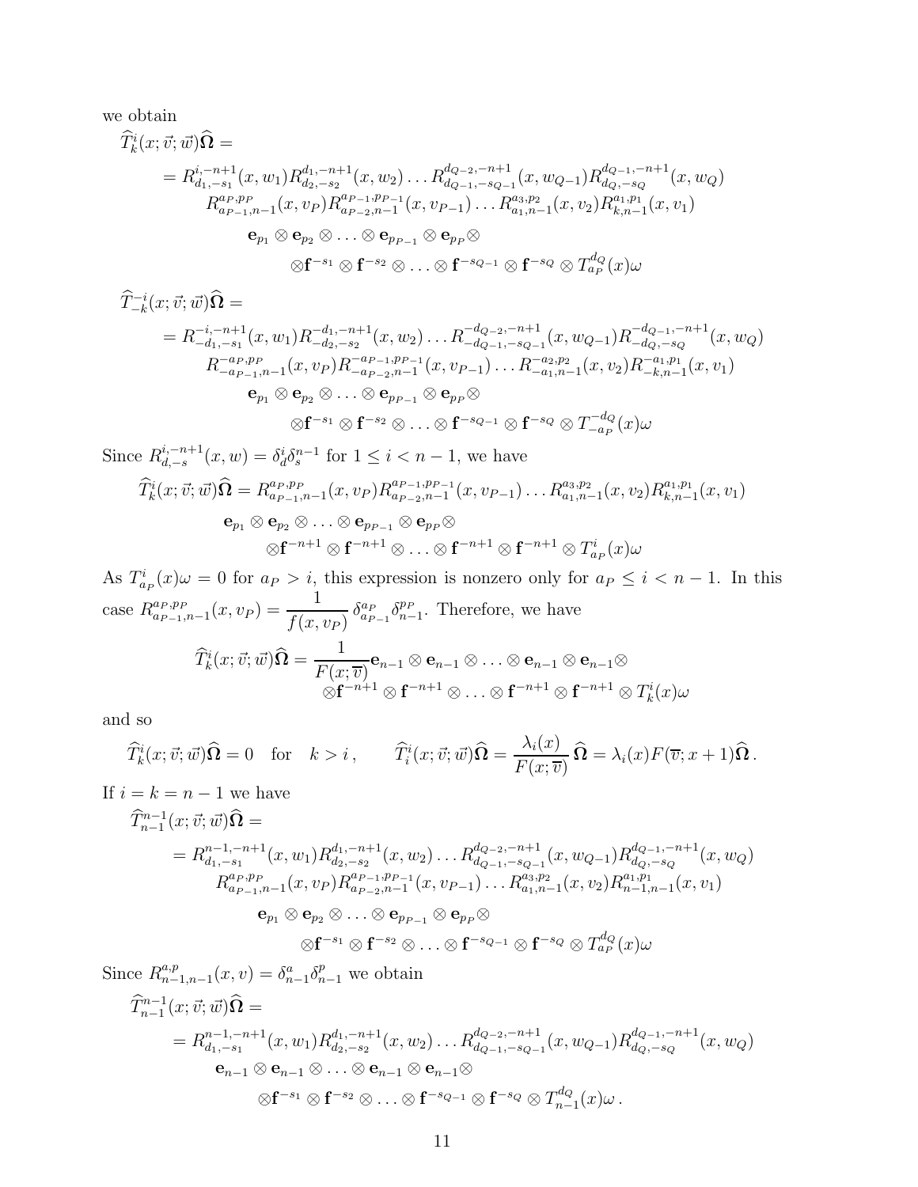we obtain

$$
\begin{aligned}
&\widehat{T}^i_k(x;\vec{v};\vec{w})\widehat{\mathbf{\Omega}} = \\
&\quad = R^{i,-n+1}_{d_1,-s_1}(x,w_1)R^{d_1,-n+1}_{d_2,-s_2}(x,w_2)\dots R^{d_{Q-2},-n+1}_{d_{Q-1},-s_{Q-1}}(x,w_{Q-1})R^{d_{Q-1},-n+1}_{d_Q,-s_Q}(x,w_Q) \\
&\qquad R^{a_P,p_P}_{a_{P-1},n-1}(x,v_P)R^{a_{P-1},p_{P-1}}_{a_{P-2},n-1}(x,v_{P-1})\dots R^{a_3,p_2}_{a_1,n-1}(x,v_2)R^{a_1,p_1}_{k,n-1}(x,v_1) \\
&\qquad\quad \mathbf{e}_{p_1}\otimes\mathbf{e}_{p_2}\otimes\dots\otimes\mathbf{e}_{p_{P-1}}\otimes\mathbf{e}_{p_P}\otimes \\
&\qquad\qquad \otimes\mathbf{f}^{-s_1}\otimes\mathbf{f}^{-s_2}\otimes\dots\otimes\mathbf{f}^{-s_{Q-1}}\otimes\mathbf{f}^{-s_Q}\otimes T^{d_Q}_{a_P}(x)\omega
\end{aligned}
$$

$$
\begin{aligned}
&\widehat{T}^{-i}_{-k}(x;\vec{v};\vec{w})\widehat{\mathbf{\Omega}} = \\
&\quad = R^{-i,-n+1}_{-d_1,-s_1}(x,w_1)R^{-d_1,-n+1}_{-d_2,-s_2}(x,w_2)\dots R^{-d_{Q-2},-n+1}_{-d_{Q-1},-s_{Q-1}}(x,w_{Q-1})R^{-d_{Q-1},-n+1}_{-d_Q,-s_Q}(x,w_Q) \\
&\qquad R^{-a_P,p_P}_{-a_{P-1},n-1}(x,v_P)R^{-a_{P-1},p_{P-1}}_{-a_{P-2},n-1}(x,v_{P-1})\dots R^{-a_2,p_2}_{-a_1,n-1}(x,v_2)R^{-a_1,p_1}_{-k,n-1}(x,v_1) \\
&\qquad\quad \mathbf{e}_{p_1}\otimes\mathbf{e}_{p_2}\otimes\dots\otimes\mathbf{e}_{p_{P-1}}\otimes\mathbf{e}_{p_P}\otimes \\
&\qquad\qquad \otimes\mathbf{f}^{-s_1}\otimes\mathbf{f}^{-s_2}\otimes\dots\otimes\mathbf{f}^{-s_{Q-1}}\otimes\mathbf{f}^{-s_Q}\otimes T^{-d_Q}_{-a_P}(x)\omega
\end{aligned}
$$

Since $R^{i,-n+1}_{d,-s}(x,w)=\delta^i_d\delta^{n-1}_s$ for $1\le i<n-1$, we have

$$
\begin{aligned}
\widehat{T}^i_k(x;\vec{v};\vec{w})\widehat{\mathbf{\Omega}} &= R^{a_P,p_P}_{a_{P-1},n-1}(x,v_P)R^{a_{P-1},p_{P-1}}_{a_{P-2},n-1}(x,v_{P-1})\dots R^{a_3,p_2}_{a_1,n-1}(x,v_2)R^{a_1,p_1}_{k,n-1}(x,v_1) \\
&\quad \mathbf{e}_{p_1}\otimes\mathbf{e}_{p_2}\otimes\dots\otimes\mathbf{e}_{p_{P-1}}\otimes\mathbf{e}_{p_P}\otimes \\
&\qquad \otimes\mathbf{f}^{-n+1}\otimes\mathbf{f}^{-n+1}\otimes\dots\otimes\mathbf{f}^{-n+1}\otimes\mathbf{f}^{-n+1}\otimes T^i_{a_P}(x)\omega
\end{aligned}
$$

As $T^i_{a_P}(x)\omega=0$ for $a_P>i$, this expression is nonzero only for $a_P\le i<n-1$. In this case $R^{a_P,p_P}_{a_{P-1},n-1}(x,v_P)=\dfrac{1}{f(x,v_P)}\,\delta^{a_P}_{a_{P-1}}\delta^{p_P}_{n-1}$. Therefore, we have

$$
\begin{aligned}
\widehat{T}^i_k(x;\vec{v};\vec{w})\widehat{\mathbf{\Omega}} = \frac{1}{F(x;\overline{v})}&\mathbf{e}_{n-1}\otimes\mathbf{e}_{n-1}\otimes\dots\otimes\mathbf{e}_{n-1}\otimes\mathbf{e}_{n-1}\otimes \\
&\otimes\mathbf{f}^{-n+1}\otimes\mathbf{f}^{-n+1}\otimes\dots\otimes\mathbf{f}^{-n+1}\otimes\mathbf{f}^{-n+1}\otimes T^i_k(x)\omega
\end{aligned}
$$

and so

$$
\widehat{T}^i_k(x;\vec{v};\vec{w})\widehat{\mathbf{\Omega}}=0\quad\text{for}\quad k>i\,,\qquad \widehat{T}^i_i(x;\vec{v};\vec{w})\widehat{\mathbf{\Omega}}=\frac{\lambda_i(x)}{F(x;\overline{v})}\,\widehat{\mathbf{\Omega}}=\lambda_i(x)F(\overline{v};x+1)\widehat{\mathbf{\Omega}}\,.
$$

If $i=k=n-1$ we have

$$
\begin{aligned}
&\widehat{T}^{n-1}_{n-1}(x;\vec{v};\vec{w})\widehat{\mathbf{\Omega}} = \\
&\quad = R^{n-1,-n+1}_{d_1,-s_1}(x,w_1)R^{d_1,-n+1}_{d_2,-s_2}(x,w_2)\dots R^{d_{Q-2},-n+1}_{d_{Q-1},-s_{Q-1}}(x,w_{Q-1})R^{d_{Q-1},-n+1}_{d_Q,-s_Q}(x,w_Q) \\
&\qquad R^{a_P,p_P}_{a_{P-1},n-1}(x,v_P)R^{a_{P-1},p_{P-1}}_{a_{P-2},n-1}(x,v_{P-1})\dots R^{a_3,p_2}_{a_1,n-1}(x,v_2)R^{a_1,p_1}_{n-1,n-1}(x,v_1) \\
&\qquad\quad \mathbf{e}_{p_1}\otimes\mathbf{e}_{p_2}\otimes\dots\otimes\mathbf{e}_{p_{P-1}}\otimes\mathbf{e}_{p_P}\otimes \\
&\qquad\qquad \otimes\mathbf{f}^{-s_1}\otimes\mathbf{f}^{-s_2}\otimes\dots\otimes\mathbf{f}^{-s_{Q-1}}\otimes\mathbf{f}^{-s_Q}\otimes T^{d_Q}_{a_P}(x)\omega
\end{aligned}
$$

Since $R^{a,p}_{n-1,n-1}(x,v)=\delta^a_{n-1}\delta^p_{n-1}$ we obtain

$$
\begin{aligned}
&\widehat{T}^{n-1}_{n-1}(x;\vec{v};\vec{w})\widehat{\mathbf{\Omega}} = \\
&\quad = R^{n-1,-n+1}_{d_1,-s_1}(x,w_1)R^{d_1,-n+1}_{d_2,-s_2}(x,w_2)\dots R^{d_{Q-2},-n+1}_{d_{Q-1},-s_{Q-1}}(x,w_{Q-1})R^{d_{Q-1},-n+1}_{d_Q,-s_Q}(x,w_Q) \\
&\qquad \mathbf{e}_{n-1}\otimes\mathbf{e}_{n-1}\otimes\dots\otimes\mathbf{e}_{n-1}\otimes\mathbf{e}_{n-1}\otimes \\
&\qquad\qquad \otimes\mathbf{f}^{-s_1}\otimes\mathbf{f}^{-s_2}\otimes\dots\otimes\mathbf{f}^{-s_{Q-1}}\otimes\mathbf{f}^{-s_Q}\otimes T^{d_Q}_{n-1}(x)\omega\,.
\end{aligned}
$$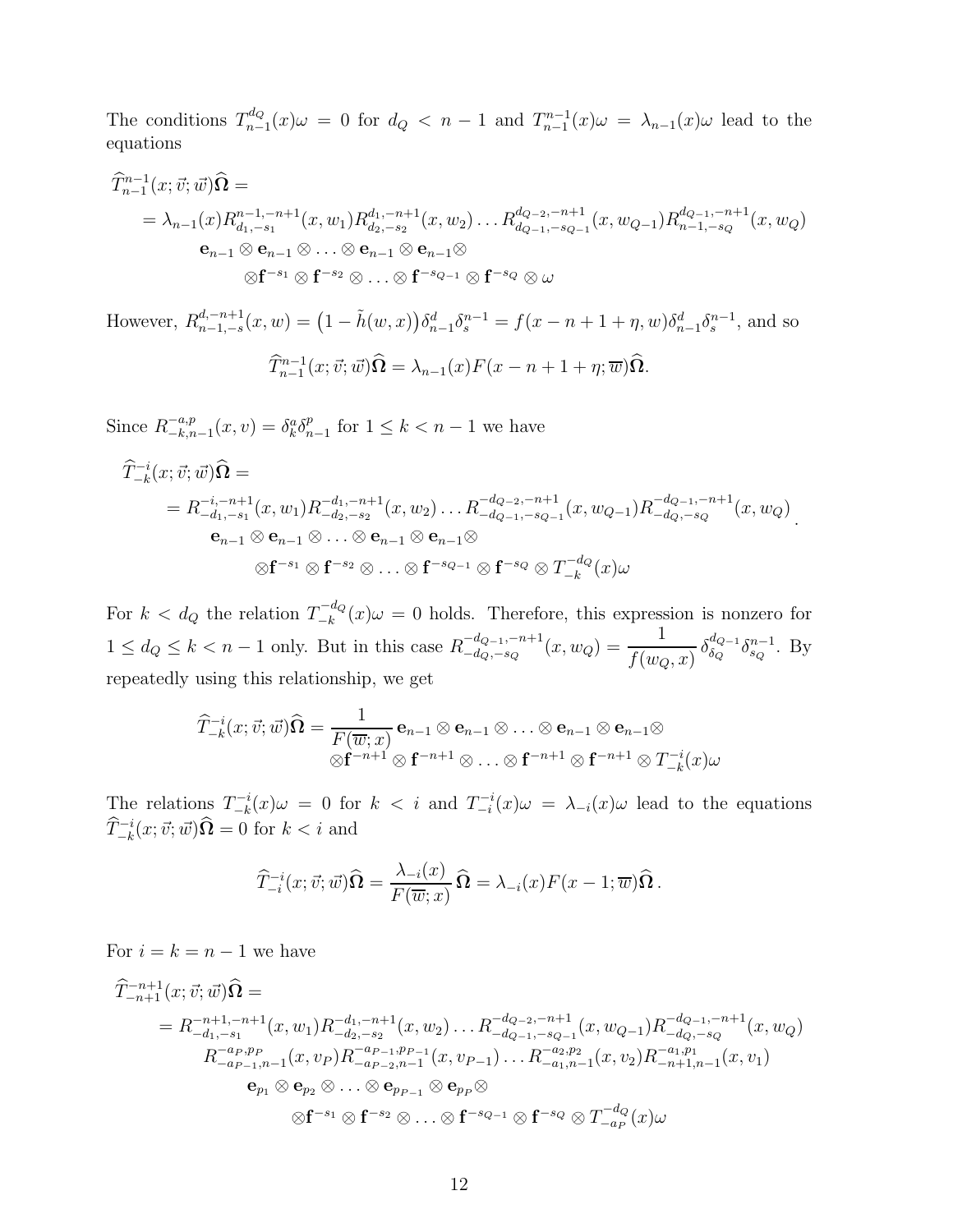The conditions $T^{d_Q}_{n-1}(x)\omega = 0$ for $d_Q < n-1$ and $T^{n-1}_{n-1}(x)\omega = \lambda_{n-1}(x)\omega$ lead to the equations

$$
\begin{aligned}
&\widehat{T}^{n-1}_{n-1}(x;\vec{v};\vec{w})\widehat{\mathbf{\Omega}} = \\
&\quad = \lambda_{n-1}(x) R^{n-1,-n+1}_{d_1,-s_1}(x,w_1) R^{d_1,-n+1}_{d_2,-s_2}(x,w_2)\dots R^{d_{Q-2},-n+1}_{d_{Q-1},-s_{Q-1}}(x,w_{Q-1}) R^{d_{Q-1},-n+1}_{n-1,-s_Q}(x,w_Q) \\
&\qquad \mathbf{e}_{n-1}\otimes\mathbf{e}_{n-1}\otimes\dots\otimes\mathbf{e}_{n-1}\otimes\mathbf{e}_{n-1}\otimes \\
&\qquad\quad \otimes\mathbf{f}^{-s_1}\otimes\mathbf{f}^{-s_2}\otimes\dots\otimes\mathbf{f}^{-s_{Q-1}}\otimes\mathbf{f}^{-s_Q}\otimes\omega
\end{aligned}
$$

However, $R^{d,-n+1}_{n-1,-s}(x,w) = \big(1-\tilde{h}(w,x)\big)\delta^d_{n-1}\delta^{n-1}_s = f(x-n+1+\eta,w)\delta^d_{n-1}\delta^{n-1}_s$, and so

$$
\widehat{T}^{n-1}_{n-1}(x;\vec{v};\vec{w})\widehat{\mathbf{\Omega}} = \lambda_{n-1}(x)F(x-n+1+\eta;\overline{w})\widehat{\mathbf{\Omega}}.
$$

Since $R^{-a,p}_{-k,n-1}(x,v) = \delta^a_k\delta^p_{n-1}$ for $1 \le k < n-1$ we have

$$
\begin{aligned}
&\widehat{T}^{-i}_{-k}(x;\vec{v};\vec{w})\widehat{\mathbf{\Omega}} = \\
&\quad = R^{-i,-n+1}_{-d_1,-s_1}(x,w_1) R^{-d_1,-n+1}_{-d_2,-s_2}(x,w_2)\dots R^{-d_{Q-2},-n+1}_{-d_{Q-1},-s_{Q-1}}(x,w_{Q-1}) R^{-d_{Q-1},-n+1}_{-d_Q,-s_Q}(x,w_Q) \\
&\qquad \mathbf{e}_{n-1}\otimes\mathbf{e}_{n-1}\otimes\dots\otimes\mathbf{e}_{n-1}\otimes\mathbf{e}_{n-1}\otimes \\
&\qquad\quad \otimes\mathbf{f}^{-s_1}\otimes\mathbf{f}^{-s_2}\otimes\dots\otimes\mathbf{f}^{-s_{Q-1}}\otimes\mathbf{f}^{-s_Q}\otimes T^{-d_Q}_{-k}(x)\omega
\end{aligned}.
$$

For $k < d_Q$ the relation $T^{-d_Q}_{-k}(x)\omega = 0$ holds. Therefore, this expression is nonzero for $1 \le d_Q \le k < n-1$ only. But in this case $R^{-d_{Q-1},-n+1}_{-d_Q,-s_Q}(x,w_Q) = \dfrac{1}{f(w_Q,x)}\,\delta^{d_{Q-1}}_{\delta_Q}\delta^{n-1}_{s_Q}$. By repeatedly using this relationship, we get

$$
\begin{aligned}
\widehat{T}^{-i}_{-k}(x;\vec{v};\vec{w})\widehat{\mathbf{\Omega}} = \frac{1}{F(\overline{w};x)}\,&\mathbf{e}_{n-1}\otimes\mathbf{e}_{n-1}\otimes\dots\otimes\mathbf{e}_{n-1}\otimes\mathbf{e}_{n-1}\otimes \\
&\otimes\mathbf{f}^{-n+1}\otimes\mathbf{f}^{-n+1}\otimes\dots\otimes\mathbf{f}^{-n+1}\otimes\mathbf{f}^{-n+1}\otimes T^{-i}_{-k}(x)\omega
\end{aligned}
$$

The relations $T^{-i}_{-k}(x)\omega = 0$ for $k < i$ and $T^{-i}_{-i}(x)\omega = \lambda_{-i}(x)\omega$ lead to the equations $\widehat{T}^{-i}_{-k}(x;\vec{v};\vec{w})\widehat{\mathbf{\Omega}} = 0$ for $k < i$ and

$$
\widehat{T}^{-i}_{-i}(x;\vec{v};\vec{w})\widehat{\mathbf{\Omega}} = \frac{\lambda_{-i}(x)}{F(\overline{w};x)}\,\widehat{\mathbf{\Omega}} = \lambda_{-i}(x)F(x-1;\overline{w})\widehat{\mathbf{\Omega}}\,.
$$

For $i = k = n-1$ we have

$$
\begin{aligned}
&\widehat{T}^{-n+1}_{-n+1}(x;\vec{v};\vec{w})\widehat{\mathbf{\Omega}} = \\
&\quad = R^{-n+1,-n+1}_{-d_1,-s_1}(x,w_1) R^{-d_1,-n+1}_{-d_2,-s_2}(x,w_2)\dots R^{-d_{Q-2},-n+1}_{-d_{Q-1},-s_{Q-1}}(x,w_{Q-1}) R^{-d_{Q-1},-n+1}_{-d_Q,-s_Q}(x,w_Q) \\
&\qquad R^{-a_P,p_P}_{-a_{P-1},n-1}(x,v_P) R^{-a_{P-1},p_{P-1}}_{-a_{P-2},n-1}(x,v_{P-1})\dots R^{-a_2,p_2}_{-a_1,n-1}(x,v_2) R^{-a_1,p_1}_{-n+1,n-1}(x,v_1) \\
&\qquad\quad \mathbf{e}_{p_1}\otimes\mathbf{e}_{p_2}\otimes\dots\otimes\mathbf{e}_{p_{P-1}}\otimes\mathbf{e}_{p_P}\otimes \\
&\qquad\qquad \otimes\mathbf{f}^{-s_1}\otimes\mathbf{f}^{-s_2}\otimes\dots\otimes\mathbf{f}^{-s_{Q-1}}\otimes\mathbf{f}^{-s_Q}\otimes T^{-d_Q}_{-a_P}(x)\omega
\end{aligned}
$$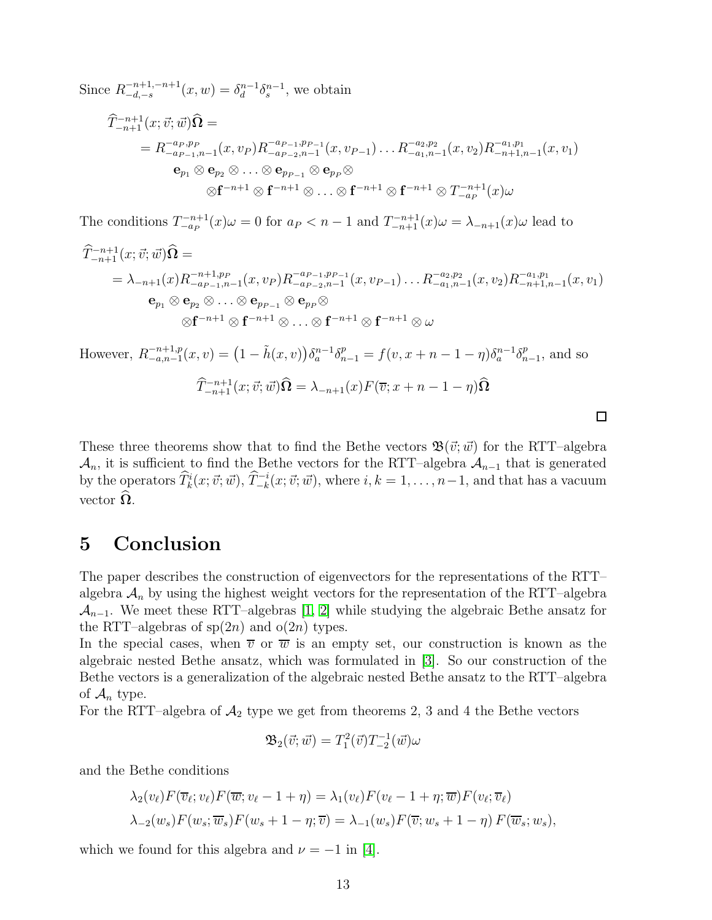Since $R_{-d,-s}^{-n+1,-n+1}(x,w) = \delta_d^{n-1}\delta_s^{n-1}$, we obtain

$$
\begin{aligned}
&\widehat{T}_{-n+1}^{-n+1}(x;\vec{v};\vec{w})\widehat{\mathbf{\Omega}} = \\
&\quad = R_{-a_{P-1},n-1}^{-a_P,p_P}(x,v_P)R_{-a_{P-2},n-1}^{-a_{P-1},p_{P-1}}(x,v_{P-1})\dots R_{-a_1,n-1}^{-a_2,p_2}(x,v_2)R_{-n+1,n-1}^{-a_1,p_1}(x,v_1) \\
&\qquad \mathbf{e}_{p_1}\otimes\mathbf{e}_{p_2}\otimes\ldots\otimes\mathbf{e}_{p_{P-1}}\otimes\mathbf{e}_{p_P}\otimes \\
&\qquad\qquad \otimes\mathbf{f}^{-n+1}\otimes\mathbf{f}^{-n+1}\otimes\ldots\otimes\mathbf{f}^{-n+1}\otimes\mathbf{f}^{-n+1}\otimes T_{-a_P}^{-n+1}(x)\omega
\end{aligned}
$$

The conditions $T_{-a_P}^{-n+1}(x)\omega = 0$ for $a_P < n-1$ and $T_{-n+1}^{-n+1}(x)\omega = \lambda_{-n+1}(x)\omega$ lead to

$$
\begin{aligned}
&\widehat{T}_{-n+1}^{-n+1}(x;\vec{v};\vec{w})\widehat{\mathbf{\Omega}} = \\
&\quad = \lambda_{-n+1}(x)R_{-a_{P-1},n-1}^{-n+1,p_P}(x,v_P)R_{-a_{P-2},n-1}^{-a_{P-1},p_{P-1}}(x,v_{P-1})\dots R_{-a_1,n-1}^{-a_2,p_2}(x,v_2)R_{-n+1,n-1}^{-a_1,p_1}(x,v_1) \\
&\qquad \mathbf{e}_{p_1}\otimes\mathbf{e}_{p_2}\otimes\ldots\otimes\mathbf{e}_{p_{P-1}}\otimes\mathbf{e}_{p_P}\otimes \\
&\qquad\qquad \otimes\mathbf{f}^{-n+1}\otimes\mathbf{f}^{-n+1}\otimes\ldots\otimes\mathbf{f}^{-n+1}\otimes\mathbf{f}^{-n+1}\otimes\omega
\end{aligned}
$$

However, $R_{-a,n-1}^{-n+1,p}(x,v) = \big(1-\tilde{h}(x,v)\big)\delta_a^{n-1}\delta_{n-1}^p = f(v,x+n-1-\eta)\delta_a^{n-1}\delta_{n-1}^p$, and so

$$
\widehat{T}_{-n+1}^{-n+1}(x;\vec{v};\vec{w})\widehat{\mathbf{\Omega}} = \lambda_{-n+1}(x)F(\overline{v};x+n-1-\eta)\widehat{\mathbf{\Omega}}
$$

□

These three theorems show that to find the Bethe vectors $\mathfrak{B}(\vec{v};\vec{w})$ for the RTT–algebra $\mathcal{A}_n$, it is sufficient to find the Bethe vectors for the RTT–algebra $\mathcal{A}_{n-1}$ that is generated by the operators $\widehat{T}_k^i(x;\vec{v};\vec{w})$, $\widehat{T}_{-k}^{-i}(x;\vec{v};\vec{w})$, where $i,k = 1,\ldots,n-1$, and that has a vacuum vector $\widehat{\mathbf{\Omega}}$.

# 5 Conclusion

The paper describes the construction of eigenvectors for the representations of the RTT–algebra $\mathcal{A}_n$ by using the highest weight vectors for the representation of the RTT–algebra $\mathcal{A}_{n-1}$. We meet these RTT–algebras [1, 2] while studying the algebraic Bethe ansatz for the RTT–algebras of sp$(2n)$ and o$(2n)$ types.

In the special cases, when $\overline{v}$ or $\overline{w}$ is an empty set, our construction is known as the algebraic nested Bethe ansatz, which was formulated in [3]. So our construction of the Bethe vectors is a generalization of the algebraic nested Bethe ansatz to the RTT–algebra of $\mathcal{A}_n$ type.

For the RTT–algebra of $\mathcal{A}_2$ type we get from theorems 2, 3 and 4 the Bethe vectors

$$
\mathfrak{B}_2(\vec{v};\vec{w}) = T_1^2(\vec{v})T_{-2}^{-1}(\vec{w})\omega
$$

and the Bethe conditions

$$
\begin{aligned}
&\lambda_2(v_\ell)F(\overline{v}_\ell;v_\ell)F(\overline{w};v_\ell-1+\eta) = \lambda_1(v_\ell)F(v_\ell-1+\eta;\overline{w})F(v_\ell;\overline{v}_\ell) \\
&\lambda_{-2}(w_s)F(w_s;\overline{w}_s)F(w_s+1-\eta;\overline{v}) = \lambda_{-1}(w_s)F(\overline{v};w_s+1-\eta)\,F(\overline{w}_s;w_s),
\end{aligned}
$$

which we found for this algebra and $\nu = -1$ in [4].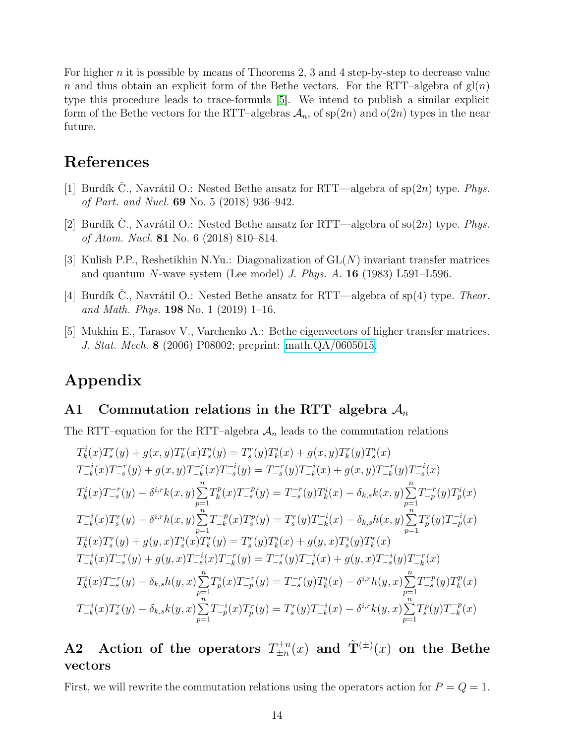For higher $n$ it is possible by means of Theorems 2, 3 and 4 step-by-step to decrease value $n$ and thus obtain an explicit form of the Bethe vectors. For the RTT–algebra of $\mathrm{gl}(n)$ type this procedure leads to trace-formula [5]. We intend to publish a similar explicit form of the Bethe vectors for the RTT–algebras $\mathcal{A}_n$, of $\mathrm{sp}(2n)$ and $\mathrm{o}(2n)$ types in the near future.

# References

[1] Burdík Č., Navrátil O.: Nested Bethe ansatz for RTT—algebra of sp(2$n$) type. *Phys. of Part. and Nucl.* **69** No. 5 (2018) 936–942.

[2] Burdík Č., Navrátil O.: Nested Bethe ansatz for RTT—algebra of so(2$n$) type. *Phys. of Atom. Nucl.* **81** No. 6 (2018) 810–814.

[3] Kulish P.P., Reshetikhin N.Yu.: Diagonalization of GL($N$) invariant transfer matrices and quantum $N$-wave system (Lee model) *J. Phys. A.* **16** (1983) L591–L596.

[4] Burdík Č., Navrátil O.: Nested Bethe ansatz for RTT—algebra of sp(4) type. *Theor. and Math. Phys.* **198** No. 1 (2019) 1–16.

[5] Mukhin E., Tarasov V., Varchenko A.: Bethe eigenvectors of higher transfer matrices. *J. Stat. Mech.* **8** (2006) P08002; preprint: math.QA/0605015.

# Appendix

## A1 Commutation relations in the RTT–algebra $\mathcal{A}_n$

The RTT–equation for the RTT–algebra $\mathcal{A}_n$ leads to the commutation relations

$$
\begin{aligned}
&T^i_k(x)T^r_s(y)+g(x,y)T^r_k(x)T^i_s(y)=T^r_s(y)T^i_k(x)+g(x,y)T^r_k(y)T^i_s(x)\\
&T^{-i}_{-k}(x)T^{-r}_{-s}(y)+g(x,y)T^{-r}_{-k}(x)T^{-i}_{-s}(y)=T^{-r}_{-s}(y)T^{-i}_{-k}(x)+g(x,y)T^{-r}_{-k}(y)T^{-i}_{-s}(x)\\
&T^i_k(x)T^{-r}_{-s}(y)-\delta^{i,r}k(x,y)\sum_{p=1}^{n}T^p_k(x)T^{-p}_{-s}(y)=T^{-r}_{-s}(y)T^i_k(x)-\delta_{k,s}k(x,y)\sum_{p=1}^{n}T^{-r}_{-p}(y)T^i_p(x)\\
&T^{-i}_{-k}(x)T^r_s(y)-\delta^{i,r}h(x,y)\sum_{p=1}^{n}T^{-p}_{-k}(x)T^p_s(y)=T^r_s(y)T^{-i}_{-k}(x)-\delta_{k,s}h(x,y)\sum_{p=1}^{n}T^r_p(y)T^{-i}_{-p}(x)\\
&T^i_k(x)T^r_s(y)+g(y,x)T^i_s(x)T^r_k(y)=T^r_s(y)T^i_k(x)+g(y,x)T^i_s(y)T^r_k(x)\\
&T^{-i}_{-k}(x)T^{-r}_{-s}(y)+g(y,x)T^{-i}_{-s}(x)T^{-r}_{-k}(y)=T^{-r}_{-s}(y)T^{-i}_{-k}(x)+g(y,x)T^{-i}_{-s}(y)T^{-r}_{-k}(x)\\
&T^i_k(x)T^{-r}_{-s}(y)-\delta_{k,s}h(y,x)\sum_{p=1}^{n}T^i_p(x)T^{-r}_{-p}(y)=T^{-r}_{-s}(y)T^i_k(x)-\delta^{i,r}h(y,x)\sum_{p=1}^{n}T^{-p}_{-s}(y)T^p_k(x)\\
&T^{-i}_{-k}(x)T^r_s(y)-\delta_{k,s}k(y,x)\sum_{p=1}^{n}T^{-i}_{-p}(x)T^r_p(y)=T^r_s(y)T^{-i}_{-k}(x)-\delta^{i,r}k(y,x)\sum_{p=1}^{n}T^p_s(y)T^{-p}_{-k}(x)
\end{aligned}
$$

## A2 Action of the operators $T^{\pm n}_{\pm n}(x)$ and $\tilde{\mathbf{T}}^{(\pm)}(x)$ on the Bethe vectors

First, we will rewrite the commutation relations using the operators action for $P=Q=1$.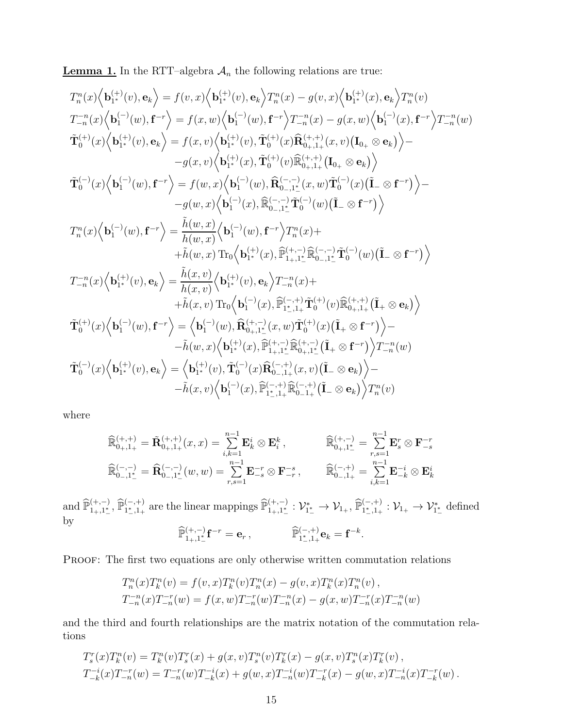**Lemma 1.** In the RTT–algebra $\mathcal{A}_n$ the following relations are true:

$$
\begin{aligned}
T_n^n(x)\Big\langle \mathbf{b}_{1^*}^{(+)}(v),\mathbf{e}_k\Big\rangle &= f(v,x)\Big\langle \mathbf{b}_{1^*}^{(+)}(v),\mathbf{e}_k\Big\rangle T_n^n(x) - g(v,x)\Big\langle \mathbf{b}_{1^*}^{(+)}(x),\mathbf{e}_k\Big\rangle T_n^n(v)\\
T_{-n}^{-n}(x)\Big\langle \mathbf{b}_{1}^{(-)}(w),\mathbf{f}^{-r}\Big\rangle &= f(x,w)\Big\langle \mathbf{b}_{1}^{(-)}(w),\mathbf{f}^{-r}\Big\rangle T_{-n}^{-n}(x) - g(x,w)\Big\langle \mathbf{b}_{1}^{(-)}(x),\mathbf{f}^{-r}\Big\rangle T_{-n}^{-n}(w)\\
\tilde{\mathbf{T}}_0^{(+)}(x)\Big\langle \mathbf{b}_{1^*}^{(+)}(v),\mathbf{e}_k\Big\rangle &= f(x,v)\Big\langle \mathbf{b}_{1^*}^{(+)}(v),\tilde{\mathbf{T}}_0^{(+)}(x)\widehat{\mathbf{R}}_{0_+,1_+}^{(+,+)}(x,v)\big(\mathbf{I}_{0_+}\otimes\mathbf{e}_k\big)\Big\rangle -\\
&\quad - g(x,v)\Big\langle \mathbf{b}_{1^*}^{(+)}(x),\tilde{\mathbf{T}}_0^{(+)}(v)\widehat{\mathbb{R}}_{0_+,1_+}^{(+,+)}\big(\mathbf{I}_{0_+}\otimes\mathbf{e}_k\big)\Big\rangle\\
\tilde{\mathbf{T}}_0^{(-)}(x)\Big\langle \mathbf{b}_{1}^{(-)}(w),\mathbf{f}^{-r}\Big\rangle &= f(w,x)\Big\langle \mathbf{b}_{1}^{(-)}(w),\widehat{\mathbf{R}}_{0_-,1_-^*}^{(-,-)}(x,w)\tilde{\mathbf{T}}_0^{(-)}(x)\big(\tilde{\mathbf{I}}_{-}\otimes\mathbf{f}^{-r}\big)\Big\rangle -\\
&\quad - g(w,x)\Big\langle \mathbf{b}_{1}^{(-)}(x),\widehat{\mathbb{R}}_{0_-,1_-^*}^{(-,-)}\tilde{\mathbf{T}}_0^{(-)}(w)\big(\tilde{\mathbf{I}}_{-}\otimes\mathbf{f}^{-r}\big)\Big\rangle\\
T_n^n(x)\Big\langle \mathbf{b}_{1}^{(-)}(w),\mathbf{f}^{-r}\Big\rangle &= \frac{\tilde{h}(w,x)}{h(w,x)}\Big\langle \mathbf{b}_{1}^{(-)}(w),\mathbf{f}^{-r}\Big\rangle T_n^n(x) +\\
&\quad + \tilde{h}(w,x)\,\mathrm{Tr}_0\Big\langle \mathbf{b}_{1^*}^{(+)}(x),\widehat{\mathbb{P}}_{1_+,1_-^*}^{(+,-)}\widehat{\mathbb{R}}_{0_-,1_-^*}^{(-,-)}\tilde{\mathbf{T}}_0^{(-)}(w)\big(\tilde{\mathbf{I}}_{-}\otimes\mathbf{f}^{-r}\big)\Big\rangle\\
T_{-n}^{-n}(x)\Big\langle \mathbf{b}_{1^*}^{(+)}(v),\mathbf{e}_k\Big\rangle &= \frac{\tilde{h}(x,v)}{h(x,v)}\Big\langle \mathbf{b}_{1^*}^{(+)}(v),\mathbf{e}_k\Big\rangle T_{-n}^{-n}(x) +\\
&\quad + \tilde{h}(x,v)\,\mathrm{Tr}_0\Big\langle \mathbf{b}_{1}^{(-)}(x),\widehat{\mathbb{P}}_{1_-^*,1_+}^{(-,+)}\tilde{\mathbf{T}}_0^{(+)}(v)\widehat{\mathbb{R}}_{0_+,1_+}^{(+,+)}\big(\tilde{\mathbf{I}}_{+}\otimes\mathbf{e}_k\big)\Big\rangle\\
\tilde{\mathbf{T}}_0^{(+)}(x)\Big\langle \mathbf{b}_{1}^{(-)}(w),\mathbf{f}^{-r}\Big\rangle &= \Big\langle \mathbf{b}_{1}^{(-)}(w),\widehat{\mathbf{R}}_{0_+,1_-^*}^{(+,-)}(x,w)\tilde{\mathbf{T}}_0^{(+)}(x)\big(\tilde{\mathbf{I}}_{+}\otimes\mathbf{f}^{-r}\big)\Big\rangle -\\
&\quad - \tilde{h}(w,x)\Big\langle \mathbf{b}_{1^*}^{(+)}(x),\widehat{\mathbb{P}}_{1_+,1_-^*}^{(+,-)}\widehat{\mathbb{R}}_{0_+,1_-^*}^{(+,-)}\big(\tilde{\mathbf{I}}_{+}\otimes\mathbf{f}^{-r}\big)\Big\rangle T_{-n}^{-n}(w)\\
\tilde{\mathbf{T}}_0^{(-)}(x)\Big\langle \mathbf{b}_{1^*}^{(+)}(v),\mathbf{e}_k\Big\rangle &= \Big\langle \mathbf{b}_{1^*}^{(+)}(v),\tilde{\mathbf{T}}_0^{(-)}(x)\widehat{\mathbf{R}}_{0_-,1_+}^{(-,+)}(x,v)\big(\tilde{\mathbf{I}}_{-}\otimes\mathbf{e}_k\big)\Big\rangle -\\
&\quad - \tilde{h}(x,v)\Big\langle \mathbf{b}_{1}^{(-)}(x),\widehat{\mathbb{P}}_{1_-^*,1_+}^{(-,+)}\widehat{\mathbb{R}}_{0_-1_+}^{(-,+)}\big(\tilde{\mathbf{I}}_{-}\otimes\mathbf{e}_k\big)\Big\rangle T_n^n(v)
\end{aligned}
$$

where

$$
\widehat{\mathbb{R}}_{0_+,1_+}^{(+,+)} = \tilde{\mathbf{R}}_{0_+,1_+}^{(+,+)}(x,x) = \sum_{i,k=1}^{n-1}\mathbf{E}_k^i\otimes\mathbf{E}_i^k\,, \qquad \widehat{\mathbb{R}}_{0_+,1_-^*}^{(+,-)} = \sum_{r,s=1}^{n-1}\mathbf{E}_s^r\otimes\mathbf{F}_{-s}^{-r}
$$

$$
\widehat{\mathbb{R}}_{0_-,1_-^*}^{(-,-)} = \widehat{\mathbf{R}}_{0_-,1_-^*}^{(-,-)}(w,w) = \sum_{r,s=1}^{n-1}\mathbf{E}_{-s}^{-r}\otimes\mathbf{F}_{-r}^{-s}\,, \qquad \widehat{\mathbb{R}}_{0_-,1_+}^{(-,+)} = \sum_{i,k=1}^{n-1}\mathbf{E}_{-k}^{-i}\otimes\mathbf{E}_k^i
$$

and $\widehat{\mathbb{P}}_{1_+,1_-^*}^{(+,-)}$, $\widehat{\mathbb{P}}_{1_-^*,1_+}^{(-,+)}$ are the linear mappings $\widehat{\mathbb{P}}_{1_+,1_-^*}^{(+,-)} : \mathcal{V}_{1_-^*}^* \to \mathcal{V}_{1_+}$, $\widehat{\mathbb{P}}_{1_-^*,1_+}^{(-,+)} : \mathcal{V}_{1_+} \to \mathcal{V}_{1_-^*}^*$ defined by

$$
\widehat{\mathbb{P}}_{1_+,1_-^*}^{(+,-)}\mathbf{f}^{-r} = \mathbf{e}_r\,, \qquad \widehat{\mathbb{P}}_{1_-^*,1_+}^{(-,+)}\mathbf{e}_k = \mathbf{f}^{-k}.
$$

Proof: The first two equations are only otherwise written commutation relations

$$
\begin{aligned}
T_n^n(x)T_k^n(v) &= f(v,x)T_k^n(v)T_n^n(x) - g(v,x)T_k^n(x)T_n^n(v)\,,\\
T_{-n}^{-n}(x)T_{-n}^{-r}(w) &= f(x,w)T_{-n}^{-r}(w)T_{-n}^{-n}(x) - g(x,w)T_{-n}^{-r}(x)T_{-n}^{-n}(w)
\end{aligned}
$$

and the third and fourth relationships are the matrix notation of the commutation relations

$$
\begin{aligned}
T_s^r(x)T_k^n(v) &= T_k^n(v)T_s^r(x) + g(x,v)T_s^n(v)T_k^r(x) - g(x,v)T_s^n(x)T_k^r(v)\,,\\
T_{-k}^{-i}(x)T_{-n}^{-r}(w) &= T_{-n}^{-r}(w)T_{-k}^{-i}(x) + g(w,x)T_{-n}^{-i}(w)T_{-k}^{-r}(x) - g(w,x)T_{-n}^{-i}(x)T_{-k}^{-r}(w)\,.
\end{aligned}
$$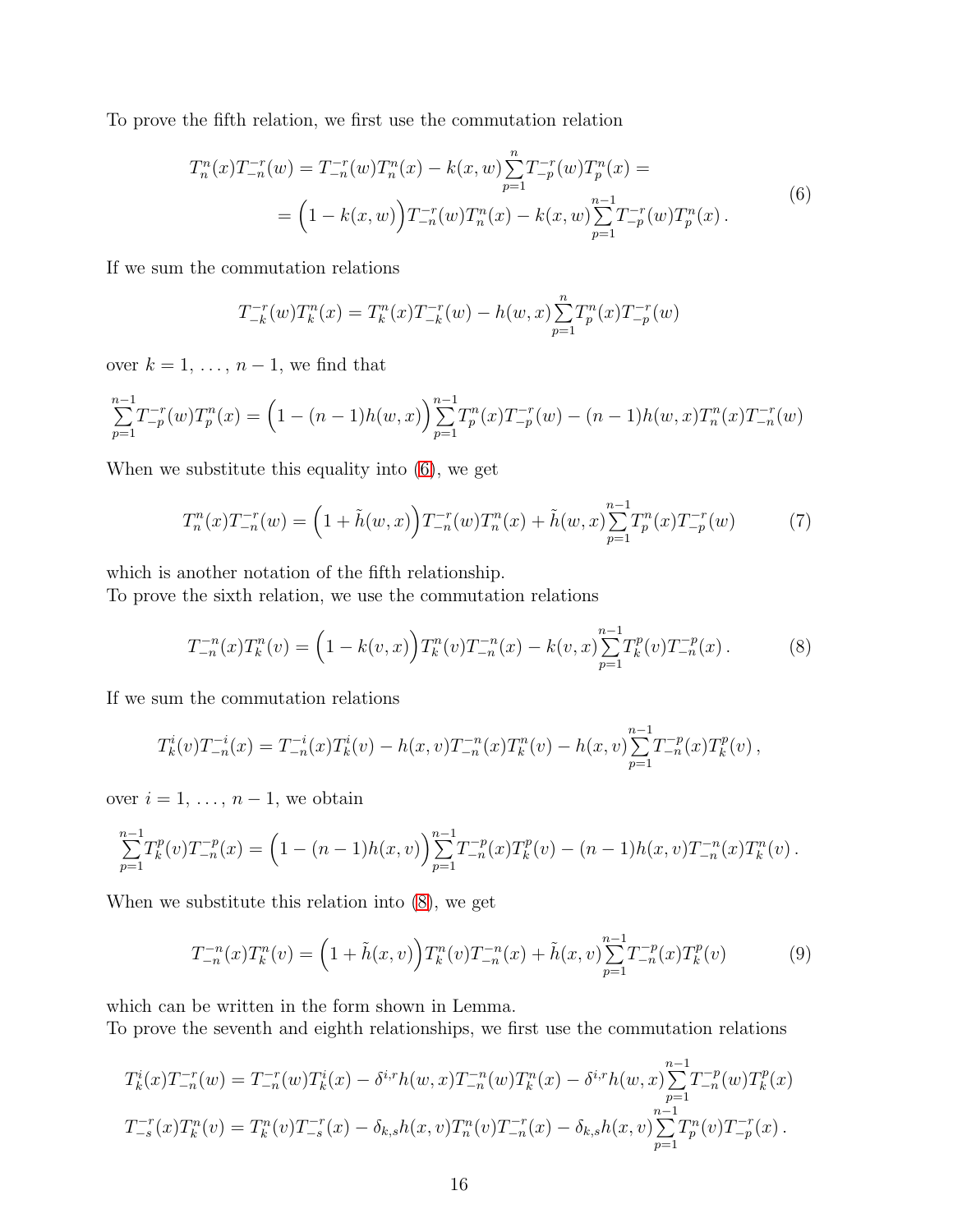To prove the fifth relation, we first use the commutation relation

$$
\begin{aligned}
T^{n}_{n}(x)T^{-r}_{-n}(w) &= T^{-r}_{-n}(w)T^{n}_{n}(x) - k(x,w)\sum_{p=1}^{n} T^{-r}_{-p}(w)T^{n}_{p}(x) = \\
&= \Big(1-k(x,w)\Big)T^{-r}_{-n}(w)T^{n}_{n}(x) - k(x,w)\sum_{p=1}^{n-1} T^{-r}_{-p}(w)T^{n}_{p}(x)\,.
\end{aligned}
\tag{6}
$$

If we sum the commutation relations

$$
T^{-r}_{-k}(w)T^{n}_{k}(x) = T^{n}_{k}(x)T^{-r}_{-k}(w) - h(w,x)\sum_{p=1}^{n} T^{n}_{p}(x)T^{-r}_{-p}(w)
$$

over $k=1,\,\ldots,\,n-1$, we find that

$$
\sum_{p=1}^{n-1} T^{-r}_{-p}(w)T^{n}_{p}(x) = \Big(1-(n-1)h(w,x)\Big)\sum_{p=1}^{n-1} T^{n}_{p}(x)T^{-r}_{-p}(w) - (n-1)h(w,x)T^{n}_{n}(x)T^{-r}_{-n}(w)
$$

When we substitute this equality into (6), we get

$$
T^{n}_{n}(x)T^{-r}_{-n}(w) = \Big(1+\tilde{h}(w,x)\Big)T^{-r}_{-n}(w)T^{n}_{n}(x) + \tilde{h}(w,x)\sum_{p=1}^{n-1} T^{n}_{p}(x)T^{-r}_{-p}(w)
\tag{7}
$$

which is another notation of the fifth relationship.
To prove the sixth relation, we use the commutation relations

$$
T^{-n}_{-n}(x)T^{n}_{k}(v) = \Big(1-k(v,x)\Big)T^{n}_{k}(v)T^{-n}_{-n}(x) - k(v,x)\sum_{p=1}^{n-1} T^{p}_{k}(v)T^{-p}_{-n}(x)\,.
\tag{8}
$$

If we sum the commutation relations

$$
T^{i}_{k}(v)T^{-i}_{-n}(x) = T^{-i}_{-n}(x)T^{i}_{k}(v) - h(x,v)T^{-n}_{-n}(x)T^{n}_{k}(v) - h(x,v)\sum_{p=1}^{n-1} T^{-p}_{-n}(x)T^{p}_{k}(v)\,,
$$

over $i=1,\,\ldots,\,n-1$, we obtain

$$
\sum_{p=1}^{n-1} T^{p}_{k}(v)T^{-p}_{-n}(x) = \Big(1-(n-1)h(x,v)\Big)\sum_{p=1}^{n-1} T^{-p}_{-n}(x)T^{p}_{k}(v) - (n-1)h(x,v)T^{-n}_{-n}(x)T^{n}_{k}(v)\,.
$$

When we substitute this relation into (8), we get

$$
T^{-n}_{-n}(x)T^{n}_{k}(v) = \Big(1+\tilde{h}(x,v)\Big)T^{n}_{k}(v)T^{-n}_{-n}(x) + \tilde{h}(x,v)\sum_{p=1}^{n-1} T^{-p}_{-n}(x)T^{p}_{k}(v)
\tag{9}
$$

which can be written in the form shown in Lemma.
To prove the seventh and eighth relationships, we first use the commutation relations

$$
\begin{aligned}
T^{i}_{k}(x)T^{-r}_{-n}(w) &= T^{-r}_{-n}(w)T^{i}_{k}(x) - \delta^{i,r}h(w,x)T^{-n}_{-n}(w)T^{n}_{k}(x) - \delta^{i,r}h(w,x)\sum_{p=1}^{n-1} T^{-p}_{-n}(w)T^{p}_{k}(x) \\
T^{-r}_{-s}(x)T^{n}_{k}(v) &= T^{n}_{k}(v)T^{-r}_{-s}(x) - \delta_{k,s}h(x,v)T^{n}_{n}(v)T^{-r}_{-n}(x) - \delta_{k,s}h(x,v)\sum_{p=1}^{n-1} T^{n}_{p}(v)T^{-r}_{-p}(x)\,.
\end{aligned}
$$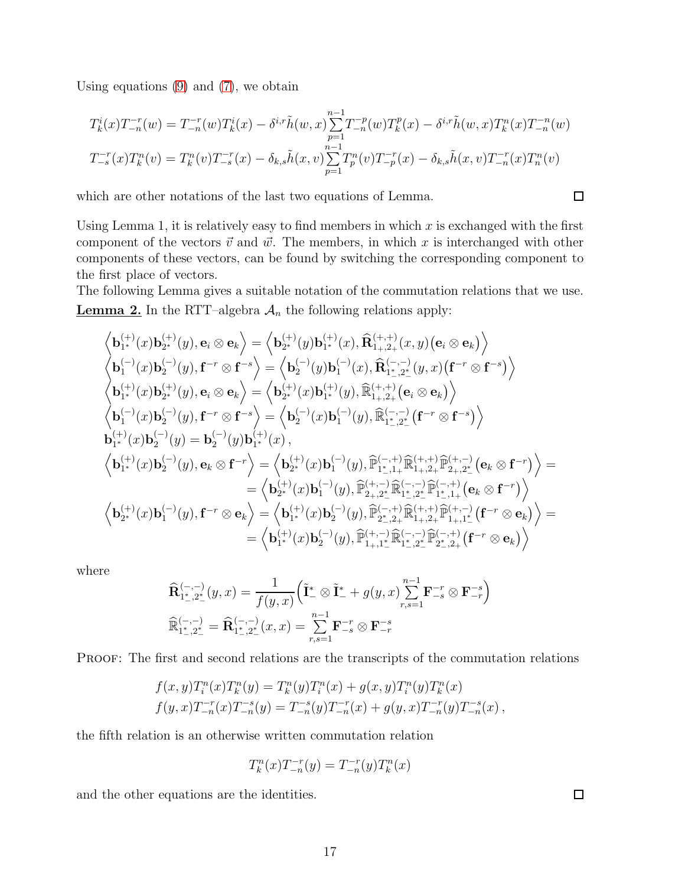Using equations (9) and (7), we obtain

$$
\begin{aligned}
T_k^i(x)T_{-n}^{-r}(w) &= T_{-n}^{-r}(w)T_k^i(x) - \delta^{i,r}\tilde{h}(w,x)\sum_{p=1}^{n-1}T_{-n}^{-p}(w)T_k^p(x) - \delta^{i,r}\tilde{h}(w,x)T_k^n(x)T_{-n}^{-n}(w)\\
T_{-s}^{-r}(x)T_k^n(v) &= T_k^n(v)T_{-s}^{-r}(x) - \delta_{k,s}\tilde{h}(x,v)\sum_{p=1}^{n-1}T_p^n(v)T_{-p}^{-r}(x) - \delta_{k,s}\tilde{h}(x,v)T_{-n}^{-r}(x)T_n^n(v)
\end{aligned}
$$

which are other notations of the last two equations of Lemma. □

Using Lemma 1, it is relatively easy to find members in which $x$ is exchanged with the first component of the vectors $\vec{v}$ and $\vec{w}$. The members, in which $x$ is interchanged with other components of these vectors, can be found by switching the corresponding component to the first place of vectors.

The following Lemma gives a suitable notation of the commutation relations that we use.

**Lemma 2.** In the RTT–algebra $\mathcal{A}_n$ the following relations apply:

$$
\begin{aligned}
&\Big\langle \mathbf{b}_{1^*}^{(+)}(x)\mathbf{b}_{2^*}^{(+)}(y), \mathbf{e}_i \otimes \mathbf{e}_k \Big\rangle = \Big\langle \mathbf{b}_{2^*}^{(+)}(y)\mathbf{b}_{1^*}^{(+)}(x), \widehat{\mathbf{R}}_{1_+,2_+}^{(+,+)}(x,y)\big(\mathbf{e}_i \otimes \mathbf{e}_k\big) \Big\rangle\\
&\Big\langle \mathbf{b}_{1}^{(-)}(x)\mathbf{b}_{2}^{(-)}(y), \mathbf{f}^{-r} \otimes \mathbf{f}^{-s} \Big\rangle = \Big\langle \mathbf{b}_{2}^{(-)}(y)\mathbf{b}_{1}^{(-)}(x), \widehat{\mathbf{R}}_{1_-^*,2_-^*}^{(-,-)}(y,x)\big(\mathbf{f}^{-r} \otimes \mathbf{f}^{-s}\big) \Big\rangle\\
&\Big\langle \mathbf{b}_{1^*}^{(+)}(x)\mathbf{b}_{2^*}^{(+)}(y), \mathbf{e}_i \otimes \mathbf{e}_k \Big\rangle = \Big\langle \mathbf{b}_{2^*}^{(+)}(x)\mathbf{b}_{1^*}^{(+)}(y), \mathbb{R}_{1_+,2_+}^{(+,+)}\big(\mathbf{e}_i \otimes \mathbf{e}_k\big) \Big\rangle\\
&\Big\langle \mathbf{b}_{1}^{(-)}(x)\mathbf{b}_{2}^{(-)}(y), \mathbf{f}^{-r} \otimes \mathbf{f}^{-s} \Big\rangle = \Big\langle \mathbf{b}_{2}^{(-)}(x)\mathbf{b}_{1}^{(-)}(y), \mathbb{R}_{1_-^*,2_-^*}^{(-,-)}\big(\mathbf{f}^{-r} \otimes \mathbf{f}^{-s}\big) \Big\rangle\\
&\mathbf{b}_{1^*}^{(+)}(x)\mathbf{b}_{2}^{(-)}(y) = \mathbf{b}_{2}^{(-)}(y)\mathbf{b}_{1^*}^{(+)}(x)\,,\\
&\Big\langle \mathbf{b}_{1^*}^{(+)}(x)\mathbf{b}_{2}^{(-)}(y), \mathbf{e}_k \otimes \mathbf{f}^{-r} \Big\rangle = \Big\langle \mathbf{b}_{2^*}^{(+)}(x)\mathbf{b}_{1}^{(-)}(y), \widehat{\mathbb{P}}_{1_-^*,1_+}^{(-,+)}\widehat{\mathbb{R}}_{1_+,2_+}^{(+,+)}\widehat{\mathbb{P}}_{2_+,2_-^*}^{(+,-)}\big(\mathbf{e}_k \otimes \mathbf{f}^{-r}\big) \Big\rangle =\\
&\qquad\qquad = \Big\langle \mathbf{b}_{2^*}^{(+)}(x)\mathbf{b}_{1}^{(-)}(y), \widehat{\mathbb{P}}_{2_+,2_-^*}^{(+,-)}\widehat{\mathbb{R}}_{1_-^*,2_-^*}^{(-,-)}\widehat{\mathbb{P}}_{1_-^*,1_+}^{(-,+)}\big(\mathbf{e}_k \otimes \mathbf{f}^{-r}\big) \Big\rangle\\
&\Big\langle \mathbf{b}_{2^*}^{(+)}(x)\mathbf{b}_{1}^{(-)}(y), \mathbf{f}^{-r} \otimes \mathbf{e}_k \Big\rangle = \Big\langle \mathbf{b}_{1^*}^{(+)}(x)\mathbf{b}_{2}^{(-)}(y), \widehat{\mathbb{P}}_{2_-^*,2_+}^{(-,+)}\widehat{\mathbb{R}}_{1_+,2_+}^{(+,+)}\widehat{\mathbb{P}}_{1_+,1_-^*}^{(+,-)}\big(\mathbf{f}^{-r} \otimes \mathbf{e}_k\big) \Big\rangle =\\
&\qquad\qquad = \Big\langle \mathbf{b}_{1^*}^{(+)}(x)\mathbf{b}_{2}^{(-)}(y), \widehat{\mathbb{P}}_{1_+,1_-^*}^{(+,-)}\widehat{\mathbb{R}}_{1_-^*,2_-^*}^{(-,-)}\widehat{\mathbb{P}}_{2_-^*,2_+}^{(-,+)}\big(\mathbf{f}^{-r} \otimes \mathbf{e}_k\big) \Big\rangle
\end{aligned}
$$

where

$$
\begin{aligned}
\widehat{\mathbf{R}}_{1_-^*,2_-^*}^{(-,-)}(y,x) &= \frac{1}{f(y,x)}\Big(\tilde{\mathbf{I}}_-^* \otimes \tilde{\mathbf{I}}_-^* + g(y,x)\sum_{r,s=1}^{n-1}\mathbf{F}_{-s}^{-r} \otimes \mathbf{F}_{-r}^{-s}\Big)\\
\widehat{\mathbb{R}}_{1_-^*,2_-^*}^{(-,-)} &= \widehat{\mathbf{R}}_{1_-^*,2_-^*}^{(-,-)}(x,x) = \sum_{r,s=1}^{n-1}\mathbf{F}_{-s}^{-r} \otimes \mathbf{F}_{-r}^{-s}
\end{aligned}
$$

Proof: The first and second relations are the transcripts of the commutation relations

$$
\begin{aligned}
f(x,y)T_i^n(x)T_k^n(y) &= T_k^n(y)T_i^n(x) + g(x,y)T_i^n(y)T_k^n(x)\\
f(y,x)T_{-n}^{-r}(x)T_{-n}^{-s}(y) &= T_{-n}^{-s}(y)T_{-n}^{-r}(x) + g(y,x)T_{-n}^{-r}(y)T_{-n}^{-s}(x)\,,
\end{aligned}
$$

the fifth relation is an otherwise written commutation relation

$$
T_k^n(x)T_{-n}^{-r}(y) = T_{-n}^{-r}(y)T_k^n(x)
$$

and the other equations are the identities. □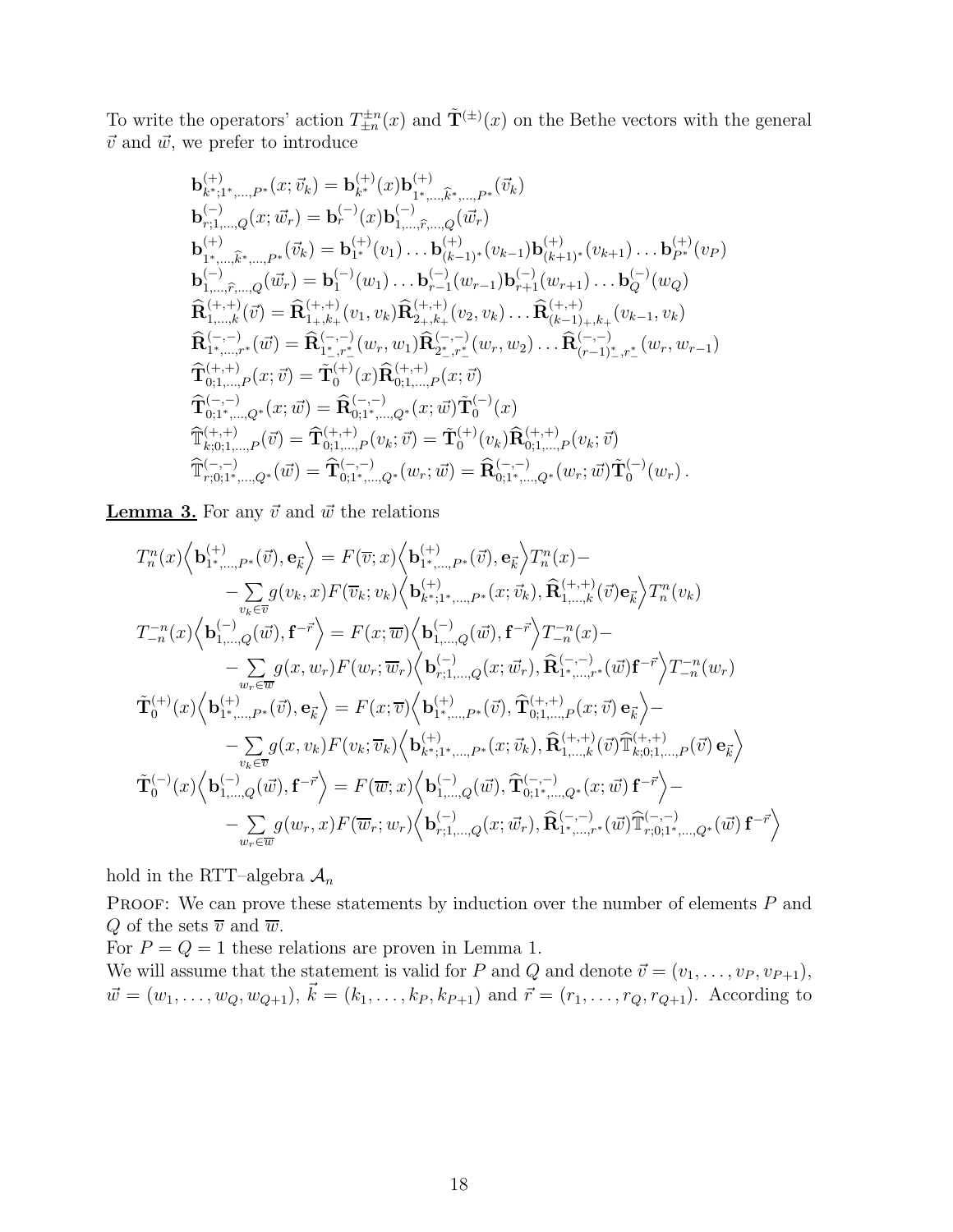To write the operators' action $T^{\pm n}_{\pm n}(x)$ and $\tilde{\mathbf{T}}^{(\pm)}(x)$ on the Bethe vectors with the general $\vec{v}$ and $\vec{w}$, we prefer to introduce

$$
\begin{aligned}
&\mathbf{b}^{(+)}_{k^*;1^*,\dots,P^*}(x;\vec{v}_k)=\mathbf{b}^{(+)}_{k^*}(x)\mathbf{b}^{(+)}_{1^*,\dots,\widehat{k}^*,\dots,P^*}(\vec{v}_k)\\
&\mathbf{b}^{(-)}_{r;1,\dots,Q}(x;\vec{w}_r)=\mathbf{b}^{(-)}_{r}(x)\mathbf{b}^{(-)}_{1,\dots,\widehat{r},\dots,Q}(\vec{w}_r)\\
&\mathbf{b}^{(+)}_{1^*,\dots,\widehat{k}^*,\dots,P^*}(\vec{v}_k)=\mathbf{b}^{(+)}_{1^*}(v_1)\dots\mathbf{b}^{(+)}_{(k-1)^*}(v_{k-1})\mathbf{b}^{(+)}_{(k+1)^*}(v_{k+1})\dots\mathbf{b}^{(+)}_{P^*}(v_P)\\
&\mathbf{b}^{(-)}_{1,\dots,\widehat{r},\dots,Q}(\vec{w}_r)=\mathbf{b}^{(-)}_{1}(w_1)\dots\mathbf{b}^{(-)}_{r-1}(w_{r-1})\mathbf{b}^{(-)}_{r+1}(w_{r+1})\dots\mathbf{b}^{(-)}_{Q}(w_Q)\\
&\widehat{\mathbf{R}}^{(+,+)}_{1,\dots,k}(\vec{v})=\widehat{\mathbf{R}}^{(+,+)}_{1_+,k_+}(v_1,v_k)\widehat{\mathbf{R}}^{(+,+)}_{2_+,k_+}(v_2,v_k)\dots\widehat{\mathbf{R}}^{(+,+)}_{(k-1)_+,k_+}(v_{k-1},v_k)\\
&\widehat{\mathbf{R}}^{(-,-)}_{1^*,\dots,r^*}(\vec{w})=\widehat{\mathbf{R}}^{(-,-)}_{1^*_-,r^*_-}(w_r,w_1)\widehat{\mathbf{R}}^{(-,-)}_{2^*_-,r^*_-}(w_r,w_2)\dots\widehat{\mathbf{R}}^{(-,-)}_{(r-1)^*_-,r^*_-}(w_r,w_{r-1})\\
&\widehat{\mathbf{T}}^{(+,+)}_{0;1,\dots,P}(x;\vec{v})=\tilde{\mathbf{T}}^{(+)}_0(x)\widehat{\mathbf{R}}^{(+,+)}_{0;1,\dots,P}(x;\vec{v})\\
&\widehat{\mathbf{T}}^{(-,-)}_{0;1^*,\dots,Q^*}(x;\vec{w})=\widehat{\mathbf{R}}^{(-,-)}_{0;1^*,\dots,Q^*}(x;\vec{w})\tilde{\mathbf{T}}^{(-)}_0(x)\\
&\widehat{\mathbb{T}}^{(+,+)}_{k;0;1,\dots,P}(\vec{v})=\widehat{\mathbf{T}}^{(+,+)}_{0;1,\dots,P}(v_k;\vec{v})=\tilde{\mathbf{T}}^{(+)}_0(v_k)\widehat{\mathbf{R}}^{(+,+)}_{0;1,\dots,P}(v_k;\vec{v})\\
&\widehat{\mathbb{T}}^{(-,-)}_{r;0;1^*,\dots,Q^*}(\vec{w})=\widehat{\mathbf{T}}^{(-,-)}_{0;1^*,\dots,Q^*}(w_r;\vec{w})=\widehat{\mathbf{R}}^{(-,-)}_{0;1^*,\dots,Q^*}(w_r;\vec{w})\tilde{\mathbf{T}}^{(-)}_0(w_r)\,.
\end{aligned}
$$

**Lemma 3.** For any $\vec{v}$ and $\vec{w}$ the relations

$$
\begin{aligned}
T^n_n(x)\Big\langle\mathbf{b}^{(+)}_{1^*,\dots,P^*}(\vec{v}),\mathbf{e}_{\vec{k}}\Big\rangle&=F(\overline{v};x)\Big\langle\mathbf{b}^{(+)}_{1^*,\dots,P^*}(\vec{v}),\mathbf{e}_{\vec{k}}\Big\rangle T^n_n(x)-\\
&-\sum_{v_k\in\overline{v}}g(v_k,x)F(\overline{v}_k;v_k)\Big\langle\mathbf{b}^{(+)}_{k^*;1^*,\dots,P^*}(x;\vec{v}_k),\widehat{\mathbf{R}}^{(+,+)}_{1,\dots,k}(\vec{v})\mathbf{e}_{\vec{k}}\Big\rangle T^n_n(v_k)\\
T^{-n}_{-n}(x)\Big\langle\mathbf{b}^{(-)}_{1,\dots,Q}(\vec{w}),\mathbf{f}^{-\vec{r}}\Big\rangle&=F(x;\overline{w})\Big\langle\mathbf{b}^{(-)}_{1,\dots,Q}(\vec{w}),\mathbf{f}^{-\vec{r}}\Big\rangle T^{-n}_{-n}(x)-\\
&-\sum_{w_r\in\overline{w}}g(x,w_r)F(w_r;\overline{w}_r)\Big\langle\mathbf{b}^{(-)}_{r;1,\dots,Q}(x;\vec{w}_r),\widehat{\mathbf{R}}^{(-,-)}_{1^*,\dots,r^*}(\vec{w})\mathbf{f}^{-\vec{r}}\Big\rangle T^{-n}_{-n}(w_r)\\
\tilde{\mathbf{T}}^{(+)}_0(x)\Big\langle\mathbf{b}^{(+)}_{1^*,\dots,P^*}(\vec{v}),\mathbf{e}_{\vec{k}}\Big\rangle&=F(x;\overline{v})\Big\langle\mathbf{b}^{(+)}_{1^*,\dots,P^*}(\vec{v}),\widehat{\mathbf{T}}^{(+,+)}_{0;1,\dots,P}(x;\vec{v})\,\mathbf{e}_{\vec{k}}\Big\rangle-\\
&-\sum_{v_k\in\overline{v}}g(x,v_k)F(v_k;\overline{v}_k)\Big\langle\mathbf{b}^{(+)}_{k^*;1^*,\dots,P^*}(x;\vec{v}_k),\widehat{\mathbf{R}}^{(+,+)}_{1,\dots,k}(\vec{v})\widehat{\mathbb{T}}^{(+,+)}_{k;0;1,\dots,P}(\vec{v})\,\mathbf{e}_{\vec{k}}\Big\rangle\\
\tilde{\mathbf{T}}^{(-)}_0(x)\Big\langle\mathbf{b}^{(-)}_{1,\dots,Q}(\vec{w}),\mathbf{f}^{-\vec{r}}\Big\rangle&=F(\overline{w};x)\Big\langle\mathbf{b}^{(-)}_{1,\dots,Q}(\vec{w}),\widehat{\mathbf{T}}^{(-,-)}_{0;1^*,\dots,Q^*}(x;\vec{w})\,\mathbf{f}^{-\vec{r}}\Big\rangle-\\
&-\sum_{w_r\in\overline{w}}g(w_r,x)F(\overline{w}_r;w_r)\Big\langle\mathbf{b}^{(-)}_{r;1,\dots,Q}(x;\vec{w}_r),\widehat{\mathbf{R}}^{(-,-)}_{1^*,\dots,r^*}(\vec{w})\widehat{\mathbb{T}}^{(-,-)}_{r;0;1^*,\dots,Q^*}(\vec{w})\,\mathbf{f}^{-\vec{r}}\Big\rangle
\end{aligned}
$$

hold in the RTT–algebra $\mathcal{A}_n$

Proof: We can prove these statements by induction over the number of elements $P$ and $Q$ of the sets $\overline{v}$ and $\overline{w}$.

For $P=Q=1$ these relations are proven in Lemma 1.

We will assume that the statement is valid for $P$ and $Q$ and denote $\vec{v}=(v_1,\dots,v_P,v_{P+1})$, $\vec{w}=(w_1,\dots,w_Q,w_{Q+1})$, $\vec{k}=(k_1,\dots,k_P,k_{P+1})$ and $\vec{r}=(r_1,\dots,r_Q,r_{Q+1})$. According to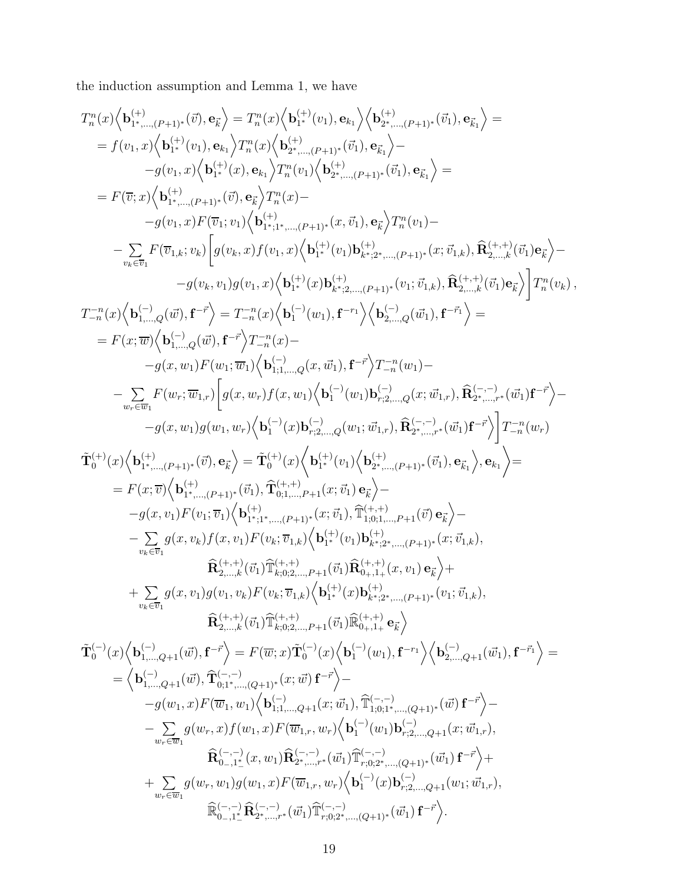the induction assumption and Lemma 1, we have

$$
\begin{aligned}
&T_n^n(x)\Big\langle \mathbf{b}^{(+)}_{1^*,\dots,(P+1)^*}(\vec{v}),\mathbf{e}_{\vec{k}}\Big\rangle = T_n^n(x)\Big\langle \mathbf{b}^{(+)}_{1^*}(v_1),\mathbf{e}_{k_1}\Big\rangle\Big\langle \mathbf{b}^{(+)}_{2^*,\dots,(P+1)^*}(\vec{v}_1),\mathbf{e}_{\vec{k}_1}\Big\rangle = \\
&= f(v_1,x)\Big\langle \mathbf{b}^{(+)}_{1^*}(v_1),\mathbf{e}_{k_1}\Big\rangle T_n^n(x)\Big\langle \mathbf{b}^{(+)}_{2^*,\dots,(P+1)^*}(\vec{v}_1),\mathbf{e}_{\vec{k}_1}\Big\rangle - \\
&\qquad -g(v_1,x)\Big\langle \mathbf{b}^{(+)}_{1^*}(x),\mathbf{e}_{k_1}\Big\rangle T_n^n(v_1)\Big\langle \mathbf{b}^{(+)}_{2^*,\dots,(P+1)^*}(\vec{v}_1),\mathbf{e}_{\vec{k}_1}\Big\rangle = \\
&= F(\overline{v};x)\Big\langle \mathbf{b}^{(+)}_{1^*,\dots,(P+1)^*}(\vec{v}),\mathbf{e}_{\vec{k}}\Big\rangle T_n^n(x) - \\
&\qquad -g(v_1,x)F(\overline{v}_1;v_1)\Big\langle \mathbf{b}^{(+)}_{1^*;1^*,\dots,(P+1)^*}(x,\vec{v}_1),\mathbf{e}_{\vec{k}}\Big\rangle T_n^n(v_1) - \\
&\quad -\sum_{v_k\in\overline{v}_1} F(\overline{v}_{1,k};v_k)\Bigg[g(v_k,x)f(v_1,x)\Big\langle \mathbf{b}^{(+)}_{1^*}(v_1)\mathbf{b}^{(+)}_{k^*;2^*,\dots,(P+1)^*}(x;\vec{v}_{1,k}),\widehat{\mathbf{R}}^{(+,+)}_{2,\dots,k}(\vec{v}_1)\mathbf{e}_{\vec{k}}\Big\rangle - \\
&\qquad\qquad -g(v_k,v_1)g(v_1,x)\Big\langle \mathbf{b}^{(+)}_{1^*}(x)\mathbf{b}^{(+)}_{k^*;2,\dots,(P+1)^*}(v_1;\vec{v}_{1,k}),\widehat{\mathbf{R}}^{(+,+)}_{2,\dots,k}(\vec{v}_1)\mathbf{e}_{\vec{k}}\Big\rangle\Bigg]T_n^n(v_k)\,,
\end{aligned}
$$

$$
\begin{aligned}
&T_{-n}^{-n}(x)\Big\langle \mathbf{b}^{(-)}_{1,\dots,Q}(\vec{w}),\mathbf{f}^{-\vec{r}}\Big\rangle = T_{-n}^{-n}(x)\Big\langle \mathbf{b}^{(-)}_{1}(w_1),\mathbf{f}^{-r_1}\Big\rangle\Big\langle \mathbf{b}^{(-)}_{2,\dots,Q}(\vec{w}_1),\mathbf{f}^{-\vec{r}_1}\Big\rangle = \\
&= F(x;\overline{w})\Big\langle \mathbf{b}^{(-)}_{1,\dots,Q}(\vec{w}),\mathbf{f}^{-\vec{r}}\Big\rangle T_{-n}^{-n}(x) - \\
&\qquad -g(x,w_1)F(w_1;\overline{w}_1)\Big\langle \mathbf{b}^{(-)}_{1;1,\dots,Q}(x,\vec{w}_1),\mathbf{f}^{-\vec{r}}\Big\rangle T_{-n}^{-n}(w_1) - \\
&\quad -\sum_{w_r\in\overline{w}_1} F(w_r;\overline{w}_{1,r})\Bigg[g(x,w_r)f(x,w_1)\Big\langle \mathbf{b}^{(-)}_{1}(w_1)\mathbf{b}^{(-)}_{r;2,\dots,Q}(x;\vec{w}_{1,r}),\widehat{\mathbf{R}}^{(-,-)}_{2^*,\dots,r^*}(\vec{w}_1)\mathbf{f}^{-\vec{r}}\Big\rangle - \\
&\qquad\qquad -g(x,w_1)g(w_1,w_r)\Big\langle \mathbf{b}^{(-)}_{1}(x)\mathbf{b}^{(-)}_{r;2,\dots,Q}(w_1;\vec{w}_{1,r}),\widehat{\mathbf{R}}^{(-,-)}_{2^*,\dots,r^*}(\vec{w}_1)\mathbf{f}^{-\vec{r}}\Big\rangle\Bigg]T_{-n}^{-n}(w_r)
\end{aligned}
$$

$$
\begin{aligned}
&\tilde{\mathbf{T}}^{(+)}_0(x)\Big\langle \mathbf{b}^{(+)}_{1^*,\dots,(P+1)^*}(\vec{v}),\mathbf{e}_{\vec{k}}\Big\rangle = \tilde{\mathbf{T}}^{(+)}_0(x)\Big\langle \mathbf{b}^{(+)}_{1^*}(v_1)\Big\langle \mathbf{b}^{(+)}_{2^*,\dots,(P+1)^*}(\vec{v}_1),\mathbf{e}_{\vec{k}_1}\Big\rangle,\mathbf{e}_{k_1}\Big\rangle = \\
&= F(x;\overline{v})\Big\langle \mathbf{b}^{(+)}_{1^*,\dots,(P+1)^*}(\vec{v}_1),\widehat{\mathbf{T}}^{(+,+)}_{0;1,\dots,P+1}(x;\vec{v}_1)\,\mathbf{e}_{\vec{k}}\Big\rangle - \\
&\quad -g(x,v_1)F(v_1;\overline{v}_1)\Big\langle \mathbf{b}^{(+)}_{1^*;1^*,\dots,(P+1)^*}(x;\vec{v}_1),\widehat{\mathbb{T}}^{(+,+)}_{1;0;1,\dots,P+1}(\vec{v})\,\mathbf{e}_{\vec{k}}\Big\rangle - \\
&\quad -\sum_{v_k\in\overline{v}_1} g(x,v_k)f(x,v_1)F(v_k;\overline{v}_{1,k})\Big\langle \mathbf{b}^{(+)}_{1^*}(v_1)\mathbf{b}^{(+)}_{k^*;2^*,\dots,(P+1)^*}(x;\vec{v}_{1,k}), \\
&\qquad\qquad \widehat{\mathbf{R}}^{(+,+)}_{2,\dots,k}(\vec{v}_1)\widehat{\mathbb{T}}^{(+,+)}_{k;0;2,\dots,P+1}(\vec{v}_1)\widehat{\mathbf{R}}^{(+,+)}_{0_+,1_+}(x,v_1)\,\mathbf{e}_{\vec{k}}\Big\rangle + \\
&\quad +\sum_{v_k\in\overline{v}_1} g(x,v_1)g(v_1,v_k)F(v_k;\overline{v}_{1,k})\Big\langle \mathbf{b}^{(+)}_{1^*}(x)\mathbf{b}^{(+)}_{k^*;2^*,\dots,(P+1)^*}(v_1;\vec{v}_{1,k}), \\
&\qquad\qquad \widehat{\mathbf{R}}^{(+,+)}_{2,\dots,k}(\vec{v}_1)\widehat{\mathbb{T}}^{(+,+)}_{k;0;2,\dots,P+1}(\vec{v}_1)\widehat{\mathbb{R}}^{(+,+)}_{0_+,1_+}\,\mathbf{e}_{\vec{k}}\Big\rangle
\end{aligned}
$$

$$
\begin{aligned}
&\tilde{\mathbf{T}}^{(-)}_0(x)\Big\langle \mathbf{b}^{(-)}_{1,\dots,Q+1}(\vec{w}),\mathbf{f}^{-\vec{r}}\Big\rangle = F(\overline{w};x)\tilde{\mathbf{T}}^{(-)}_0(x)\Big\langle \mathbf{b}^{(-)}_{1}(w_1),\mathbf{f}^{-r_1}\Big\rangle\Big\langle \mathbf{b}^{(-)}_{2,\dots,Q+1}(\vec{w}_1),\mathbf{f}^{-\vec{r}_1}\Big\rangle = \\
&= \Big\langle \mathbf{b}^{(-)}_{1,\dots,Q+1}(\vec{w}),\widehat{\mathbf{T}}^{(-,-)}_{0;1^*,\dots,(Q+1)^*}(x;\vec{w})\,\mathbf{f}^{-\vec{r}}\Big\rangle - \\
&\quad -g(w_1,x)F(\overline{w}_1,w_1)\Big\langle \mathbf{b}^{(-)}_{1;1,\dots,Q+1}(x;\vec{w}_1),\widehat{\mathbb{T}}^{(-,-)}_{1;0;1^*,\dots,(Q+1)^*}(\vec{w})\,\mathbf{f}^{-\vec{r}}\Big\rangle - \\
&\quad -\sum_{w_r\in\overline{w}_1} g(w_r,x)f(w_1,x)F(\overline{w}_{1,r},w_r)\Big\langle \mathbf{b}^{(-)}_{1}(w_1)\mathbf{b}^{(-)}_{r;2,\dots,Q+1}(x;\vec{w}_{1,r}), \\
&\qquad\qquad \widehat{\mathbf{R}}^{(-,-)}_{0_-,1^*_-}(x,w_1)\widehat{\mathbf{R}}^{(-,-)}_{2^*,\dots,r^*}(\vec{w}_1)\widehat{\mathbb{T}}^{(-,-)}_{r;0;2^*,\dots,(Q+1)^*}(\vec{w}_1)\,\mathbf{f}^{-\vec{r}}\Big\rangle + \\
&\quad +\sum_{w_r\in\overline{w}_1} g(w_r,w_1)g(w_1,x)F(\overline{w}_{1,r},w_r)\Big\langle \mathbf{b}^{(-)}_{1}(x)\mathbf{b}^{(-)}_{r;2,\dots,Q+1}(w_1;\vec{w}_{1,r}), \\
&\qquad\qquad \widehat{\mathbb{R}}^{(-,-)}_{0_-,1^*_-}\widehat{\mathbf{R}}^{(-,-)}_{2^*,\dots,r^*}(\vec{w}_1)\widehat{\mathbb{T}}^{(-,-)}_{r;0;2^*,\dots,(Q+1)^*}(\vec{w}_1)\,\mathbf{f}^{-\vec{r}}\Big\rangle.
\end{aligned}
$$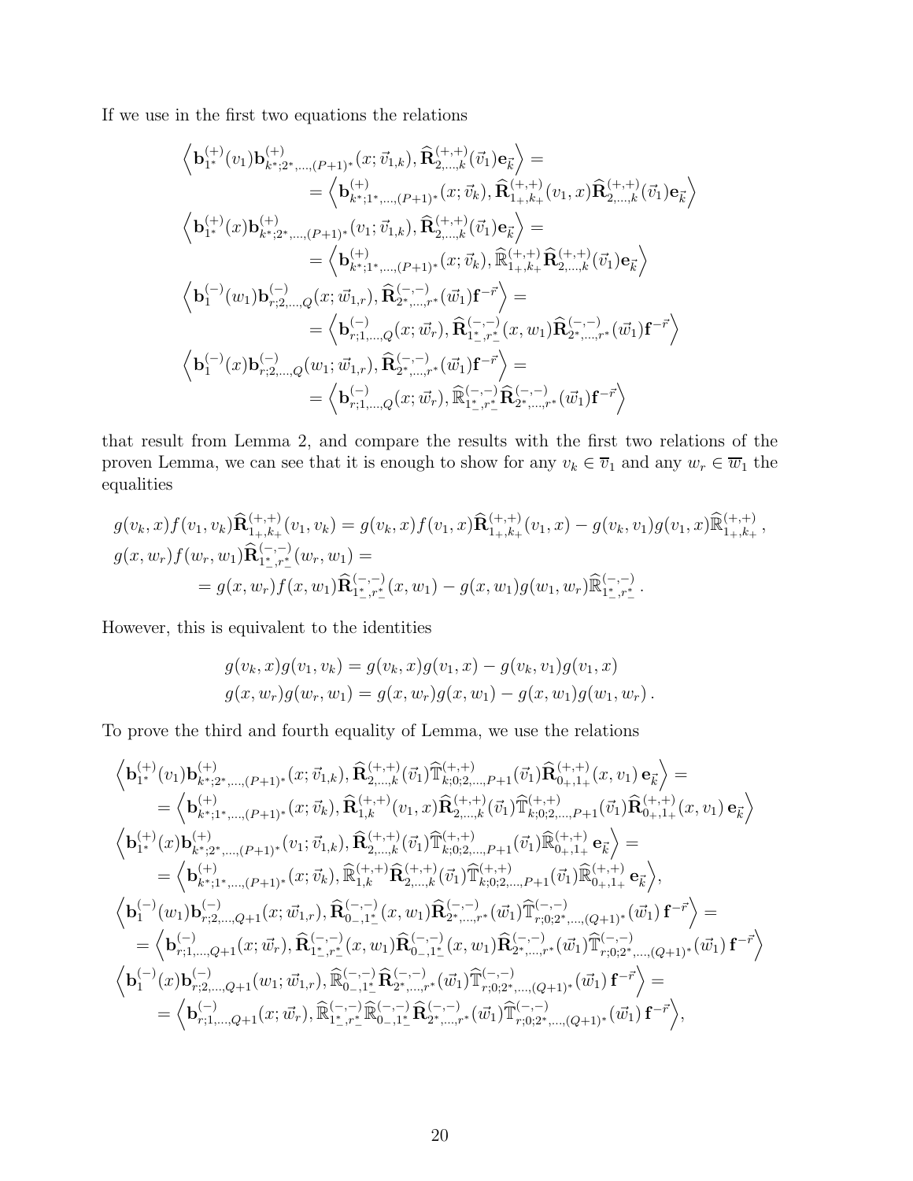If we use in the first two equations the relations

$$
\begin{aligned}
&\Big\langle \mathbf{b}^{(+)}_{1^*}(v_1)\mathbf{b}^{(+)}_{k^*;2^*,\dots,(P+1)^*}(x;\vec{v}_{1,k}), \widehat{\mathbf{R}}^{(+,+)}_{2,\dots,k}(\vec{v}_1)\mathbf{e}_{\vec{k}}\Big\rangle = \\
&\qquad = \Big\langle \mathbf{b}^{(+)}_{k^*;1^*,\dots,(P+1)^*}(x;\vec{v}_k), \widehat{\mathbf{R}}^{(+,+)}_{1_+,k_+}(v_1,x)\widehat{\mathbf{R}}^{(+,+)}_{2,\dots,k}(\vec{v}_1)\mathbf{e}_{\vec{k}}\Big\rangle \\
&\Big\langle \mathbf{b}^{(+)}_{1^*}(x)\mathbf{b}^{(+)}_{k^*;2^*,\dots,(P+1)^*}(v_1;\vec{v}_{1,k}), \widehat{\mathbf{R}}^{(+,+)}_{2,\dots,k}(\vec{v}_1)\mathbf{e}_{\vec{k}}\Big\rangle = \\
&\qquad = \Big\langle \mathbf{b}^{(+)}_{k^*;1^*,\dots,(P+1)^*}(x;\vec{v}_k), \widehat{\mathbb{R}}^{(+,+)}_{1_+,k_+}\widehat{\mathbf{R}}^{(+,+)}_{2,\dots,k}(\vec{v}_1)\mathbf{e}_{\vec{k}}\Big\rangle \\
&\Big\langle \mathbf{b}^{(-)}_{1}(w_1)\mathbf{b}^{(-)}_{r;2,\dots,Q}(x;\vec{w}_{1,r}), \widehat{\mathbf{R}}^{(-,-)}_{2^*,\dots,r^*}(\vec{w}_1)\mathbf{f}^{-\vec{r}}\Big\rangle = \\
&\qquad = \Big\langle \mathbf{b}^{(-)}_{r;1,\dots,Q}(x;\vec{w}_r), \widehat{\mathbf{R}}^{(-,-)}_{1^*_-,r^*_-}(x,w_1)\widehat{\mathbf{R}}^{(-,-)}_{2^*,\dots,r^*}(\vec{w}_1)\mathbf{f}^{-\vec{r}}\Big\rangle \\
&\Big\langle \mathbf{b}^{(-)}_{1}(x)\mathbf{b}^{(-)}_{r;2,\dots,Q}(w_1;\vec{w}_{1,r}), \widehat{\mathbf{R}}^{(-,-)}_{2^*,\dots,r^*}(\vec{w}_1)\mathbf{f}^{-\vec{r}}\Big\rangle = \\
&\qquad = \Big\langle \mathbf{b}^{(-)}_{r;1,\dots,Q}(x;\vec{w}_r), \widehat{\mathbb{R}}^{(-,-)}_{1^*_-,r^*_-}\widehat{\mathbf{R}}^{(-,-)}_{2^*,\dots,r^*}(\vec{w}_1)\mathbf{f}^{-\vec{r}}\Big\rangle
\end{aligned}
$$

that result from Lemma 2, and compare the results with the first two relations of the proven Lemma, we can see that it is enough to show for any $v_k \in \overline{v}_1$ and any $w_r \in \overline{w}_1$ the equalities

$$
\begin{aligned}
&g(v_k,x)f(v_1,v_k)\widehat{\mathbf{R}}^{(+,+)}_{1_+,k_+}(v_1,v_k) = g(v_k,x)f(v_1,x)\widehat{\mathbf{R}}^{(+,+)}_{1_+,k_+}(v_1,x) - g(v_k,v_1)g(v_1,x)\widehat{\mathbb{R}}^{(+,+)}_{1_+,k_+}\,, \\
&g(x,w_r)f(w_r,w_1)\widehat{\mathbf{R}}^{(-,-)}_{1^*_-,r^*_-}(w_r,w_1) = \\
&\qquad = g(x,w_r)f(x,w_1)\widehat{\mathbf{R}}^{(-,-)}_{1^*_-,r^*_-}(x,w_1) - g(x,w_1)g(w_1,w_r)\widehat{\mathbb{R}}^{(-,-)}_{1^*_-,r^*_-}\,.
\end{aligned}
$$

However, this is equivalent to the identities

$$
\begin{aligned}
g(v_k,x)g(v_1,v_k) &= g(v_k,x)g(v_1,x) - g(v_k,v_1)g(v_1,x) \\
g(x,w_r)g(w_r,w_1) &= g(x,w_r)g(x,w_1) - g(x,w_1)g(w_1,w_r)\,.
\end{aligned}
$$

To prove the third and fourth equality of Lemma, we use the relations

$$
\begin{aligned}
&\Big\langle \mathbf{b}^{(+)}_{1^*}(v_1)\mathbf{b}^{(+)}_{k^*;2^*,\dots,(P+1)^*}(x;\vec{v}_{1,k}), \widehat{\mathbf{R}}^{(+,+)}_{2,\dots,k}(\vec{v}_1)\widehat{\mathbb{T}}^{(+,+)}_{k;0;2,\dots,P+1}(\vec{v}_1)\widehat{\mathbf{R}}^{(+,+)}_{0_+,1_+}(x,v_1)\,\mathbf{e}_{\vec{k}}\Big\rangle = \\
&\quad = \Big\langle \mathbf{b}^{(+)}_{k^*;1^*,\dots,(P+1)^*}(x;\vec{v}_k), \widehat{\mathbf{R}}^{(+,+)}_{1,k}(v_1,x)\widehat{\mathbf{R}}^{(+,+)}_{2,\dots,k}(\vec{v}_1)\widehat{\mathbb{T}}^{(+,+)}_{k;0;2,\dots,P+1}(\vec{v}_1)\widehat{\mathbf{R}}^{(+,+)}_{0_+,1_+}(x,v_1)\,\mathbf{e}_{\vec{k}}\Big\rangle \\
&\Big\langle \mathbf{b}^{(+)}_{1^*}(x)\mathbf{b}^{(+)}_{k^*;2^*,\dots,(P+1)^*}(v_1;\vec{v}_{1,k}), \widehat{\mathbf{R}}^{(+,+)}_{2,\dots,k}(\vec{v}_1)\widehat{\mathbb{T}}^{(+,+)}_{k;0;2,\dots,P+1}(\vec{v}_1)\widehat{\mathbb{R}}^{(+,+)}_{0_+,1_+}\,\mathbf{e}_{\vec{k}}\Big\rangle = \\
&\quad = \Big\langle \mathbf{b}^{(+)}_{k^*;1^*,\dots,(P+1)^*}(x;\vec{v}_k), \widehat{\mathbb{R}}^{(+,+)}_{1,k}\widehat{\mathbf{R}}^{(+,+)}_{2,\dots,k}(\vec{v}_1)\widehat{\mathbb{T}}^{(+,+)}_{k;0;2,\dots,P+1}(\vec{v}_1)\widehat{\mathbb{R}}^{(+,+)}_{0_+,1_+}\,\mathbf{e}_{\vec{k}}\Big\rangle, \\
&\Big\langle \mathbf{b}^{(-)}_{1}(w_1)\mathbf{b}^{(-)}_{r;2,\dots,Q+1}(x;\vec{w}_{1,r}), \widehat{\mathbf{R}}^{(-,-)}_{0_-,1^*_-}(x,w_1)\widehat{\mathbf{R}}^{(-,-)}_{2^*,\dots,r^*}(\vec{w}_1)\widehat{\mathbb{T}}^{(-,-)}_{r;0;2^*,\dots,(Q+1)^*}(\vec{w}_1)\,\mathbf{f}^{-\vec{r}}\Big\rangle = \\
&\quad = \Big\langle \mathbf{b}^{(-)}_{r;1,\dots,Q+1}(x;\vec{w}_r), \widehat{\mathbf{R}}^{(-,-)}_{1^*_-,r^*_-}(x,w_1)\widehat{\mathbf{R}}^{(-,-)}_{0_-,1^*_-}(x,w_1)\widehat{\mathbf{R}}^{(-,-)}_{2^*,\dots,r^*}(\vec{w}_1)\widehat{\mathbb{T}}^{(-,-)}_{r;0;2^*,\dots,(Q+1)^*}(\vec{w}_1)\,\mathbf{f}^{-\vec{r}}\Big\rangle \\
&\Big\langle \mathbf{b}^{(-)}_{1}(x)\mathbf{b}^{(-)}_{r;2,\dots,Q+1}(w_1;\vec{w}_{1,r}), \widehat{\mathbb{R}}^{(-,-)}_{0_-,1^*_-}\widehat{\mathbf{R}}^{(-,-)}_{2^*,\dots,r^*}(\vec{w}_1)\widehat{\mathbb{T}}^{(-,-)}_{r;0;2^*,\dots,(Q+1)^*}(\vec{w}_1)\,\mathbf{f}^{-\vec{r}}\Big\rangle = \\
&\quad = \Big\langle \mathbf{b}^{(-)}_{r;1,\dots,Q+1}(x;\vec{w}_r), \widehat{\mathbb{R}}^{(-,-)}_{1^*_-,r^*_-}\widehat{\mathbb{R}}^{(-,-)}_{0_-,1^*_-}\widehat{\mathbf{R}}^{(-,-)}_{2^*,\dots,r^*}(\vec{w}_1)\widehat{\mathbb{T}}^{(-,-)}_{r;0;2^*,\dots,(Q+1)^*}(\vec{w}_1)\,\mathbf{f}^{-\vec{r}}\Big\rangle,
\end{aligned}
$$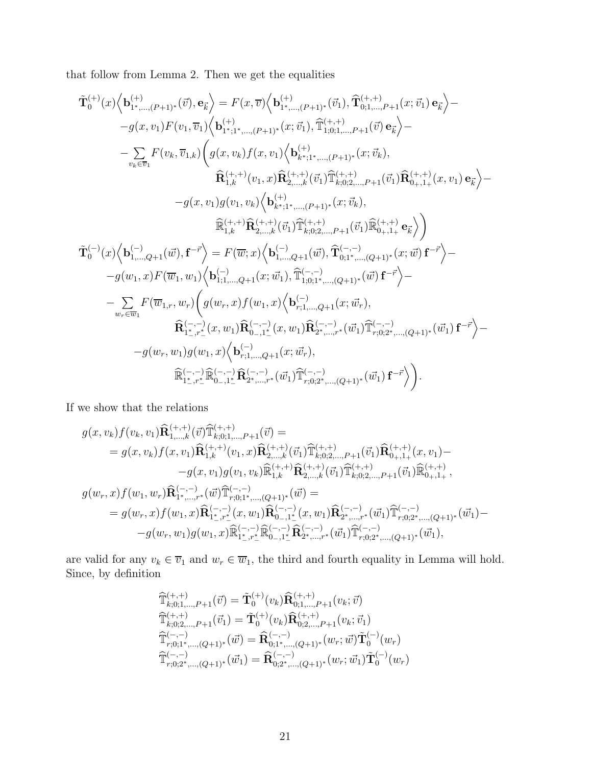that follow from Lemma 2. Then we get the equalities

$$
\begin{aligned}
\tilde{\mathbf{T}}_0^{(+)}(x)\Big\langle \mathbf{b}^{(+)}_{1^*,\ldots,(P+1)^*}(\vec{v}), \mathbf{e}_{\vec{k}}\Big\rangle &= F(x,\overline{v})\Big\langle \mathbf{b}^{(+)}_{1^*,\ldots,(P+1)^*}(\vec{v}_1), \widehat{\mathbf{T}}^{(+,+)}_{0;1,\ldots,P+1}(x;\vec{v}_1)\,\mathbf{e}_{\vec{k}}\Big\rangle - \\
&-g(x,v_1)F(v_1,\overline{v}_1)\Big\langle \mathbf{b}^{(+)}_{1^*;1^*,\ldots,(P+1)^*}(x;\vec{v}_1), \widehat{\mathbb{T}}^{(+,+)}_{1;0;1,\ldots,P+1}(\vec{v})\,\mathbf{e}_{\vec{k}}\Big\rangle - \\
&-\sum_{v_k\in\overline{v}_1} F(v_k,\overline{v}_{1,k})\bigg( g(x,v_k)f(x,v_1)\Big\langle \mathbf{b}^{(+)}_{k^*;1^*,\ldots,(P+1)^*}(x;\vec{v}_k), \\
&\qquad \widehat{\mathbf{R}}^{(+,+)}_{1,k}(v_1,x)\widehat{\mathbf{R}}^{(+,+)}_{2,\ldots,k}(\vec{v}_1)\widehat{\mathbb{T}}^{(+,+)}_{k;0;2,\ldots,P+1}(\vec{v}_1)\widehat{\mathbf{R}}^{(+,+)}_{0_+,1_+}(x,v_1)\,\mathbf{e}_{\vec{k}}\Big\rangle - \\
&\qquad -g(x,v_1)g(v_1,v_k)\Big\langle \mathbf{b}^{(+)}_{k^*;1^*,\ldots,(P+1)^*}(x;\vec{v}_k), \\
&\qquad \widehat{\mathbb{R}}^{(+,+)}_{1,k}\widehat{\mathbf{R}}^{(+,+)}_{2,\ldots,k}(\vec{v}_1)\widehat{\mathbb{T}}^{(+,+)}_{k;0;2,\ldots,P+1}(\vec{v}_1)\widehat{\mathbb{R}}^{(+,+)}_{0_+,1_+}\,\mathbf{e}_{\vec{k}}\Big\rangle\bigg) \\
\tilde{\mathbf{T}}_0^{(-)}(x)\Big\langle \mathbf{b}^{(-)}_{1,\ldots,Q+1}(\vec{w}), \mathbf{f}^{-\vec{r}}\Big\rangle &= F(\overline{w};x)\Big\langle \mathbf{b}^{(-)}_{1,\ldots,Q+1}(\vec{w}), \widehat{\mathbf{T}}^{(-,-)}_{0;1^*,\ldots,(Q+1)^*}(x;\vec{w})\,\mathbf{f}^{-\vec{r}}\Big\rangle - \\
&-g(w_1,x)F(\overline{w}_1,w_1)\Big\langle \mathbf{b}^{(-)}_{1;1,\ldots,Q+1}(x;\vec{w}_1), \widehat{\mathbb{T}}^{(-,-)}_{1;0;1^*,\ldots,(Q+1)^*}(\vec{w})\,\mathbf{f}^{-\vec{r}}\Big\rangle - \\
&-\sum_{w_r\in\overline{w}_1} F(\overline{w}_{1,r},w_r)\bigg( g(w_r,x)f(w_1,x)\Big\langle \mathbf{b}^{(-)}_{r;1,\ldots,Q+1}(x;\vec{w}_r), \\
&\qquad \widehat{\mathbf{R}}^{(-,-)}_{1^*_-,r^*_-}(x,w_1)\widehat{\mathbf{R}}^{(-,-)}_{0_-,1^*_-}(x,w_1)\widehat{\mathbf{R}}^{(-,-)}_{2^*,\ldots,r^*}(\vec{w}_1)\widehat{\mathbb{T}}^{(-,-)}_{r;0;2^*,\ldots,(Q+1)^*}(\vec{w}_1)\,\mathbf{f}^{-\vec{r}}\Big\rangle - \\
&\qquad -g(w_r,w_1)g(w_1,x)\Big\langle \mathbf{b}^{(-)}_{r;1,\ldots,Q+1}(x;\vec{w}_r), \\
&\qquad \widehat{\mathbb{R}}^{(-,-)}_{1^*_-,r^*_-}\widehat{\mathbb{R}}^{(-,-)}_{0_-,1^*_-}\widehat{\mathbf{R}}^{(-,-)}_{2^*,\ldots,r^*}(\vec{w}_1)\widehat{\mathbb{T}}^{(-,-)}_{r;0;2^*,\ldots,(Q+1)^*}(\vec{w}_1)\,\mathbf{f}^{-\vec{r}}\Big\rangle\bigg).
\end{aligned}
$$

If we show that the relations

$$
\begin{aligned}
&g(x,v_k)f(v_k,v_1)\widehat{\mathbf{R}}^{(+,+)}_{1,\ldots,k}(\vec{v})\widehat{\mathbb{T}}^{(+,+)}_{k;0;1,\ldots,P+1}(\vec{v}) = \\
&\quad = g(x,v_k)f(x,v_1)\widehat{\mathbf{R}}^{(+,+)}_{1,k}(v_1,x)\widehat{\mathbf{R}}^{(+,+)}_{2,\ldots,k}(\vec{v}_1)\widehat{\mathbb{T}}^{(+,+)}_{k;0;2,\ldots,P+1}(\vec{v}_1)\widehat{\mathbf{R}}^{(+,+)}_{0_+,1_+}(x,v_1) - \\
&\qquad\qquad -g(x,v_1)g(v_1,v_k)\widehat{\mathbb{R}}^{(+,+)}_{1,k}\widehat{\mathbf{R}}^{(+,+)}_{2,\ldots,k}(\vec{v}_1)\widehat{\mathbb{T}}^{(+,+)}_{k;0;2,\ldots,P+1}(\vec{v}_1)\widehat{\mathbb{R}}^{(+,+)}_{0_+,1_+}, \\
&g(w_r,x)f(w_1,w_r)\widehat{\mathbf{R}}^{(-,-)}_{1^*,\ldots,r^*}(\vec{w})\widehat{\mathbb{T}}^{(-,-)}_{r;0;1^*,\ldots,(Q+1)^*}(\vec{w}) = \\
&\quad = g(w_r,x)f(w_1,x)\widehat{\mathbf{R}}^{(-,-)}_{1^*_-,r^*_-}(x,w_1)\widehat{\mathbf{R}}^{(-,-)}_{0_-,1^*_-}(x,w_1)\widehat{\mathbf{R}}^{(-,-)}_{2^*,\ldots,r^*}(\vec{w}_1)\widehat{\mathbb{T}}^{(-,-)}_{r;0;2^*,\ldots,(Q+1)^*}(\vec{w}_1) - \\
&\qquad -g(w_r,w_1)g(w_1,x)\widehat{\mathbb{R}}^{(-,-)}_{1^*_-,r^*_-}\widehat{\mathbb{R}}^{(-,-)}_{0_-,1^*_-}\widehat{\mathbf{R}}^{(-,-)}_{2^*,\ldots,r^*}(\vec{w}_1)\widehat{\mathbb{T}}^{(-,-)}_{r;0;2^*,\ldots,(Q+1)^*}(\vec{w}_1),
\end{aligned}
$$

are valid for any $v_k \in \overline{v}_1$ and $w_r \in \overline{w}_1$, the third and fourth equality in Lemma will hold. Since, by definition

$$
\begin{aligned}
\widehat{\mathbb{T}}^{(+,+)}_{k;0;1,\ldots,P+1}(\vec{v}) &= \tilde{\mathbf{T}}_0^{(+)}(v_k)\widehat{\mathbf{R}}^{(+,+)}_{0;1,\ldots,P+1}(v_k;\vec{v}) \\
\widehat{\mathbb{T}}^{(+,+)}_{k;0;2,\ldots,P+1}(\vec{v}_1) &= \tilde{\mathbf{T}}_0^{(+)}(v_k)\widehat{\mathbf{R}}^{(+,+)}_{0;2,\ldots,P+1}(v_k;\vec{v}_1) \\
\widehat{\mathbb{T}}^{(-,-)}_{r;0;1^*,\ldots,(Q+1)^*}(\vec{w}) &= \widehat{\mathbf{R}}^{(-,-)}_{0;1^*,\ldots,(Q+1)^*}(w_r;\vec{w})\tilde{\mathbf{T}}_0^{(-)}(w_r) \\
\widehat{\mathbb{T}}^{(-,-)}_{r;0;2^*,\ldots,(Q+1)^*}(\vec{w}_1) &= \widehat{\mathbf{R}}^{(-,-)}_{0;2^*,\ldots,(Q+1)^*}(w_r;\vec{w}_1)\tilde{\mathbf{T}}_0^{(-)}(w_r)
\end{aligned}
$$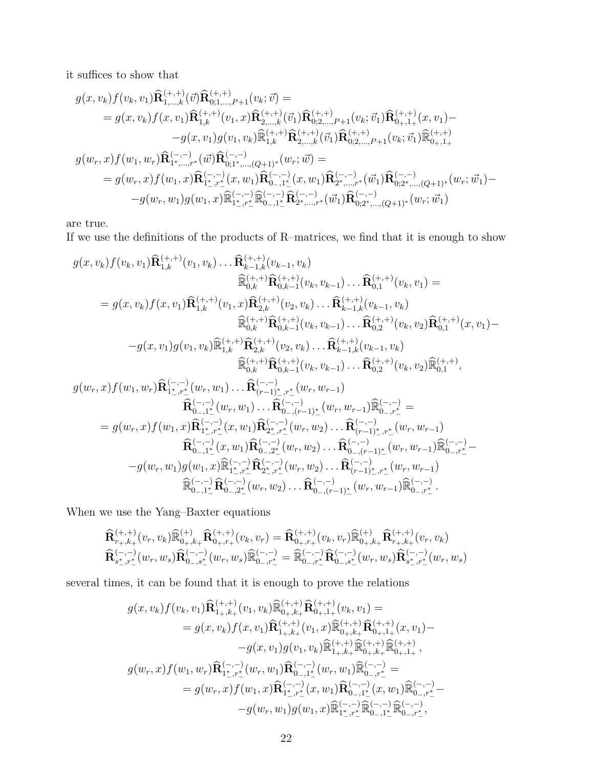it suffices to show that

$$
\begin{aligned}
&g(x,v_k)f(v_k,v_1)\widehat{\mathbf{R}}^{(+,+)}_{1,\dots,k}(\vec{v})\widehat{\mathbf{R}}^{(+,+)}_{0;1,\dots,P+1}(v_k;\vec{v}) = \\
&\quad = g(x,v_k)f(x,v_1)\widehat{\mathbf{R}}^{(+,+)}_{1,k}(v_1,x)\widehat{\mathbf{R}}^{(+,+)}_{2,\dots,k}(\vec{v}_1)\widehat{\mathbf{R}}^{(+,+)}_{0;2,\dots,P+1}(v_k;\vec{v}_1)\widehat{\mathbf{R}}^{(+,+)}_{0_+,1_+}(x,v_1) - \\
&\qquad - g(x,v_1)g(v_1,v_k)\widehat{\mathbb{R}}^{(+,+)}_{1,k}\widehat{\mathbf{R}}^{(+,+)}_{2,\dots,k}(\vec{v}_1)\widehat{\mathbf{R}}^{(+,+)}_{0;2,\dots,P+1}(v_k;\vec{v}_1)\widehat{\mathbb{R}}^{(+,+)}_{0_+,1_+} \\
&g(w_r,x)f(w_1,w_r)\widehat{\mathbf{R}}^{(-,-)}_{1^*,\dots,r^*}(\vec{w})\widehat{\mathbf{R}}^{(-,-)}_{0;1^*,\dots,(Q+1)^*}(w_r;\vec{w}) = \\
&\quad = g(w_r,x)f(w_1,x)\widehat{\mathbf{R}}^{(-,-)}_{1^*_-,r^*_-}(x,w_1)\widehat{\mathbf{R}}^{(-,-)}_{0_-,1^*_-}(x,w_1)\widehat{\mathbf{R}}^{(-,-)}_{2^*,\dots,r^*}(\vec{w}_1)\widehat{\mathbf{R}}^{(-,-)}_{0;2^*,\dots,(Q+1)^*}(w_r;\vec{w}_1) - \\
&\qquad - g(w_r,w_1)g(w_1,x)\widehat{\mathbb{R}}^{(-,-)}_{1^*_-,r^*_-}\widehat{\mathbb{R}}^{(-,-)}_{0_-,1^*_-}\widehat{\mathbf{R}}^{(-,-)}_{2^*,\dots,r^*}(\vec{w}_1)\widehat{\mathbf{R}}^{(-,-)}_{0;2^*,\dots,(Q+1)^*}(w_r;\vec{w}_1)
\end{aligned}
$$

are true.
If we use the definitions of the products of R–matrices, we find that it is enough to show

$$
\begin{aligned}
&g(x,v_k)f(v_k,v_1)\widehat{\mathbf{R}}^{(+,+)}_{1,k}(v_1,v_k)\dots\widehat{\mathbf{R}}^{(+,+)}_{k-1,k}(v_{k-1},v_k) \\
&\qquad\qquad \widehat{\mathbb{R}}^{(+,+)}_{0,k}\widehat{\mathbf{R}}^{(+,+)}_{0,k-1}(v_k,v_{k-1})\dots\widehat{\mathbf{R}}^{(+,+)}_{0,1}(v_k,v_1) = \\
&\quad = g(x,v_k)f(x,v_1)\widehat{\mathbf{R}}^{(+,+)}_{1,k}(v_1,x)\widehat{\mathbf{R}}^{(+,+)}_{2,k}(v_2,v_k)\dots\widehat{\mathbf{R}}^{(+,+)}_{k-1,k}(v_{k-1},v_k) \\
&\qquad\qquad \widehat{\mathbb{R}}^{(+,+)}_{0,k}\widehat{\mathbf{R}}^{(+,+)}_{0,k-1}(v_k,v_{k-1})\dots\widehat{\mathbf{R}}^{(+,+)}_{0,2}(v_k,v_2)\widehat{\mathbf{R}}^{(+,+)}_{0,1}(x,v_1) - \\
&\qquad - g(x,v_1)g(v_1,v_k)\widehat{\mathbb{R}}^{(+,+)}_{1,k}\widehat{\mathbf{R}}^{(+,+)}_{2,k}(v_2,v_k)\dots\widehat{\mathbf{R}}^{(+,+)}_{k-1,k}(v_{k-1},v_k) \\
&\qquad\qquad \widehat{\mathbb{R}}^{(+,+)}_{0,k}\widehat{\mathbf{R}}^{(+,+)}_{0,k-1}(v_k,v_{k-1})\dots\widehat{\mathbf{R}}^{(+,+)}_{0,2}(v_k,v_2)\widehat{\mathbb{R}}^{(+,+)}_{0,1}, \\
&g(w_r,x)f(w_1,w_r)\widehat{\mathbf{R}}^{(-,-)}_{1^*_-,r^*_-}(w_r,w_1)\dots\widehat{\mathbf{R}}^{(-,-)}_{(r-1)^*_-,r^*_-}(w_r,w_{r-1}) \\
&\qquad\qquad \widehat{\mathbf{R}}^{(-,-)}_{0_-,1^*_-}(w_r,w_1)\dots\widehat{\mathbf{R}}^{(-,-)}_{0_-,(r-1)^*_-}(w_r,w_{r-1})\widehat{\mathbb{R}}^{(-,-)}_{0_-,r^*_-} = \\
&\quad = g(w_r,x)f(w_1,x)\widehat{\mathbf{R}}^{(-,-)}_{1^*_-,r^*_-}(x,w_1)\widehat{\mathbf{R}}^{(-,-)}_{2^*_-,r^*_-}(w_r,w_2)\dots\widehat{\mathbf{R}}^{(-,-)}_{(r-1)^*_-,r^*_-}(w_r,w_{r-1}) \\
&\qquad\qquad \widehat{\mathbf{R}}^{(-,-)}_{0_-,1^*_-}(x,w_1)\widehat{\mathbf{R}}^{(-,-)}_{0_-,2^*_-}(w_r,w_2)\dots\widehat{\mathbf{R}}^{(-,-)}_{0_-,(r-1)^*_-}(w_r,w_{r-1})\widehat{\mathbb{R}}^{(-,-)}_{0_-,r^*_-} - \\
&\qquad - g(w_r,w_1)g(w_1,x)\widehat{\mathbb{R}}^{(-,-)}_{1^*_-,r^*_-}\widehat{\mathbf{R}}^{(-,-)}_{2^*_-,r^*_-}(w_r,w_2)\dots\widehat{\mathbf{R}}^{(-,-)}_{(r-1)^*_-,r^*_-}(w_r,w_{r-1}) \\
&\qquad\qquad \widehat{\mathbb{R}}^{(-,-)}_{0_-,1^*_-}\widehat{\mathbf{R}}^{(-,-)}_{0_-,2^*_-}(w_r,w_2)\dots\widehat{\mathbf{R}}^{(-,-)}_{0_-,(r-1)^*_-}(w_r,w_{r-1})\widehat{\mathbb{R}}^{(-,-)}_{0_-,r^*_-}.
\end{aligned}
$$

When we use the Yang–Baxter equations

$$
\begin{aligned}
\widehat{\mathbf{R}}^{(+,+)}_{r_+,k_+}(v_r,v_k)\widehat{\mathbb{R}}^{(+)}_{0_+,k_+}\widehat{\mathbf{R}}^{(+,+)}_{0_+,r_+}(v_k,v_r) &= \widehat{\mathbf{R}}^{(+,+)}_{0_+,r_+}(v_k,v_r)\widehat{\mathbb{R}}^{(+)}_{0_+,k_+}\widehat{\mathbf{R}}^{(+,+)}_{r_+,k_+}(v_r,v_k) \\
\widehat{\mathbf{R}}^{(-,-)}_{s^*_-,r^*_-}(w_r,w_s)\widehat{\mathbf{R}}^{(-,-)}_{0_-,s^*_-}(w_r,w_s)\widehat{\mathbb{R}}^{(-,-)}_{0_-,r^*_-} &= \widehat{\mathbb{R}}^{(-,-)}_{0_-,r^*_-}\widehat{\mathbf{R}}^{(-,-)}_{0_-,s^*_-}(w_r,w_s)\widehat{\mathbf{R}}^{(-,-)}_{s^*_-,r^*_-}(w_r,w_s)
\end{aligned}
$$

several times, it can be found that it is enough to prove the relations

$$
\begin{aligned}
&g(x,v_k)f(v_k,v_1)\widehat{\mathbf{R}}^{(+,+)}_{1_+,k_+}(v_1,v_k)\widehat{\mathbb{R}}^{(+,+)}_{0_+,k_+}\widehat{\mathbf{R}}^{(+,+)}_{0_+,1_+}(v_k,v_1) = \\
&\quad = g(x,v_k)f(x,v_1)\widehat{\mathbf{R}}^{(+,+)}_{1_+,k_+}(v_1,x)\widehat{\mathbb{R}}^{(+,+)}_{0_+,k_+}\widehat{\mathbf{R}}^{(+,+)}_{0_+,1_+}(x,v_1) - \\
&\qquad - g(x,v_1)g(v_1,v_k)\widehat{\mathbb{R}}^{(+,+)}_{1_+,k_+}\widehat{\mathbb{R}}^{(+,+)}_{0_+,k_+}\widehat{\mathbb{R}}^{(+,+)}_{0_+,1_+}, \\
&g(w_r,x)f(w_1,w_r)\widehat{\mathbf{R}}^{(-,-)}_{1^*_-,r^*_-}(w_r,w_1)\widehat{\mathbf{R}}^{(-,-)}_{0_-,1^*_-}(w_r,w_1)\widehat{\mathbb{R}}^{(-,-)}_{0_-,r^*_-} = \\
&\quad = g(w_r,x)f(w_1,x)\widehat{\mathbf{R}}^{(-,-)}_{1^*_-,r^*_-}(x,w_1)\widehat{\mathbf{R}}^{(-,-)}_{0_-,1^*_-}(x,w_1)\widehat{\mathbb{R}}^{(-,-)}_{0_-,r^*_-} - \\
&\qquad - g(w_r,w_1)g(w_1,x)\widehat{\mathbb{R}}^{(-,-)}_{1^*_-,r^*_-}\widehat{\mathbb{R}}^{(-,-)}_{0_-,1^*_-}\widehat{\mathbb{R}}^{(-,-)}_{0_-,r^*_-},
\end{aligned}
$$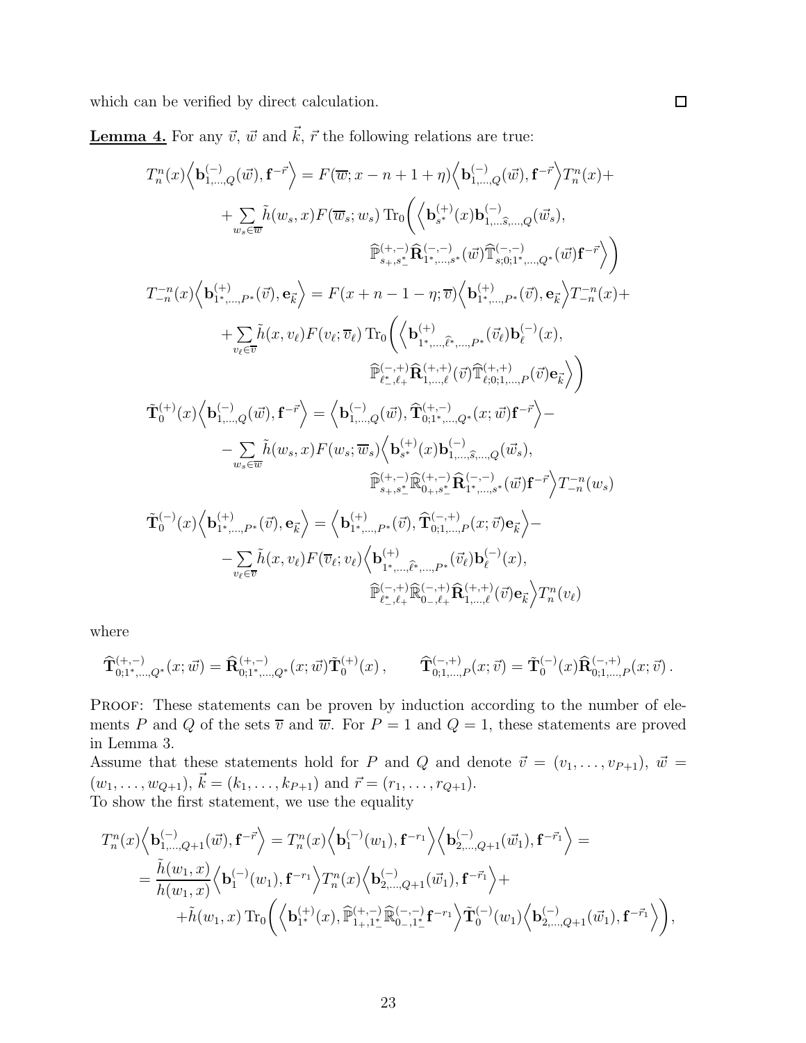which can be verified by direct calculation. $\square$

**Lemma 4.** For any $\vec{v}$, $\vec{w}$ and $\vec{k}$, $\vec{r}$ the following relations are true:

$$
\begin{aligned}
T^n_n(x)\Big\langle \mathbf{b}^{(-)}_{1,\dots,Q}(\vec{w}),\mathbf{f}^{-\vec{r}}\Big\rangle &= F(\overline{w};x-n+1+\eta)\Big\langle \mathbf{b}^{(-)}_{1,\dots,Q}(\vec{w}),\mathbf{f}^{-\vec{r}}\Big\rangle T^n_n(x)+\\
&+\sum_{w_s\in\overline{w}}\tilde{h}(w_s,x)F(\overline{w}_s;w_s)\,\mathrm{Tr}_0\bigg(\Big\langle \mathbf{b}^{(+)}_{s^*}(x)\mathbf{b}^{(-)}_{1,\dots\widehat{s},\dots,Q}(\vec{w}_s),\\
&\qquad\widehat{\mathbb{P}}^{(+,-)}_{s_+,s^*_-}\widehat{\mathbf{R}}^{(-,-)}_{1^*,\dots,s^*}(\vec{w})\widehat{\mathbb{T}}^{(-,-)}_{s;0;1^*,\dots,Q^*}(\vec{w})\mathbf{f}^{-\vec{r}}\Big\rangle\bigg)\\
T^{-n}_{-n}(x)\Big\langle \mathbf{b}^{(+)}_{1^*,\dots,P^*}(\vec{v}),\mathbf{e}_{\vec{k}}\Big\rangle &= F(x+n-1-\eta;\overline{v})\Big\langle \mathbf{b}^{(+)}_{1^*,\dots,P^*}(\vec{v}),\mathbf{e}_{\vec{k}}\Big\rangle T^{-n}_{-n}(x)+\\
&+\sum_{v_\ell\in\overline{v}}\tilde{h}(x,v_\ell)F(v_\ell;\overline{v}_\ell)\,\mathrm{Tr}_0\bigg(\Big\langle \mathbf{b}^{(+)}_{1^*,\dots,\widehat{\ell}^*,\dots,P^*}(\vec{v}_\ell)\mathbf{b}^{(-)}_{\ell}(x),\\
&\qquad\widehat{\mathbb{P}}^{(-,+)}_{\ell^*_-,\ell_+}\widehat{\mathbf{R}}^{(+,+)}_{1,\dots,\ell}(\vec{v})\widehat{\mathbb{T}}^{(+,+)}_{\ell;0;1,\dots,P}(\vec{v})\mathbf{e}_{\vec{k}}\Big\rangle\bigg)\\
\tilde{\mathbf{T}}^{(+)}_0(x)\Big\langle \mathbf{b}^{(-)}_{1,\dots,Q}(\vec{w}),\mathbf{f}^{-\vec{r}}\Big\rangle &= \Big\langle \mathbf{b}^{(-)}_{1,\dots,Q}(\vec{w}),\widehat{\mathbf{T}}^{(+,-)}_{0;1^*,\dots,Q^*}(x;\vec{w})\mathbf{f}^{-\vec{r}}\Big\rangle-\\
&-\sum_{w_s\in\overline{w}}\tilde{h}(w_s,x)F(w_s;\overline{w}_s)\Big\langle \mathbf{b}^{(+)}_{s^*}(x)\mathbf{b}^{(-)}_{1,\dots,\widehat{s},\dots,Q}(\vec{w}_s),\\
&\qquad\widehat{\mathbb{P}}^{(+,-)}_{s_+,s^*_-}\widehat{\mathbb{R}}^{(+,-)}_{0_+,s^*_-}\widehat{\mathbf{R}}^{(-,-)}_{1^*,\dots,s^*}(\vec{w})\mathbf{f}^{-\vec{r}}\Big\rangle T^{-n}_{-n}(w_s)\\
\tilde{\mathbf{T}}^{(-)}_0(x)\Big\langle \mathbf{b}^{(+)}_{1^*,\dots,P^*}(\vec{v}),\mathbf{e}_{\vec{k}}\Big\rangle &= \Big\langle \mathbf{b}^{(+)}_{1^*,\dots,P^*}(\vec{v}),\widehat{\mathbf{T}}^{(-,+)}_{0;1,\dots,P}(x;\vec{v})\mathbf{e}_{\vec{k}}\Big\rangle-\\
&-\sum_{v_\ell\in\overline{v}}\tilde{h}(x,v_\ell)F(\overline{v}_\ell;v_\ell)\Big\langle \mathbf{b}^{(+)}_{1^*,\dots,\widehat{\ell}^*,\dots,P^*}(\vec{v}_\ell)\mathbf{b}^{(-)}_{\ell}(x),\\
&\qquad\widehat{\mathbb{P}}^{(-,+)}_{\ell^*_-,\ell_+}\widehat{\mathbb{R}}^{(-,+)}_{0_-,\ell_+}\widehat{\mathbf{R}}^{(+,+)}_{1,\dots,\ell}(\vec{v})\mathbf{e}_{\vec{k}}\Big\rangle T^n_n(v_\ell)
\end{aligned}
$$

where

$$
\widehat{\mathbf{T}}^{(+,-)}_{0;1^*,\dots,Q^*}(x;\vec{w})=\widehat{\mathbf{R}}^{(+,-)}_{0;1^*,\dots,Q^*}(x;\vec{w})\tilde{\mathbf{T}}^{(+)}_0(x)\,,\qquad \widehat{\mathbf{T}}^{(-,+)}_{0;1,\dots,P}(x;\vec{v})=\tilde{\mathbf{T}}^{(-)}_0(x)\widehat{\mathbf{R}}^{(-,+)}_{0;1,\dots,P}(x;\vec{v})\,.
$$

Proof: These statements can be proven by induction according to the number of elements $P$ and $Q$ of the sets $\overline{v}$ and $\overline{w}$. For $P=1$ and $Q=1$, these statements are proved in Lemma 3.

Assume that these statements hold for $P$ and $Q$ and denote $\vec{v}=(v_1,\dots,v_{P+1})$, $\vec{w}=(w_1,\dots,w_{Q+1})$, $\vec{k}=(k_1,\dots,k_{P+1})$ and $\vec{r}=(r_1,\dots,r_{Q+1})$.

To show the first statement, we use the equality

$$
\begin{aligned}
T^n_n(x)\Big\langle \mathbf{b}^{(-)}_{1,\dots,Q+1}(\vec{w}),\mathbf{f}^{-\vec{r}}\Big\rangle &= T^n_n(x)\Big\langle \mathbf{b}^{(-)}_{1}(w_1),\mathbf{f}^{-r_1}\Big\rangle\Big\langle \mathbf{b}^{(-)}_{2,\dots,Q+1}(\vec{w}_1),\mathbf{f}^{-\vec{r}_1}\Big\rangle=\\
&=\frac{\tilde{h}(w_1,x)}{h(w_1,x)}\Big\langle \mathbf{b}^{(-)}_{1}(w_1),\mathbf{f}^{-r_1}\Big\rangle T^n_n(x)\Big\langle \mathbf{b}^{(-)}_{2,\dots,Q+1}(\vec{w}_1),\mathbf{f}^{-\vec{r}_1}\Big\rangle+\\
&+\tilde{h}(w_1,x)\,\mathrm{Tr}_0\bigg(\Big\langle \mathbf{b}^{(+)}_{1^*}(x),\widehat{\mathbb{P}}^{(+,-)}_{1_+,1^*_-}\widehat{\mathbb{R}}^{(-,-)}_{0_-,1^*_-}\mathbf{f}^{-r_1}\Big\rangle\tilde{\mathbf{T}}^{(-)}_0(w_1)\Big\langle \mathbf{b}^{(-)}_{2,\dots,Q+1}(\vec{w}_1),\mathbf{f}^{-\vec{r}_1}\Big\rangle\bigg),
\end{aligned}
$$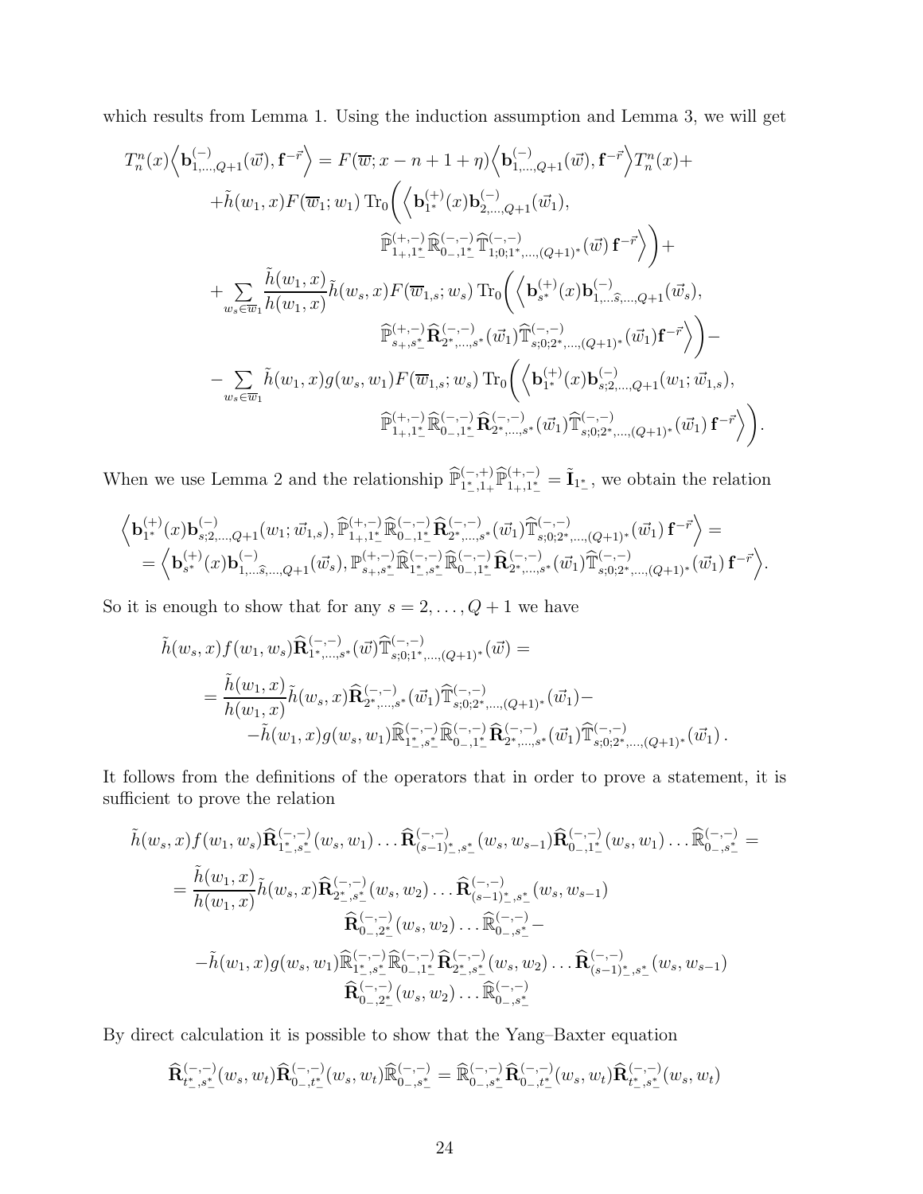which results from Lemma 1. Using the induction assumption and Lemma 3, we will get

$$
\begin{aligned}
T_n^n(x)\Big\langle \mathbf{b}^{(-)}_{1,\dots,Q+1}(\vec{w}),\mathbf{f}^{-\vec{r}}\Big\rangle &= F(\overline{w};x-n+1+\eta)\Big\langle \mathbf{b}^{(-)}_{1,\dots,Q+1}(\vec{w}),\mathbf{f}^{-\vec{r}}\Big\rangle T_n^n(x)+\\
&+\tilde{h}(w_1,x)F(\overline{w}_1;w_1)\,\mathrm{Tr}_0\bigg(\Big\langle \mathbf{b}^{(+)}_{1^*}(x)\mathbf{b}^{(-)}_{2,\dots,Q+1}(\vec{w}_1),\\
&\qquad\qquad \widehat{\mathbb{P}}^{(+,-)}_{1_+,1^*_-}\widehat{\mathbb{R}}^{(-,-)}_{0_-,1^*_-}\widehat{\mathbb{T}}^{(-,-)}_{1;0;1^*,\dots,(Q+1)^*}(\vec{w})\,\mathbf{f}^{-\vec{r}}\Big\rangle\bigg)+\\
&+\sum_{w_s\in\overline{w}_1}\frac{\tilde{h}(w_1,x)}{h(w_1,x)}\tilde{h}(w_s,x)F(\overline{w}_{1,s};w_s)\,\mathrm{Tr}_0\bigg(\Big\langle \mathbf{b}^{(+)}_{s^*}(x)\mathbf{b}^{(-)}_{1,\dots\widehat{s},\dots,Q+1}(\vec{w}_s),\\
&\qquad\qquad \widehat{\mathbb{P}}^{(+,-)}_{s_+,s^*_-}\widehat{\mathbf{R}}^{(-,-)}_{2^*,\dots,s^*}(\vec{w}_1)\widehat{\mathbb{T}}^{(-,-)}_{s;0;2^*,\dots,(Q+1)^*}(\vec{w}_1)\mathbf{f}^{-\vec{r}}\Big\rangle\bigg)-\\
&-\sum_{w_s\in\overline{w}_1}\tilde{h}(w_1,x)g(w_s,w_1)F(\overline{w}_{1,s};w_s)\,\mathrm{Tr}_0\bigg(\Big\langle \mathbf{b}^{(+)}_{1^*}(x)\mathbf{b}^{(-)}_{s;2,\dots,Q+1}(w_1;\vec{w}_{1,s}),\\
&\qquad\qquad \widehat{\mathbb{P}}^{(+,-)}_{1_+,1^*_-}\widehat{\mathbb{R}}^{(-,-)}_{0_-,1^*_-}\widehat{\mathbf{R}}^{(-,-)}_{2^*,\dots,s^*}(\vec{w}_1)\widehat{\mathbb{T}}^{(-,-)}_{s;0;2^*,\dots,(Q+1)^*}(\vec{w}_1)\,\mathbf{f}^{-\vec{r}}\Big\rangle\bigg).
\end{aligned}
$$

When we use Lemma 2 and the relationship $\widehat{\mathbb{P}}^{(-,+)}_{1^*_-,1_+}\widehat{\mathbb{P}}^{(+,-)}_{1_+,1^*_-}=\tilde{\mathbf{I}}_{1^*_-}$, we obtain the relation

$$
\begin{aligned}
&\Big\langle \mathbf{b}^{(+)}_{1^*}(x)\mathbf{b}^{(-)}_{s;2,\dots,Q+1}(w_1;\vec{w}_{1,s}),\widehat{\mathbb{P}}^{(+,-)}_{1_+,1^*_-}\widehat{\mathbb{R}}^{(-,-)}_{0_-,1^*_-}\widehat{\mathbf{R}}^{(-,-)}_{2^*,\dots,s^*}(\vec{w}_1)\widehat{\mathbb{T}}^{(-,-)}_{s;0;2^*,\dots,(Q+1)^*}(\vec{w}_1)\,\mathbf{f}^{-\vec{r}}\Big\rangle=\\
&=\Big\langle \mathbf{b}^{(+)}_{s^*}(x)\mathbf{b}^{(-)}_{1,\dots\widehat{s},\dots,Q+1}(\vec{w}_s),\mathbb{P}^{(+,-)}_{s_+,s^*_-}\widehat{\mathbb{R}}^{(-,-)}_{1^*_-,s^*_-}\widehat{\mathbb{R}}^{(-,-)}_{0_-,1^*_-}\widehat{\mathbf{R}}^{(-,-)}_{2^*,\dots,s^*}(\vec{w}_1)\widehat{\mathbb{T}}^{(-,-)}_{s;0;2^*,\dots,(Q+1)^*}(\vec{w}_1)\,\mathbf{f}^{-\vec{r}}\Big\rangle.
\end{aligned}
$$

So it is enough to show that for any $s=2,\dots,Q+1$ we have

$$
\begin{aligned}
&\tilde{h}(w_s,x)f(w_1,w_s)\widehat{\mathbf{R}}^{(-,-)}_{1^*,\dots,s^*}(\vec{w})\widehat{\mathbb{T}}^{(-,-)}_{s;0;1^*,\dots,(Q+1)^*}(\vec{w})=\\
&=\frac{\tilde{h}(w_1,x)}{h(w_1,x)}\tilde{h}(w_s,x)\widehat{\mathbf{R}}^{(-,-)}_{2^*,\dots,s^*}(\vec{w}_1)\widehat{\mathbb{T}}^{(-,-)}_{s;0;2^*,\dots,(Q+1)^*}(\vec{w}_1)-\\
&\quad-\tilde{h}(w_1,x)g(w_s,w_1)\widehat{\mathbb{R}}^{(-,-)}_{1^*_-,s^*_-}\widehat{\mathbb{R}}^{(-,-)}_{0_-,1^*_-}\widehat{\mathbf{R}}^{(-,-)}_{2^*,\dots,s^*}(\vec{w}_1)\widehat{\mathbb{T}}^{(-,-)}_{s;0;2^*,\dots,(Q+1)^*}(\vec{w}_1)\,.
\end{aligned}
$$

It follows from the definitions of the operators that in order to prove a statement, it is sufficient to prove the relation

$$
\begin{aligned}
&\tilde{h}(w_s,x)f(w_1,w_s)\widehat{\mathbf{R}}^{(-,-)}_{1^*_-,s^*_-}(w_s,w_1)\dots\widehat{\mathbf{R}}^{(-,-)}_{(s-1)^*_-,s^*_-}(w_s,w_{s-1})\widehat{\mathbf{R}}^{(-,-)}_{0_-,1^*_-}(w_s,w_1)\dots\widehat{\mathbb{R}}^{(-,-)}_{0_-,s^*_-}=\\
&=\frac{\tilde{h}(w_1,x)}{h(w_1,x)}\tilde{h}(w_s,x)\widehat{\mathbf{R}}^{(-,-)}_{2^*_-,s^*_-}(w_s,w_2)\dots\widehat{\mathbf{R}}^{(-,-)}_{(s-1)^*_-,s^*_-}(w_s,w_{s-1})\\
&\qquad\qquad\widehat{\mathbf{R}}^{(-,-)}_{0_-,2^*_-}(w_s,w_2)\dots\widehat{\mathbb{R}}^{(-,-)}_{0_-,s^*_-}-\\
&\quad-\tilde{h}(w_1,x)g(w_s,w_1)\widehat{\mathbb{R}}^{(-,-)}_{1^*_-,s^*_-}\widehat{\mathbb{R}}^{(-,-)}_{0_-,1^*_-}\widehat{\mathbf{R}}^{(-,-)}_{2^*_-,s^*_-}(w_s,w_2)\dots\widehat{\mathbf{R}}^{(-,-)}_{(s-1)^*_-,s^*_-}(w_s,w_{s-1})\\
&\qquad\qquad\widehat{\mathbf{R}}^{(-,-)}_{0_-,2^*_-}(w_s,w_2)\dots\widehat{\mathbb{R}}^{(-,-)}_{0_-,s^*_-}
\end{aligned}
$$

By direct calculation it is possible to show that the Yang–Baxter equation

$$
\widehat{\mathbf{R}}^{(-,-)}_{t^*_-,s^*_-}(w_s,w_t)\widehat{\mathbf{R}}^{(-,-)}_{0_-,t^*_-}(w_s,w_t)\widehat{\mathbb{R}}^{(-,-)}_{0_-,s^*_-}=\widehat{\mathbb{R}}^{(-,-)}_{0_-,s^*_-}\widehat{\mathbf{R}}^{(-,-)}_{0_-,t^*_-}(w_s,w_t)\widehat{\mathbf{R}}^{(-,-)}_{t^*_-,s^*_-}(w_s,w_t)
$$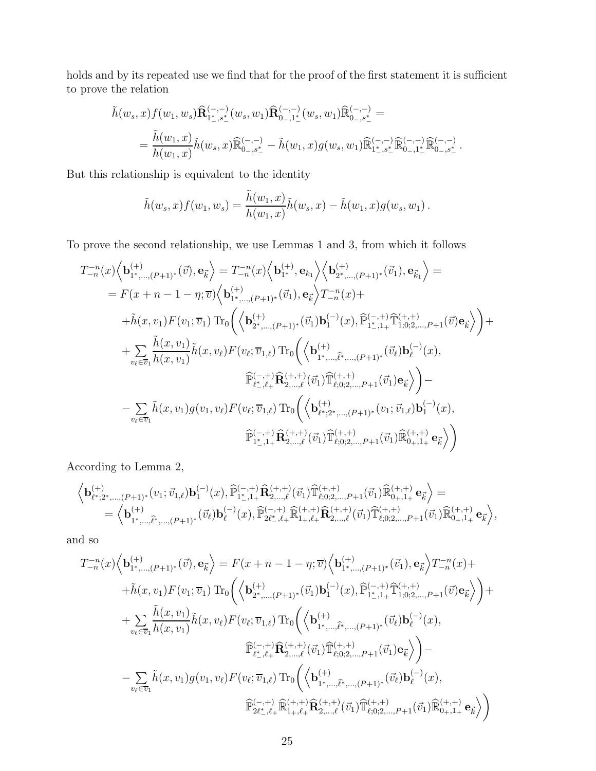holds and by its repeated use we find that for the proof of the first statement it is sufficient to prove the relation

$$\tilde{h}(w_s,x)f(w_1,w_s)\widehat{\mathbf{R}}^{(-,-)}_{1^*_-,s^*_-}(w_s,w_1)\widehat{\mathbf{R}}^{(-,-)}_{0_-,1^*_-}(w_s,w_1)\widehat{\mathbb{R}}^{(-,-)}_{0_-,s^*_-} =$$

$$= \frac{\tilde{h}(w_1,x)}{h(w_1,x)}\tilde{h}(w_s,x)\widehat{\mathbb{R}}^{(-,-)}_{0_-,s^*_-} - \tilde{h}(w_1,x)g(w_s,w_1)\widehat{\mathbb{R}}^{(-,-)}_{1^*_-,s^*_-}\widehat{\mathbb{R}}^{(-,-)}_{0_-,1^*_-}\widehat{\mathbb{R}}^{(-,-)}_{0_-,s^*_-}.$$

But this relationship is equivalent to the identity

$$\tilde{h}(w_s,x)f(w_1,w_s) = \frac{\tilde{h}(w_1,x)}{h(w_1,x)}\tilde{h}(w_s,x) - \tilde{h}(w_1,x)g(w_s,w_1).$$

To prove the second relationship, we use Lemmas 1 and 3, from which it follows

$$\begin{aligned}
T^{-n}_{-n}(x)\Big\langle \mathbf{b}^{(+)}_{1^*,\dots,(P+1)^*}(\vec{v}),\mathbf{e}_{\vec{k}}\Big\rangle &= T^{-n}_{-n}(x)\Big\langle \mathbf{b}^{(+)}_{1^*},\mathbf{e}_{k_1}\Big\rangle\Big\langle \mathbf{b}^{(+)}_{2^*,\dots,(P+1)^*}(\vec{v}_1),\mathbf{e}_{\vec{k}_1}\Big\rangle = \\
&= F(x+n-1-\eta;\overline{v})\Big\langle \mathbf{b}^{(+)}_{1^*,\dots,(P+1)^*}(\vec{v}_1),\mathbf{e}_{\vec{k}}\Big\rangle T^{-n}_{-n}(x)+ \\
&+\tilde{h}(x,v_1)F(v_1;\overline{v}_1)\,\mathrm{Tr}_0\bigg(\Big\langle \mathbf{b}^{(+)}_{2^*,\dots,(P+1)^*}(\vec{v}_1)\mathbf{b}^{(-)}_1(x),\widehat{\mathbb{P}}^{(-,+)}_{1^*_-,1_+}\widehat{\mathbb{T}}^{(+,+)}_{1;0;2,\dots,P+1}(\vec{v})\mathbf{e}_{\vec{k}}\Big\rangle\bigg)+ \\
&+\sum_{v_\ell\in\overline{v}_1}\frac{\tilde{h}(x,v_1)}{h(x,v_1)}\tilde{h}(x,v_\ell)F(v_\ell;\overline{v}_{1,\ell})\,\mathrm{Tr}_0\bigg(\Big\langle \mathbf{b}^{(+)}_{1^*,\dots,\widehat{\ell^*},\dots,(P+1)^*}(\vec{v}_\ell)\mathbf{b}^{(-)}_\ell(x), \\
&\qquad\qquad \widehat{\mathbb{P}}^{(-,+)}_{\ell^*_-,\ell_+}\widehat{\mathbf{R}}^{(+,+)}_{2,\dots,\ell}(\vec{v}_1)\widehat{\mathbb{T}}^{(+,+)}_{\ell;0;2,\dots,P+1}(\vec{v}_1)\mathbf{e}_{\vec{k}}\Big\rangle\bigg)- \\
&-\sum_{v_\ell\in\overline{v}_1}\tilde{h}(x,v_1)g(v_1,v_\ell)F(v_\ell;\overline{v}_{1,\ell})\,\mathrm{Tr}_0\bigg(\Big\langle \mathbf{b}^{(+)}_{\ell^*;2^*,\dots,(P+1)^*}(v_1;\vec{v}_{1,\ell})\mathbf{b}^{(-)}_1(x), \\
&\qquad\qquad \widehat{\mathbb{P}}^{(-,+)}_{1^*_-,1_+}\widehat{\mathbf{R}}^{(+,+)}_{2,\dots,\ell}(\vec{v}_1)\widehat{\mathbb{T}}^{(+,+)}_{\ell;0;2,\dots,P+1}(\vec{v}_1)\widehat{\mathbb{R}}^{(+,+)}_{0_+,1_+}\mathbf{e}_{\vec{k}}\Big\rangle\bigg)
\end{aligned}$$

According to Lemma 2,

$$\begin{aligned}
&\Big\langle \mathbf{b}^{(+)}_{\ell^*;2^*,\dots,(P+1)^*}(v_1;\vec{v}_{1,\ell})\mathbf{b}^{(-)}_1(x),\widehat{\mathbb{P}}^{(-,+)}_{1^*_-,1_+}\widehat{\mathbf{R}}^{(+,+)}_{2,\dots,\ell}(\vec{v}_1)\widehat{\mathbb{T}}^{(+,+)}_{\ell;0;2,\dots,P+1}(\vec{v}_1)\widehat{\mathbb{R}}^{(+,+)}_{0_+,1_+}\mathbf{e}_{\vec{k}}\Big\rangle = \\
&\quad= \Big\langle \mathbf{b}^{(+)}_{1^*,\dots,\widehat{\ell^*},\dots,(P+1)^*}(\vec{v}_\ell)\mathbf{b}^{(-)}_\ell(x),\widehat{\mathbb{P}}^{(-,+)}_{2\ell^*_-,\ell_+}\widehat{\mathbb{R}}^{(+,+)}_{1_+,\ell_+}\widehat{\mathbf{R}}^{(+,+)}_{2,\dots,\ell}(\vec{v}_1)\widehat{\mathbb{T}}^{(+,+)}_{\ell;0;2,\dots,P+1}(\vec{v}_1)\widehat{\mathbb{R}}^{(+,+)}_{0_+,1_+}\mathbf{e}_{\vec{k}}\Big\rangle,
\end{aligned}$$

and so

$$\begin{aligned}
T^{-n}_{-n}(x)\Big\langle \mathbf{b}^{(+)}_{1^*,\dots,(P+1)^*}(\vec{v}),\mathbf{e}_{\vec{k}}\Big\rangle &= F(x+n-1-\eta;\overline{v})\Big\langle \mathbf{b}^{(+)}_{1^*,\dots,(P+1)^*}(\vec{v}_1),\mathbf{e}_{\vec{k}}\Big\rangle T^{-n}_{-n}(x)+ \\
&+\tilde{h}(x,v_1)F(v_1;\overline{v}_1)\,\mathrm{Tr}_0\bigg(\Big\langle \mathbf{b}^{(+)}_{2^*,\dots,(P+1)^*}(\vec{v}_1)\mathbf{b}^{(-)}_1(x),\widehat{\mathbb{P}}^{(-,+)}_{1^*_-,1_+}\widehat{\mathbb{T}}^{(+,+)}_{1;0;2,\dots,P+1}(\vec{v})\mathbf{e}_{\vec{k}}\Big\rangle\bigg)+ \\
&+\sum_{v_\ell\in\overline{v}_1}\frac{\tilde{h}(x,v_1)}{h(x,v_1)}\tilde{h}(x,v_\ell)F(v_\ell;\overline{v}_{1,\ell})\,\mathrm{Tr}_0\bigg(\Big\langle \mathbf{b}^{(+)}_{1^*,\dots,\widehat{\ell^*},\dots,(P+1)^*}(\vec{v}_\ell)\mathbf{b}^{(-)}_\ell(x), \\
&\qquad\qquad \widehat{\mathbb{P}}^{(-,+)}_{\ell^*_-,\ell_+}\widehat{\mathbf{R}}^{(+,+)}_{2,\dots,\ell}(\vec{v}_1)\widehat{\mathbb{T}}^{(+,+)}_{\ell;0;2,\dots,P+1}(\vec{v}_1)\mathbf{e}_{\vec{k}}\Big\rangle\bigg)- \\
&-\sum_{v_\ell\in\overline{v}_1}\tilde{h}(x,v_1)g(v_1,v_\ell)F(v_\ell;\overline{v}_{1,\ell})\,\mathrm{Tr}_0\bigg(\Big\langle \mathbf{b}^{(+)}_{1^*,\dots,\widehat{\ell^*},\dots,(P+1)^*}(\vec{v}_\ell)\mathbf{b}^{(-)}_\ell(x), \\
&\qquad\qquad \widehat{\mathbb{P}}^{(-,+)}_{2\ell^*_-,\ell_+}\widehat{\mathbb{R}}^{(+,+)}_{1_+,\ell_+}\widehat{\mathbf{R}}^{(+,+)}_{2,\dots,\ell}(\vec{v}_1)\widehat{\mathbb{T}}^{(+,+)}_{\ell;0;2,\dots,P+1}(\vec{v}_1)\widehat{\mathbb{R}}^{(+,+)}_{0_+,1_+}\mathbf{e}_{\vec{k}}\Big\rangle\bigg)
\end{aligned}$$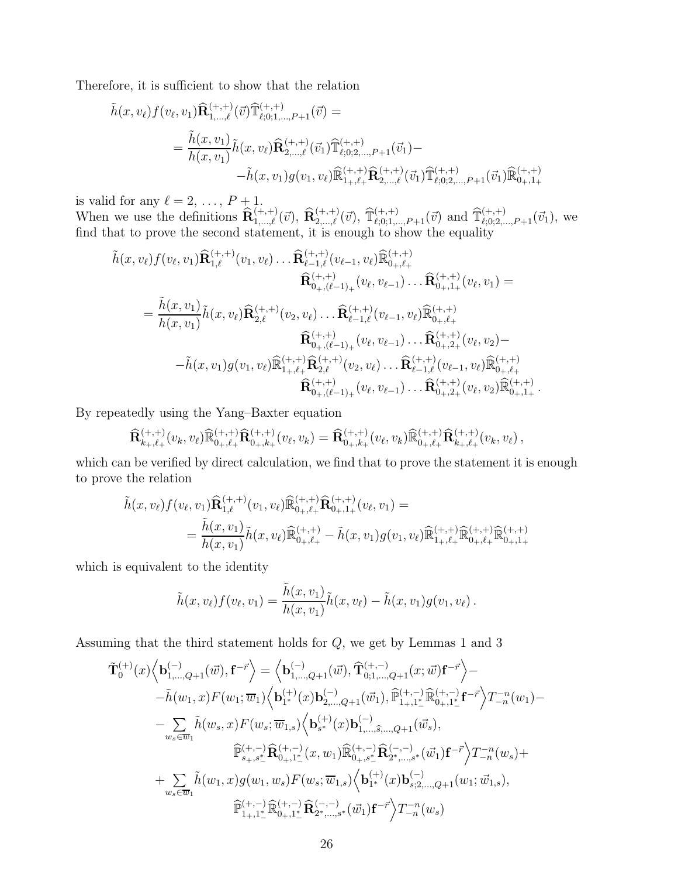Therefore, it is sufficient to show that the relation

$$
\begin{aligned}
&\tilde{h}(x,v_\ell) f(v_\ell,v_1)\widehat{\mathbf{R}}^{(+,+)}_{1,\dots,\ell}(\vec{v})\widehat{\mathbb{T}}^{(+,+)}_{\ell;0;1,\dots,P+1}(\vec{v}) = \\
&\quad = \frac{\tilde{h}(x,v_1)}{h(x,v_1)}\tilde{h}(x,v_\ell)\widehat{\mathbf{R}}^{(+,+)}_{2,\dots,\ell}(\vec{v}_1)\widehat{\mathbb{T}}^{(+,+)}_{\ell;0;2,\dots,P+1}(\vec{v}_1) - \\
&\qquad\qquad - \tilde{h}(x,v_1) g(v_1,v_\ell)\widehat{\mathbb{R}}^{(+,+)}_{1_+,\ell_+}\widehat{\mathbf{R}}^{(+,+)}_{2,\dots,\ell}(\vec{v}_1)\widehat{\mathbb{T}}^{(+,+)}_{\ell;0;2,\dots,P+1}(\vec{v}_1)\widehat{\mathbb{R}}^{(+,+)}_{0_+,1_+}
\end{aligned}
$$

is valid for any $\ell = 2,\dots,P+1$.
When we use the definitions $\widehat{\mathbf{R}}^{(+,+)}_{1,\dots,\ell}(\vec{v})$, $\widehat{\mathbf{R}}^{(+,+)}_{2,\dots,\ell}(\vec{v})$, $\widehat{\mathbb{T}}^{(+,+)}_{\ell;0;1,\dots,P+1}(\vec{v})$ and $\widehat{\mathbb{T}}^{(+,+)}_{\ell;0;2,\dots,P+1}(\vec{v}_1)$, we find that to prove the second statement, it is enough to show the equality

$$
\begin{aligned}
&\tilde{h}(x,v_\ell) f(v_\ell,v_1)\widehat{\mathbf{R}}^{(+,+)}_{1,\ell}(v_1,v_\ell)\dots\widehat{\mathbf{R}}^{(+,+)}_{\ell-1,\ell}(v_{\ell-1},v_\ell)\widehat{\mathbb{R}}^{(+,+)}_{0_+,\ell_+} \\
&\qquad\qquad\qquad \widehat{\mathbf{R}}^{(+,+)}_{0_+,(\ell-1)_+}(v_\ell,v_{\ell-1})\dots\widehat{\mathbf{R}}^{(+,+)}_{0_+,1_+}(v_\ell,v_1) = \\
&= \frac{\tilde{h}(x,v_1)}{h(x,v_1)}\tilde{h}(x,v_\ell)\widehat{\mathbf{R}}^{(+,+)}_{2,\ell}(v_2,v_\ell)\dots\widehat{\mathbf{R}}^{(+,+)}_{\ell-1,\ell}(v_{\ell-1},v_\ell)\widehat{\mathbb{R}}^{(+,+)}_{0_+,\ell_+} \\
&\qquad\qquad\qquad \widehat{\mathbf{R}}^{(+,+)}_{0_+,(\ell-1)_+}(v_\ell,v_{\ell-1})\dots\widehat{\mathbf{R}}^{(+,+)}_{0_+,2_+}(v_\ell,v_2) - \\
&\quad - \tilde{h}(x,v_1) g(v_1,v_\ell)\widehat{\mathbb{R}}^{(+,+)}_{1_+,\ell_+}\widehat{\mathbf{R}}^{(+,+)}_{2,\ell}(v_2,v_\ell)\dots\widehat{\mathbf{R}}^{(+,+)}_{\ell-1,\ell}(v_{\ell-1},v_\ell)\widehat{\mathbb{R}}^{(+,+)}_{0_+,\ell_+} \\
&\qquad\qquad\qquad \widehat{\mathbf{R}}^{(+,+)}_{0_+,(\ell-1)_+}(v_\ell,v_{\ell-1})\dots\widehat{\mathbf{R}}^{(+,+)}_{0_+,2_+}(v_\ell,v_2)\widehat{\mathbb{R}}^{(+,+)}_{0_+,1_+}.
\end{aligned}
$$

By repeatedly using the Yang–Baxter equation

$$
\widehat{\mathbf{R}}^{(+,+)}_{k_+,\ell_+}(v_k,v_\ell)\widehat{\mathbb{R}}^{(+,+)}_{0_+,\ell_+}\widehat{\mathbf{R}}^{(+,+)}_{0_+,k_+}(v_\ell,v_k) = \widehat{\mathbf{R}}^{(+,+)}_{0_+,k_+}(v_\ell,v_k)\widehat{\mathbb{R}}^{(+,+)}_{0_+,\ell_+}\widehat{\mathbf{R}}^{(+,+)}_{k_+,\ell_+}(v_k,v_\ell)\,,
$$

which can be verified by direct calculation, we find that to prove the statement it is enough to prove the relation

$$
\begin{aligned}
&\tilde{h}(x,v_\ell) f(v_\ell,v_1)\widehat{\mathbf{R}}^{(+,+)}_{1,\ell}(v_1,v_\ell)\widehat{\mathbb{R}}^{(+,+)}_{0_+,\ell_+}\widehat{\mathbf{R}}^{(+,+)}_{0_+,1_+}(v_\ell,v_1) = \\
&\qquad = \frac{\tilde{h}(x,v_1)}{h(x,v_1)}\tilde{h}(x,v_\ell)\widehat{\mathbb{R}}^{(+,+)}_{0_+,\ell_+} - \tilde{h}(x,v_1) g(v_1,v_\ell)\widehat{\mathbb{R}}^{(+,+)}_{1_+,\ell_+}\widehat{\mathbb{R}}^{(+,+)}_{0_+,\ell_+}\widehat{\mathbb{R}}^{(+,+)}_{0_+,1_+}
\end{aligned}
$$

which is equivalent to the identity

$$
\tilde{h}(x,v_\ell) f(v_\ell,v_1) = \frac{\tilde{h}(x,v_1)}{h(x,v_1)}\tilde{h}(x,v_\ell) - \tilde{h}(x,v_1) g(v_1,v_\ell)\,.
$$

Assuming that the third statement holds for $Q$, we get by Lemmas 1 and 3

$$
\begin{aligned}
&\tilde{\mathbf{T}}^{(+)}_0(x)\Big\langle \mathbf{b}^{(-)}_{1,\dots,Q+1}(\vec{w}), \mathbf{f}^{-\vec{r}}\Big\rangle = \Big\langle \mathbf{b}^{(-)}_{1,\dots,Q+1}(\vec{w}), \widehat{\mathbf{T}}^{(+,-)}_{0;1,\dots,Q+1}(x;\vec{w})\mathbf{f}^{-\vec{r}}\Big\rangle - \\
&\quad - \tilde{h}(w_1,x) F(w_1;\overline{w}_1)\Big\langle \mathbf{b}^{(+)}_{1^*}(x)\mathbf{b}^{(-)}_{2,\dots,Q+1}(\vec{w}_1), \widehat{\mathbb{P}}^{(+,-)}_{1_+,1^*_-}\widehat{\mathbb{R}}^{(+,-)}_{0_+,1^*_-}\mathbf{f}^{-\vec{r}}\Big\rangle T^{-n}_{-n}(w_1) - \\
&\quad - \sum_{w_s\in\overline{w}_1}\tilde{h}(w_s,x) F(w_s;\overline{w}_{1,s})\Big\langle \mathbf{b}^{(+)}_{s^*}(x)\mathbf{b}^{(-)}_{1,\dots,\widehat{s},\dots,Q+1}(\vec{w}_s), \\
&\qquad\qquad\qquad \widehat{\mathbb{P}}^{(+,-)}_{s_+,s^*_-}\widehat{\mathbf{R}}^{(+,-)}_{0_+,1^*_-}(x,w_1)\widehat{\mathbb{R}}^{(+,-)}_{0_+,s^*_-}\widehat{\mathbf{R}}^{(-,-)}_{2^*,\dots,s^*}(\vec{w}_1)\mathbf{f}^{-\vec{r}}\Big\rangle T^{-n}_{-n}(w_s) + \\
&\quad + \sum_{w_s\in\overline{w}_1}\tilde{h}(w_1,x) g(w_1,w_s) F(w_s;\overline{w}_{1,s})\Big\langle \mathbf{b}^{(+)}_{1^*}(x)\mathbf{b}^{(-)}_{s;2,\dots,Q+1}(w_1;\vec{w}_{1,s}), \\
&\qquad\qquad\qquad \widehat{\mathbb{P}}^{(+,-)}_{1_+,1^*_-}\widehat{\mathbb{R}}^{(+,-)}_{0_+,1^*_-}\widehat{\mathbf{R}}^{(-,-)}_{2^*,\dots,s^*}(\vec{w}_1)\mathbf{f}^{-\vec{r}}\Big\rangle T^{-n}_{-n}(w_s)
\end{aligned}
$$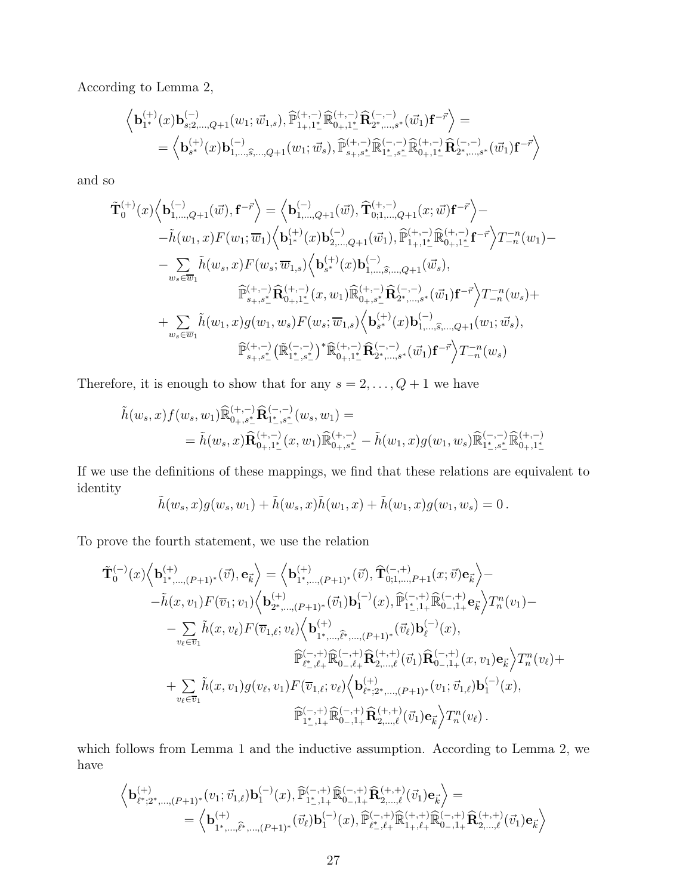According to Lemma 2,

$$
\begin{aligned}
&\Big\langle \mathbf{b}^{(+)}_{1^*}(x)\mathbf{b}^{(-)}_{s;2,\dots,Q+1}(w_1;\vec{w}_{1,s}), \widehat{\mathbb{P}}^{(+,-)}_{1_+,1^*_-}\widehat{\mathbb{R}}^{(+,-)}_{0_+,1^*_-}\widehat{\mathbf{R}}^{(-,-)}_{2^*,\dots,s^*}(\vec{w}_1)\mathbf{f}^{-\vec{r}}\Big\rangle = \\
&\qquad = \Big\langle \mathbf{b}^{(+)}_{s^*}(x)\mathbf{b}^{(-)}_{1,\dots,\widehat{s},\dots,Q+1}(w_1;\vec{w}_s), \widehat{\mathbb{P}}^{(+,-)}_{s_+,s^*_-}\widehat{\mathbb{R}}^{(-,-)}_{1^*_-,s^*_-}\widehat{\mathbb{R}}^{(+,-)}_{0_+,1^*_-}\widehat{\mathbf{R}}^{(-,-)}_{2^*,\dots,s^*}(\vec{w}_1)\mathbf{f}^{-\vec{r}}\Big\rangle
\end{aligned}
$$

and so

$$
\begin{aligned}
\tilde{\mathbf{T}}^{(+)}_0(x)\Big\langle \mathbf{b}^{(-)}_{1,\dots,Q+1}(\vec{w}), \mathbf{f}^{-\vec{r}}\Big\rangle &= \Big\langle \mathbf{b}^{(-)}_{1,\dots,Q+1}(\vec{w}), \widehat{\mathbf{T}}^{(+,-)}_{0;1,\dots,Q+1}(x;\vec{w})\mathbf{f}^{-\vec{r}}\Big\rangle - \\
&-\tilde{h}(w_1,x)F(w_1;\overline{w}_1)\Big\langle \mathbf{b}^{(+)}_{1^*}(x)\mathbf{b}^{(-)}_{2,\dots,Q+1}(\vec{w}_1), \widehat{\mathbb{P}}^{(+,-)}_{1_+,1^*_-}\widehat{\mathbb{R}}^{(+,-)}_{0_+,1^*_-}\mathbf{f}^{-\vec{r}}\Big\rangle T^{-n}_{-n}(w_1) - \\
&-\sum_{w_s\in\overline{w}_1}\tilde{h}(w_s,x)F(w_s;\overline{w}_{1,s})\Big\langle \mathbf{b}^{(+)}_{s^*}(x)\mathbf{b}^{(-)}_{1,\dots,\widehat{s},\dots,Q+1}(\vec{w}_s), \\
&\qquad\qquad \widehat{\mathbb{P}}^{(+,-)}_{s_+,s^*_-}\widehat{\mathbf{R}}^{(+,-)}_{0_+,1^*_-}(x,w_1)\widehat{\mathbb{R}}^{(+,-)}_{0_+,s^*_-}\widehat{\mathbf{R}}^{(-,-)}_{2^*,\dots,s^*}(\vec{w}_1)\mathbf{f}^{-\vec{r}}\Big\rangle T^{-n}_{-n}(w_s) + \\
&+\sum_{w_s\in\overline{w}_1}\tilde{h}(w_1,x)g(w_1,w_s)F(w_s;\overline{w}_{1,s})\Big\langle \mathbf{b}^{(+)}_{s^*}(x)\mathbf{b}^{(-)}_{1,\dots,\widehat{s},\dots,Q+1}(w_1;\vec{w}_s), \\
&\qquad\qquad \widehat{\mathbb{P}}^{(+,-)}_{s_+,s^*_-}\big(\tilde{\mathbb{R}}^{(-,-)}_{1^*_-,s^*_-}\big)^*\widehat{\mathbb{R}}^{(+,-)}_{0_+,1^*_-}\widehat{\mathbf{R}}^{(-,-)}_{2^*,\dots,s^*}(\vec{w}_1)\mathbf{f}^{-\vec{r}}\Big\rangle T^{-n}_{-n}(w_s)
\end{aligned}
$$

Therefore, it is enough to show that for any $s = 2,\dots,Q+1$ we have

$$
\begin{aligned}
&\tilde{h}(w_s,x)f(w_s,w_1)\widehat{\mathbb{R}}^{(+,-)}_{0_+,s^*_-}\widehat{\mathbf{R}}^{(-,-)}_{1^*_-,s^*_-}(w_s,w_1) = \\
&\qquad = \tilde{h}(w_s,x)\widehat{\mathbf{R}}^{(+,-)}_{0_+,1^*_-}(x,w_1)\widehat{\mathbb{R}}^{(+,-)}_{0_+,s^*_-} - \tilde{h}(w_1,x)g(w_1,w_s)\widehat{\mathbb{R}}^{(-,-)}_{1^*_-,s^*_-}\widehat{\mathbb{R}}^{(+,-)}_{0_+,1^*_-}
\end{aligned}
$$

If we use the definitions of these mappings, we find that these relations are equivalent to identity

$$
\tilde{h}(w_s,x)g(w_s,w_1) + \tilde{h}(w_s,x)\tilde{h}(w_1,x) + \tilde{h}(w_1,x)g(w_1,w_s) = 0\,.
$$

To prove the fourth statement, we use the relation

$$
\begin{aligned}
\tilde{\mathbf{T}}^{(-)}_0(x)\Big\langle \mathbf{b}^{(+)}_{1^*,\dots,(P+1)^*}(\vec{v}), \mathbf{e}_{\vec{k}}\Big\rangle &= \Big\langle \mathbf{b}^{(+)}_{1^*,\dots,(P+1)^*}(\vec{v}), \widehat{\mathbf{T}}^{(-,+)}_{0;1,\dots,P+1}(x;\vec{v})\mathbf{e}_{\vec{k}}\Big\rangle - \\
&-\tilde{h}(x,v_1)F(\overline{v}_1;v_1)\Big\langle \mathbf{b}^{(+)}_{2^*,\dots,(P+1)^*}(\vec{v}_1)\mathbf{b}^{(-)}_1(x), \widehat{\mathbb{P}}^{(-,+)}_{1^*_-,1_+}\widehat{\mathbb{R}}^{(-,+)}_{0_-,1_+}\mathbf{e}_{\vec{k}}\Big\rangle T^{n}_{n}(v_1) - \\
&-\sum_{v_\ell\in\overline{v}_1}\tilde{h}(x,v_\ell)F(\overline{v}_{1,\ell};v_\ell)\Big\langle \mathbf{b}^{(+)}_{1^*,\dots,\widehat{\ell^*},\dots,(P+1)^*}(\vec{v}_\ell)\mathbf{b}^{(-)}_\ell(x), \\
&\qquad\qquad \widehat{\mathbb{P}}^{(-,+)}_{\ell^*_-,\ell_+}\widehat{\mathbb{R}}^{(-,+)}_{0_-,\ell_+}\widehat{\mathbf{R}}^{(+,+)}_{2,\dots,\ell}(\vec{v}_1)\widehat{\mathbf{R}}^{(-,+)}_{0_-,1_+}(x,v_1)\mathbf{e}_{\vec{k}}\Big\rangle T^{n}_{n}(v_\ell) + \\
&+\sum_{v_\ell\in\overline{v}_1}\tilde{h}(x,v_1)g(v_\ell,v_1)F(\overline{v}_{1,\ell};v_\ell)\Big\langle \mathbf{b}^{(+)}_{\ell^*;2^*,\dots,(P+1)^*}(v_1;\vec{v}_{1,\ell})\mathbf{b}^{(-)}_1(x), \\
&\qquad\qquad \widehat{\mathbb{P}}^{(-,+)}_{1^*_-,1_+}\widehat{\mathbb{R}}^{(-,+)}_{0_-,1_+}\widehat{\mathbf{R}}^{(+,+)}_{2,\dots,\ell}(\vec{v}_1)\mathbf{e}_{\vec{k}}\Big\rangle T^{n}_{n}(v_\ell)\,.
\end{aligned}
$$

which follows from Lemma 1 and the inductive assumption. According to Lemma 2, we have

$$
\begin{aligned}
&\Big\langle \mathbf{b}^{(+)}_{\ell^*;2^*,\dots,(P+1)^*}(v_1;\vec{v}_{1,\ell})\mathbf{b}^{(-)}_1(x), \widehat{\mathbb{P}}^{(-,+)}_{1^*_-,1_+}\widehat{\mathbb{R}}^{(-,+)}_{0_-,1_+}\widehat{\mathbf{R}}^{(+,+)}_{2,\dots,\ell}(\vec{v}_1)\mathbf{e}_{\vec{k}}\Big\rangle = \\
&\qquad = \Big\langle \mathbf{b}^{(+)}_{1^*,\dots,\widehat{\ell^*},\dots,(P+1)^*}(\vec{v}_\ell)\mathbf{b}^{(-)}_1(x), \widehat{\mathbb{P}}^{(-,+)}_{\ell^*_-,\ell_+}\widehat{\mathbb{R}}^{(+,+)}_{1_+,\ell_+}\widehat{\mathbb{R}}^{(-,+)}_{0_-,1_+}\widehat{\mathbf{R}}^{(+,+)}_{2,\dots,\ell}(\vec{v}_1)\mathbf{e}_{\vec{k}}\Big\rangle
\end{aligned}
$$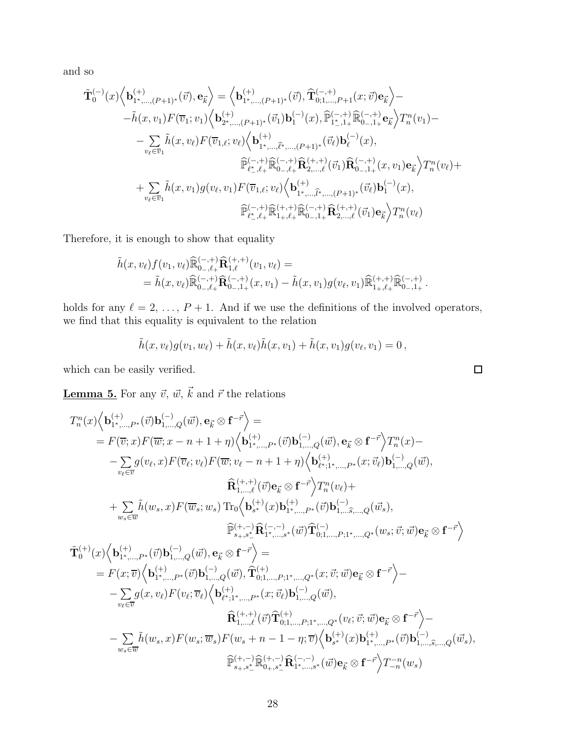and so

$$
\begin{aligned}
\tilde{\mathbf{T}}_0^{(-)}(x)\Big\langle \mathbf{b}^{(+)}_{1^*,\dots,(P+1)^*}(\vec{v}),\mathbf{e}_{\vec{k}}\Big\rangle &= \Big\langle \mathbf{b}^{(+)}_{1^*,\dots,(P+1)^*}(\vec{v}),\widehat{\mathbf{T}}^{(-,+)}_{0;1,\dots,P+1}(x;\vec{v})\mathbf{e}_{\vec{k}}\Big\rangle - \\
&-\tilde{h}(x,v_1)F(\overline{v}_1;v_1)\Big\langle \mathbf{b}^{(+)}_{2^*,\dots,(P+1)^*}(\vec{v}_1)\mathbf{b}^{(-)}_1(x),\widehat{\mathbb{P}}^{(-,+)}_{1^*_-,1_+}\widehat{\mathbb{R}}^{(-,+)}_{0_-,1_+}\mathbf{e}_{\vec{k}}\Big\rangle T^n_n(v_1) - \\
&-\sum_{v_\ell\in\overline{v}_1}\tilde{h}(x,v_\ell)F(\overline{v}_{1,\ell};v_\ell)\Big\langle \mathbf{b}^{(+)}_{1^*,\dots,\widehat{\ell^*},\dots,(P+1)^*}(\vec{v}_\ell)\mathbf{b}^{(-)}_\ell(x), \\
&\qquad\qquad \widehat{\mathbb{P}}^{(-,+)}_{\ell^*_-,\ell_+}\widehat{\mathbb{R}}^{(-,+)}_{0_-,\ell_+}\widehat{\mathbf{R}}^{(+,+)}_{2,\dots,\ell}(\vec{v}_1)\widehat{\mathbf{R}}^{(-,+)}_{0_-,1_+}(x,v_1)\mathbf{e}_{\vec{k}}\Big\rangle T^n_n(v_\ell) + \\
&+\sum_{v_\ell\in\overline{v}_1}\tilde{h}(x,v_1)g(v_\ell,v_1)F(\overline{v}_{1,\ell};v_\ell)\Big\langle \mathbf{b}^{(+)}_{1^*,\dots,\widehat{l^*},\dots,(P+1)^*}(\vec{v}_\ell)\mathbf{b}^{(-)}_1(x), \\
&\qquad\qquad \widehat{\mathbb{P}}^{(-,+)}_{\ell^*_-,\ell_+}\widehat{\mathbb{R}}^{(+,+)}_{1_+,\ell_+}\widehat{\mathbb{R}}^{(-,+)}_{0_-,1_+}\widehat{\mathbf{R}}^{(+,+)}_{2,\dots,\ell}(\vec{v}_1)\mathbf{e}_{\vec{k}}\Big\rangle T^n_n(v_\ell)
\end{aligned}
$$

Therefore, it is enough to show that equality

$$
\begin{aligned}
&\tilde{h}(x,v_\ell)f(v_1,v_\ell)\widehat{\mathbb{R}}^{(-,+)}_{0_-,\ell_+}\widehat{\mathbf{R}}^{(+,+)}_{1,\ell}(v_1,v_\ell) = \\
&\quad= \tilde{h}(x,v_\ell)\widehat{\mathbb{R}}^{(-,+)}_{0_-,\ell_+}\widehat{\mathbf{R}}^{(-,+)}_{0_-,1_+}(x,v_1) - \tilde{h}(x,v_1)g(v_\ell,v_1)\widehat{\mathbb{R}}^{(+,+)}_{1_+,\ell_+}\widehat{\mathbb{R}}^{(-,+)}_{0_-,1_+}\,.
\end{aligned}
$$

holds for any $\ell = 2,\,\dots,\,P+1$. And if we use the definitions of the involved operators, we find that this equality is equivalent to the relation

$$
\tilde{h}(x,v_\ell)g(v_1,w_\ell)+\tilde{h}(x,v_\ell)\tilde{h}(x,v_1)+\tilde{h}(x,v_1)g(v_\ell,v_1)=0\,,
$$

which can be easily verified. $\square$

**Lemma 5.** For any $\vec{v}$, $\vec{w}$, $\vec{k}$ and $\vec{r}$ the relations

$$
\begin{aligned}
&T^n_n(x)\Big\langle \mathbf{b}^{(+)}_{1^*,\dots,P^*}(\vec{v})\mathbf{b}^{(-)}_{1,\dots,Q}(\vec{w}),\mathbf{e}_{\vec{k}}\otimes\mathbf{f}^{-\vec{r}}\Big\rangle = \\
&\quad= F(\overline{v};x)F(\overline{w};x-n+1+\eta)\Big\langle \mathbf{b}^{(+)}_{1^*,\dots,P^*}(\vec{v})\mathbf{b}^{(-)}_{1,\dots,Q}(\vec{w}),\mathbf{e}_{\vec{k}}\otimes\mathbf{f}^{-\vec{r}}\Big\rangle T^n_n(x) - \\
&\quad-\sum_{v_\ell\in\overline{v}}g(v_\ell,x)F(\overline{v}_\ell;v_\ell)F(\overline{w};v_\ell-n+1+\eta)\Big\langle \mathbf{b}^{(+)}_{\ell^*;1^*,\dots,P^*}(x;\vec{v}_\ell)\mathbf{b}^{(-)}_{1,\dots,Q}(\vec{w}), \\
&\qquad\qquad \widehat{\mathbf{R}}^{(+,+)}_{1,\dots,\ell}(\vec{v})\mathbf{e}_{\vec{k}}\otimes\mathbf{f}^{-\vec{r}}\Big\rangle T^n_n(v_\ell) + \\
&\quad+\sum_{w_s\in\overline{w}}\tilde{h}(w_s,x)F(\overline{w}_s;w_s)\,\mathrm{Tr}_0\Big\langle \mathbf{b}^{(+)}_{s^*}(x)\mathbf{b}^{(+)}_{1^*,\dots,P^*}(\vec{v})\mathbf{b}^{(-)}_{1,\dots\widehat{s},\dots,Q}(\vec{w}_s), \\
&\qquad\qquad \widehat{\mathbb{P}}^{(+,-)}_{s_+,s^*_-}\widehat{\mathbf{R}}^{(-,-)}_{1^*,\dots,s^*}(\vec{w})\widehat{\mathbf{T}}^{(-)}_{0;1,\dots,P;1^*,\dots,Q^*}(w_s;\vec{v};\vec{w})\mathbf{e}_{\vec{k}}\otimes\mathbf{f}^{-\vec{r}}\Big\rangle \\
&\tilde{\mathbf{T}}_0^{(+)}(x)\Big\langle \mathbf{b}^{(+)}_{1^*,\dots,P^*}(\vec{v})\mathbf{b}^{(-)}_{1,\dots,Q}(\vec{w}),\mathbf{e}_{\vec{k}}\otimes\mathbf{f}^{-\vec{r}}\Big\rangle = \\
&\quad= F(x;\overline{v})\Big\langle \mathbf{b}^{(+)}_{1^*,\dots,P^*}(\vec{v})\mathbf{b}^{(-)}_{1,\dots,Q}(\vec{w}),\widehat{\mathbf{T}}^{(+)}_{0;1,\dots,P;1^*,\dots,Q^*}(x;\vec{v};\vec{w})\mathbf{e}_{\vec{k}}\otimes\mathbf{f}^{-\vec{r}}\Big\rangle - \\
&\quad-\sum_{v_\ell\in\overline{v}}g(x,v_\ell)F(v_\ell;\overline{v}_\ell)\Big\langle \mathbf{b}^{(+)}_{\ell^*;1^*,\dots,P^*}(x;\vec{v}_\ell)\mathbf{b}^{(-)}_{1,\dots,Q}(\vec{w}), \\
&\qquad\qquad \widehat{\mathbf{R}}^{(+,+)}_{1,\dots,\ell}(\vec{v})\widehat{\mathbf{T}}^{(+)}_{0;1,\dots,P;1^*,\dots,Q^*}(v_\ell;\vec{v};\vec{w})\mathbf{e}_{\vec{k}}\otimes\mathbf{f}^{-\vec{r}}\Big\rangle - \\
&\quad-\sum_{w_s\in\overline{w}}\tilde{h}(w_s,x)F(w_s;\overline{w}_s)F(w_s+n-1-\eta;\overline{v})\Big\langle \mathbf{b}^{(+)}_{s^*}(x)\mathbf{b}^{(+)}_{1^*,\dots,P^*}(\vec{v})\mathbf{b}^{(-)}_{1,\dots,\widehat{s},\dots,Q}(\vec{w}_s), \\
&\qquad\qquad \widehat{\mathbb{P}}^{(+,-)}_{s_+,s^*_-}\widehat{\mathbb{R}}^{(+,-)}_{0_+,s^*_-}\widehat{\mathbf{R}}^{(-,-)}_{1^*,\dots,s^*}(\vec{w})\mathbf{e}_{\vec{k}}\otimes\mathbf{f}^{-\vec{r}}\Big\rangle T^{-n}_{-n}(w_s)
\end{aligned}
$$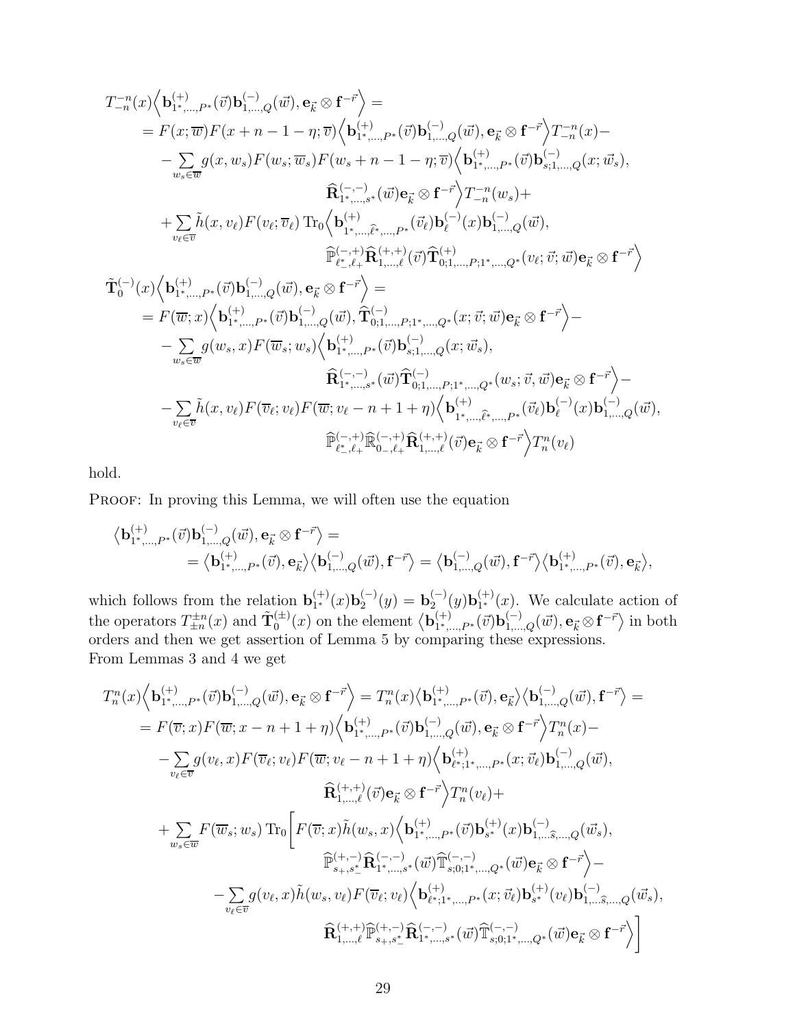$$
\begin{aligned}
&T^{-n}_{-n}(x)\Big\langle \mathbf{b}^{(+)}_{1^*,\dots,P^*}(\vec v)\mathbf{b}^{(-)}_{1,\dots,Q}(\vec w),\mathbf{e}_{\vec k}\otimes\mathbf{f}^{-\vec r}\Big\rangle=\\
&\quad=F(x;\overline{w})F(x+n-1-\eta;\overline{v})\Big\langle \mathbf{b}^{(+)}_{1^*,\dots,P^*}(\vec v)\mathbf{b}^{(-)}_{1,\dots,Q}(\vec w),\mathbf{e}_{\vec k}\otimes\mathbf{f}^{-\vec r}\Big\rangle T^{-n}_{-n}(x)-\\
&\quad-\sum_{w_s\in\overline{w}}g(x,w_s)F(w_s;\overline{w}_s)F(w_s+n-1-\eta;\overline{v})\Big\langle \mathbf{b}^{(+)}_{1^*,\dots,P^*}(\vec v)\mathbf{b}^{(-)}_{s;1,\dots,Q}(x;\vec w_s),\\
&\qquad\qquad\widehat{\mathbf{R}}^{(-,-)}_{1^*,\dots,s^*}(\vec w)\mathbf{e}_{\vec k}\otimes\mathbf{f}^{-\vec r}\Big\rangle T^{-n}_{-n}(w_s)+\\
&\quad+\sum_{v_\ell\in\overline{v}}\tilde h(x,v_\ell)F(v_\ell;\overline{v}_\ell)\,\mathrm{Tr}_0\Big\langle \mathbf{b}^{(+)}_{1^*,\dots,\widehat{\ell^*},\dots,P^*}(\vec v_\ell)\mathbf{b}^{(-)}_{\ell}(x)\mathbf{b}^{(-)}_{1,\dots,Q}(\vec w),\\
&\qquad\qquad\widehat{\mathbb{P}}^{(-,+)}_{\ell^*_-,\ell_+}\widehat{\mathbf{R}}^{(+,+)}_{1,\dots,\ell}(\vec v)\widehat{\mathbf{T}}^{(+)}_{0;1,\dots,P;1^*,\dots,Q^*}(v_\ell;\vec v;\vec w)\mathbf{e}_{\vec k}\otimes\mathbf{f}^{-\vec r}\Big\rangle
\end{aligned}
$$

$$
\begin{aligned}
&\tilde{\mathbf{T}}^{(-)}_0(x)\Big\langle \mathbf{b}^{(+)}_{1^*,\dots,P^*}(\vec v)\mathbf{b}^{(-)}_{1,\dots,Q}(\vec w),\mathbf{e}_{\vec k}\otimes\mathbf{f}^{-\vec r}\Big\rangle=\\
&\quad=F(\overline{w};x)\Big\langle \mathbf{b}^{(+)}_{1^*,\dots,P^*}(\vec v)\mathbf{b}^{(-)}_{1,\dots,Q}(\vec w),\widehat{\mathbf{T}}^{(-)}_{0;1,\dots,P;1^*,\dots,Q^*}(x;\vec v;\vec w)\mathbf{e}_{\vec k}\otimes\mathbf{f}^{-\vec r}\Big\rangle-\\
&\quad-\sum_{w_s\in\overline{w}}g(w_s,x)F(\overline{w}_s;w_s)\Big\langle \mathbf{b}^{(+)}_{1^*,\dots,P^*}(\vec v)\mathbf{b}^{(-)}_{s;1,\dots,Q}(x;\vec w_s),\\
&\qquad\qquad\widehat{\mathbf{R}}^{(-,-)}_{1^*,\dots,s^*}(\vec w)\widehat{\mathbf{T}}^{(-)}_{0;1,\dots,P;1^*,\dots,Q^*}(w_s;\vec v,\vec w)\mathbf{e}_{\vec k}\otimes\mathbf{f}^{-\vec r}\Big\rangle-\\
&\quad-\sum_{v_\ell\in\overline{v}}\tilde h(x,v_\ell)F(\overline{v}_\ell;v_\ell)F(\overline{w};v_\ell-n+1+\eta)\Big\langle \mathbf{b}^{(+)}_{1^*,\dots,\widehat{\ell^*},\dots,P^*}(\vec v_\ell)\mathbf{b}^{(-)}_{\ell}(x)\mathbf{b}^{(-)}_{1,\dots,Q}(\vec w),\\
&\qquad\qquad\widehat{\mathbb{P}}^{(-,+)}_{\ell^*_-,\ell_+}\widehat{\mathbb{R}}^{(-,+)}_{0_-,\ell_+}\widehat{\mathbf{R}}^{(+,+)}_{1,\dots,\ell}(\vec v)\mathbf{e}_{\vec k}\otimes\mathbf{f}^{-\vec r}\Big\rangle T^{n}_{n}(v_\ell)
\end{aligned}
$$

hold.

PROOF: In proving this Lemma, we will often use the equation

$$
\begin{aligned}
&\big\langle \mathbf{b}^{(+)}_{1^*,\dots,P^*}(\vec v)\mathbf{b}^{(-)}_{1,\dots,Q}(\vec w),\mathbf{e}_{\vec k}\otimes\mathbf{f}^{-\vec r}\big\rangle=\\
&\quad=\big\langle \mathbf{b}^{(+)}_{1^*,\dots,P^*}(\vec v),\mathbf{e}_{\vec k}\big\rangle\big\langle \mathbf{b}^{(-)}_{1,\dots,Q}(\vec w),\mathbf{f}^{-\vec r}\big\rangle=\big\langle \mathbf{b}^{(-)}_{1,\dots,Q}(\vec w),\mathbf{f}^{-\vec r}\big\rangle\big\langle \mathbf{b}^{(+)}_{1^*,\dots,P^*}(\vec v),\mathbf{e}_{\vec k}\big\rangle,
\end{aligned}
$$

which follows from the relation $\mathbf{b}^{(+)}_{1^*}(x)\mathbf{b}^{(-)}_{2}(y)=\mathbf{b}^{(-)}_{2}(y)\mathbf{b}^{(+)}_{1^*}(x)$. We calculate action of the operators $T^{\pm n}_{\pm n}(x)$ and $\tilde{\mathbf{T}}^{(\pm)}_0(x)$ on the element $\big\langle \mathbf{b}^{(+)}_{1^*,\dots,P^*}(\vec v)\mathbf{b}^{(-)}_{1,\dots,Q}(\vec w),\mathbf{e}_{\vec k}\otimes\mathbf{f}^{-\vec r}\big\rangle$ in both orders and then we get assertion of Lemma 5 by comparing these expressions.
From Lemmas 3 and 4 we get

$$
\begin{aligned}
&T^{n}_{n}(x)\Big\langle \mathbf{b}^{(+)}_{1^*,\dots,P^*}(\vec v)\mathbf{b}^{(-)}_{1,\dots,Q}(\vec w),\mathbf{e}_{\vec k}\otimes\mathbf{f}^{-\vec r}\Big\rangle=T^{n}_{n}(x)\big\langle \mathbf{b}^{(+)}_{1^*,\dots,P^*}(\vec v),\mathbf{e}_{\vec k}\big\rangle\big\langle \mathbf{b}^{(-)}_{1,\dots,Q}(\vec w),\mathbf{f}^{-\vec r}\big\rangle=\\
&\quad=F(\overline{v};x)F(\overline{w};x-n+1+\eta)\Big\langle \mathbf{b}^{(+)}_{1^*,\dots,P^*}(\vec v)\mathbf{b}^{(-)}_{1,\dots,Q}(\vec w),\mathbf{e}_{\vec k}\otimes\mathbf{f}^{-\vec r}\Big\rangle T^{n}_{n}(x)-\\
&\quad-\sum_{v_\ell\in\overline{v}}g(v_\ell,x)F(\overline{v}_\ell;v_\ell)F(\overline{w};v_\ell-n+1+\eta)\Big\langle \mathbf{b}^{(+)}_{\ell^*;1^*,\dots,P^*}(x;\vec v_\ell)\mathbf{b}^{(-)}_{1,\dots,Q}(\vec w),\\
&\qquad\qquad\widehat{\mathbf{R}}^{(+,+)}_{1,\dots,\ell}(\vec v)\mathbf{e}_{\vec k}\otimes\mathbf{f}^{-\vec r}\Big\rangle T^{n}_{n}(v_\ell)+\\
&\quad+\sum_{w_s\in\overline{w}}F(\overline{w}_s;w_s)\,\mathrm{Tr}_0\Bigg[F(\overline{v};x)\tilde h(w_s,x)\Big\langle \mathbf{b}^{(+)}_{1^*,\dots,P^*}(\vec v)\mathbf{b}^{(+)}_{s^*}(x)\mathbf{b}^{(-)}_{1,\dots\widehat{s},\dots,Q}(\vec w_s),\\
&\qquad\qquad\widehat{\mathbb{P}}^{(+,-)}_{s_+,s^*_-}\widehat{\mathbf{R}}^{(-,-)}_{1^*,\dots,s^*}(\vec w)\widehat{\mathbb{T}}^{(-,-)}_{s;0;1^*,\dots,Q^*}(\vec w)\mathbf{e}_{\vec k}\otimes\mathbf{f}^{-\vec r}\Big\rangle-\\
&\qquad-\sum_{v_\ell\in\overline{v}}g(v_\ell,x)\tilde h(w_s,v_\ell)F(\overline{v}_\ell;v_\ell)\Big\langle \mathbf{b}^{(+)}_{\ell^*;1^*,\dots,P^*}(x;\vec v_\ell)\mathbf{b}^{(+)}_{s^*}(v_\ell)\mathbf{b}^{(-)}_{1,\dots\widehat{s},\dots,Q}(\vec w_s),\\
&\qquad\qquad\widehat{\mathbf{R}}^{(+,+)}_{1,\dots,\ell}\widehat{\mathbb{P}}^{(+,-)}_{s_+,s^*_-}\widehat{\mathbf{R}}^{(-,-)}_{1^*,\dots,s^*}(\vec w)\widehat{\mathbb{T}}^{(-,-)}_{s;0;1^*,\dots,Q^*}(\vec w)\mathbf{e}_{\vec k}\otimes\mathbf{f}^{-\vec r}\Big\rangle\Bigg]
\end{aligned}
$$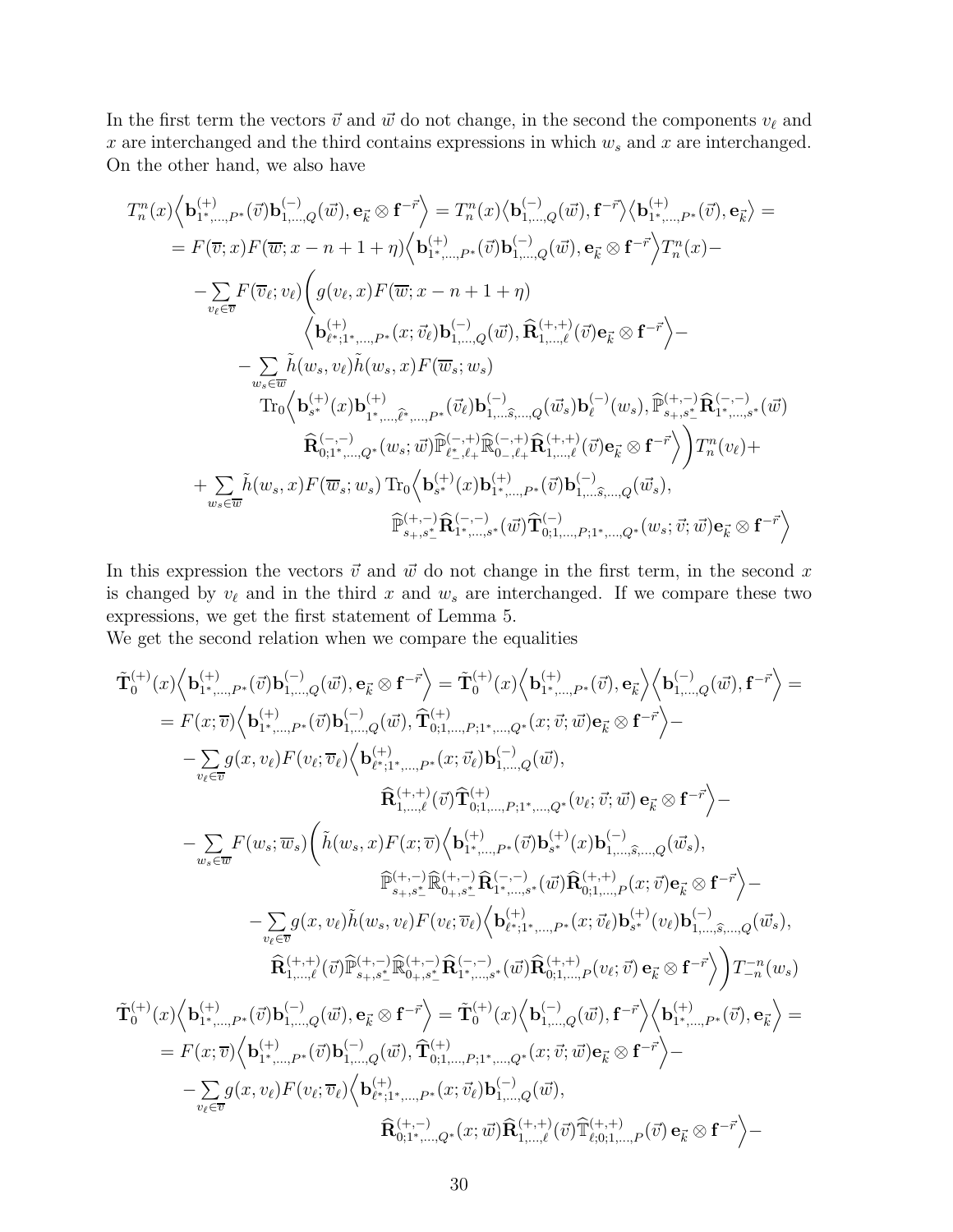In the first term the vectors $\vec{v}$ and $\vec{w}$ do not change, in the second the components $v_\ell$ and $x$ are interchanged and the third contains expressions in which $w_s$ and $x$ are interchanged. On the other hand, we also have

$$
\begin{aligned}
T_n^n(x)&\Big\langle \mathbf{b}^{(+)}_{1^*,\dots,P^*}(\vec{v})\mathbf{b}^{(-)}_{1,\dots,Q}(\vec{w}), \mathbf{e}_{\vec{k}}\otimes \mathbf{f}^{-\vec{r}}\Big\rangle = T_n^n(x)\big\langle \mathbf{b}^{(-)}_{1,\dots,Q}(\vec{w}), \mathbf{f}^{-\vec{r}}\big\rangle \big\langle \mathbf{b}^{(+)}_{1^*,\dots,P^*}(\vec{v}), \mathbf{e}_{\vec{k}}\big\rangle = \\
&= F(\overline{v};x)F(\overline{w};x-n+1+\eta)\Big\langle \mathbf{b}^{(+)}_{1^*,\dots,P^*}(\vec{v})\mathbf{b}^{(-)}_{1,\dots,Q}(\vec{w}), \mathbf{e}_{\vec{k}}\otimes \mathbf{f}^{-\vec{r}}\Big\rangle T_n^n(x) - \\
&- \sum_{v_\ell\in\overline{v}} F(\overline{v}_\ell;v_\ell)\Bigg( g(v_\ell,x)F(\overline{w};x-n+1+\eta) \\
&\qquad \Big\langle \mathbf{b}^{(+)}_{\ell^*;1^*,\dots,P^*}(x;\vec{v}_\ell)\mathbf{b}^{(-)}_{1,\dots,Q}(\vec{w}), \widehat{\mathbf{R}}^{(+,+)}_{1,\dots,\ell}(\vec{v})\mathbf{e}_{\vec{k}}\otimes \mathbf{f}^{-\vec{r}}\Big\rangle - \\
&\quad - \sum_{w_s\in\overline{w}} \tilde{h}(w_s,v_\ell)\tilde{h}(w_s,x)F(\overline{w}_s;w_s) \\
&\qquad \mathrm{Tr}_0\Big\langle \mathbf{b}^{(+)}_{s^*}(x)\mathbf{b}^{(+)}_{1^*,\dots,\widehat{\ell}^*,\dots,P^*}(\vec{v}_\ell)\mathbf{b}^{(-)}_{1,\dots\widehat{s},\dots,Q}(\vec{w}_s)\mathbf{b}^{(-)}_{\ell}(w_s), \widehat{\mathbb{P}}^{(+,-)}_{s_+,s^*_-}\widehat{\mathbf{R}}^{(-,-)}_{1^*,\dots,s^*}(\vec{w}) \\
&\qquad\quad \widehat{\mathbf{R}}^{(-,-)}_{0;1^*,\dots,Q^*}(w_s;\vec{w})\widehat{\mathbb{P}}^{(-,+)}_{\ell^*_-,\ell_+}\widehat{\mathbb{R}}^{(-,+)}_{0_-,\ell_+}\widehat{\mathbf{R}}^{(+,+)}_{1,\dots,\ell}(\vec{v})\mathbf{e}_{\vec{k}}\otimes \mathbf{f}^{-\vec{r}}\Big\rangle\Bigg) T_n^n(v_\ell) + \\
&+ \sum_{w_s\in\overline{w}} \tilde{h}(w_s,x)F(\overline{w}_s;w_s)\,\mathrm{Tr}_0\Big\langle \mathbf{b}^{(+)}_{s^*}(x)\mathbf{b}^{(+)}_{1^*,\dots,P^*}(\vec{v})\mathbf{b}^{(-)}_{1,\dots,\widehat{s},\dots,Q}(\vec{w}_s), \\
&\qquad \widehat{\mathbb{P}}^{(+,-)}_{s_+,s^*_-}\widehat{\mathbf{R}}^{(-,-)}_{1^*,\dots,s^*}(\vec{w})\widehat{\mathbf{T}}^{(-)}_{0;1,\dots,P;1^*,\dots,Q^*}(w_s;\vec{v};\vec{w})\mathbf{e}_{\vec{k}}\otimes \mathbf{f}^{-\vec{r}}\Big\rangle
\end{aligned}
$$

In this expression the vectors $\vec{v}$ and $\vec{w}$ do not change in the first term, in the second $x$ is changed by $v_\ell$ and in the third $x$ and $w_s$ are interchanged. If we compare these two expressions, we get the first statement of Lemma 5.
We get the second relation when we compare the equalities

$$
\begin{aligned}
\tilde{\mathbf{T}}^{(+)}_0(x)&\Big\langle \mathbf{b}^{(+)}_{1^*,\dots,P^*}(\vec{v})\mathbf{b}^{(-)}_{1,\dots,Q}(\vec{w}), \mathbf{e}_{\vec{k}}\otimes \mathbf{f}^{-\vec{r}}\Big\rangle = \tilde{\mathbf{T}}^{(+)}_0(x)\Big\langle \mathbf{b}^{(+)}_{1^*,\dots,P^*}(\vec{v}), \mathbf{e}_{\vec{k}}\Big\rangle\Big\langle \mathbf{b}^{(-)}_{1,\dots,Q}(\vec{w}), \mathbf{f}^{-\vec{r}}\Big\rangle = \\
&= F(x;\overline{v})\Big\langle \mathbf{b}^{(+)}_{1^*,\dots,P^*}(\vec{v})\mathbf{b}^{(-)}_{1,\dots,Q}(\vec{w}), \widehat{\mathbf{T}}^{(+)}_{0;1,\dots,P;1^*,\dots,Q^*}(x;\vec{v};\vec{w})\mathbf{e}_{\vec{k}}\otimes \mathbf{f}^{-\vec{r}}\Big\rangle - \\
&- \sum_{v_\ell\in\overline{v}} g(x,v_\ell)F(v_\ell;\overline{v}_\ell)\Big\langle \mathbf{b}^{(+)}_{\ell^*;1^*,\dots,P^*}(x;\vec{v}_\ell)\mathbf{b}^{(-)}_{1,\dots,Q}(\vec{w}), \\
&\qquad \widehat{\mathbf{R}}^{(+,+)}_{1,\dots,\ell}(\vec{v})\widehat{\mathbf{T}}^{(+)}_{0;1,\dots,P;1^*,\dots,Q^*}(v_\ell;\vec{v};\vec{w})\,\mathbf{e}_{\vec{k}}\otimes \mathbf{f}^{-\vec{r}}\Big\rangle - \\
&- \sum_{w_s\in\overline{w}} F(w_s;\overline{w}_s)\Bigg(\tilde{h}(w_s,x)F(x;\overline{v})\Big\langle \mathbf{b}^{(+)}_{1^*,\dots,P^*}(\vec{v})\mathbf{b}^{(+)}_{s^*}(x)\mathbf{b}^{(-)}_{1,\dots,\widehat{s},\dots,Q}(\vec{w}_s), \\
&\qquad \widehat{\mathbb{P}}^{(+,-)}_{s_+,s^*_-}\widehat{\mathbb{R}}^{(+,-)}_{0_+,s^*_-}\widehat{\mathbf{R}}^{(-,-)}_{1^*,\dots,s^*}(\vec{w})\widehat{\mathbf{R}}^{(+,+)}_{0;1,\dots,P}(x;\vec{v})\mathbf{e}_{\vec{k}}\otimes \mathbf{f}^{-\vec{r}}\Big\rangle - \\
&\quad - \sum_{v_\ell\in\overline{v}} g(x,v_\ell)\tilde{h}(w_s,v_\ell)F(v_\ell;\overline{v}_\ell)\Big\langle \mathbf{b}^{(+)}_{\ell^*;1^*,\dots,P^*}(x;\vec{v}_\ell)\mathbf{b}^{(+)}_{s^*}(v_\ell)\mathbf{b}^{(-)}_{1,\dots,\widehat{s},\dots,Q}(\vec{w}_s), \\
&\qquad \widehat{\mathbf{R}}^{(+,+)}_{1,\dots,\ell}(\vec{v})\widehat{\mathbb{P}}^{(+,-)}_{s_+,s^*_-}\widehat{\mathbb{R}}^{(+,-)}_{0_+,s^*_-}\widehat{\mathbf{R}}^{(-,-)}_{1^*,\dots,s^*}(\vec{w})\widehat{\mathbf{R}}^{(+,+)}_{0;1,\dots,P}(v_\ell;\vec{v})\,\mathbf{e}_{\vec{k}}\otimes \mathbf{f}^{-\vec{r}}\Big\rangle\Bigg) T^{-n}_{-n}(w_s)
\end{aligned}
$$

$$
\begin{aligned}
\tilde{\mathbf{T}}^{(+)}_0(x)&\Big\langle \mathbf{b}^{(+)}_{1^*,\dots,P^*}(\vec{v})\mathbf{b}^{(-)}_{1,\dots,Q}(\vec{w}), \mathbf{e}_{\vec{k}}\otimes \mathbf{f}^{-\vec{r}}\Big\rangle = \tilde{\mathbf{T}}^{(+)}_0(x)\Big\langle \mathbf{b}^{(-)}_{1,\dots,Q}(\vec{w}), \mathbf{f}^{-\vec{r}}\Big\rangle\Big\langle \mathbf{b}^{(+)}_{1^*,\dots,P^*}(\vec{v}), \mathbf{e}_{\vec{k}}\Big\rangle = \\
&= F(x;\overline{v})\Big\langle \mathbf{b}^{(+)}_{1^*,\dots,P^*}(\vec{v})\mathbf{b}^{(-)}_{1,\dots,Q}(\vec{w}), \widehat{\mathbf{T}}^{(+)}_{0;1,\dots,P;1^*,\dots,Q^*}(x;\vec{v};\vec{w})\mathbf{e}_{\vec{k}}\otimes \mathbf{f}^{-\vec{r}}\Big\rangle - \\
&- \sum_{v_\ell\in\overline{v}} g(x,v_\ell)F(v_\ell;\overline{v}_\ell)\Big\langle \mathbf{b}^{(+)}_{\ell^*;1^*,\dots,P^*}(x;\vec{v}_\ell)\mathbf{b}^{(-)}_{1,\dots,Q}(\vec{w}), \\
&\qquad \widehat{\mathbf{R}}^{(+,-)}_{0;1^*,\dots,Q^*}(x;\vec{w})\widehat{\mathbf{R}}^{(+,+)}_{1,\dots,\ell}(\vec{v})\widehat{\mathbb{T}}^{(+,+)}_{\ell;0;1,\dots,P}(\vec{v})\,\mathbf{e}_{\vec{k}}\otimes \mathbf{f}^{-\vec{r}}\Big\rangle -
\end{aligned}
$$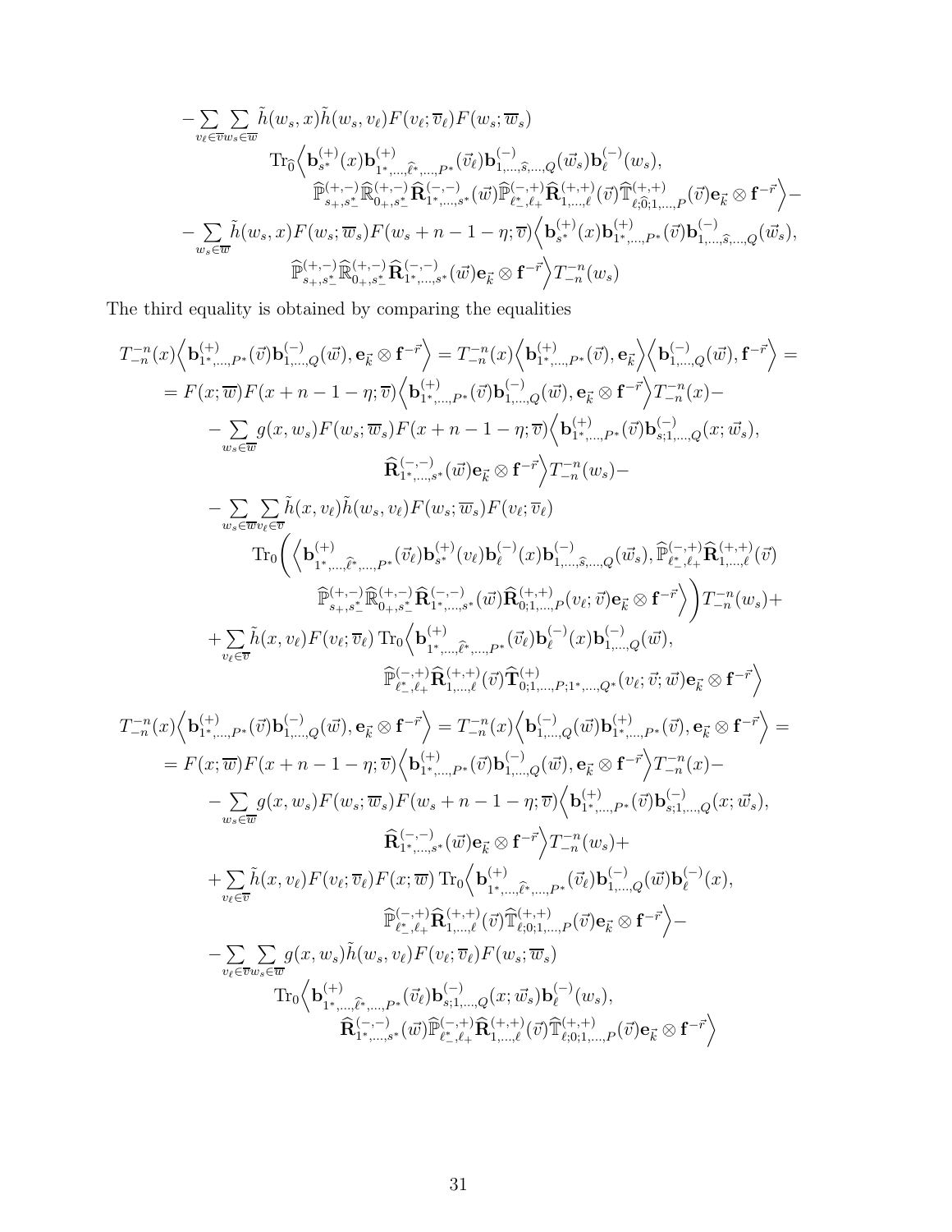$$
\begin{aligned}
&-\sum_{v_\ell\in\overline{v}}\sum_{w_s\in\overline{w}}\tilde{h}(w_s,x)\tilde{h}(w_s,v_\ell)F(v_\ell;\overline{v}_\ell)F(w_s;\overline{w}_s)\\
&\qquad\mathrm{Tr}_{\widehat{0}}\Big\langle \mathbf{b}^{(+)}_{s^*}(x)\mathbf{b}^{(+)}_{1^*,\dots,\widehat{\ell}^*,\dots,P^*}(\vec{v}_\ell)\mathbf{b}^{(-)}_{1,\dots,\widehat{s},\dots,Q}(\vec{w}_s)\mathbf{b}^{(-)}_{\ell}(w_s),\\
&\qquad\qquad\widehat{\mathbb{P}}^{(+,-)}_{s_+,s_-^*}\widehat{\mathbb{R}}^{(+,-)}_{0_+,s_-^*}\widehat{\mathbf{R}}^{(-,-)}_{1^*,\dots,s^*}(\vec{w})\widehat{\mathbb{P}}^{(-,+)}_{\ell_-^*,\ell_+}\widehat{\mathbf{R}}^{(+,+)}_{1,\dots,\ell}(\vec{v})\widehat{\mathbb{T}}^{(+,+)}_{\ell;\widehat{0};1,\dots,P}(\vec{v})\mathbf{e}_{\vec{k}}\otimes\mathbf{f}^{-\vec{r}}\Big\rangle-\\
&-\sum_{w_s\in\overline{w}}\tilde{h}(w_s,x)F(w_s;\overline{w}_s)F(w_s+n-1-\eta;\overline{v})\Big\langle \mathbf{b}^{(+)}_{s^*}(x)\mathbf{b}^{(+)}_{1^*,\dots,P^*}(\vec{v})\mathbf{b}^{(-)}_{1,\dots,\widehat{s},\dots,Q}(\vec{w}_s),\\
&\qquad\qquad\widehat{\mathbb{P}}^{(+,-)}_{s_+,s_-^*}\widehat{\mathbb{R}}^{(+,-)}_{0_+,s_-^*}\widehat{\mathbf{R}}^{(-,-)}_{1^*,\dots,s^*}(\vec{w})\mathbf{e}_{\vec{k}}\otimes\mathbf{f}^{-\vec{r}}\Big\rangle T^{-n}_{-n}(w_s)
\end{aligned}
$$

The third equality is obtained by comparing the equalities

$$
\begin{aligned}
&T^{-n}_{-n}(x)\Big\langle \mathbf{b}^{(+)}_{1^*,\dots,P^*}(\vec{v})\mathbf{b}^{(-)}_{1,\dots,Q}(\vec{w}),\mathbf{e}_{\vec{k}}\otimes\mathbf{f}^{-\vec{r}}\Big\rangle = T^{-n}_{-n}(x)\Big\langle \mathbf{b}^{(+)}_{1^*,\dots,P^*}(\vec{v}),\mathbf{e}_{\vec{k}}\Big\rangle\Big\langle \mathbf{b}^{(-)}_{1,\dots,Q}(\vec{w}),\mathbf{f}^{-\vec{r}}\Big\rangle =\\
&= F(x;\overline{w})F(x+n-1-\eta;\overline{v})\Big\langle \mathbf{b}^{(+)}_{1^*,\dots,P^*}(\vec{v})\mathbf{b}^{(-)}_{1,\dots,Q}(\vec{w}),\mathbf{e}_{\vec{k}}\otimes\mathbf{f}^{-\vec{r}}\Big\rangle T^{-n}_{-n}(x)-\\
&\quad-\sum_{w_s\in\overline{w}}g(x,w_s)F(w_s;\overline{w}_s)F(x+n-1-\eta;\overline{v})\Big\langle \mathbf{b}^{(+)}_{1^*,\dots,P^*}(\vec{v})\mathbf{b}^{(-)}_{s;1,\dots,Q}(x;\vec{w}_s),\\
&\qquad\qquad\widehat{\mathbf{R}}^{(-,-)}_{1^*,\dots,s^*}(\vec{w})\mathbf{e}_{\vec{k}}\otimes\mathbf{f}^{-\vec{r}}\Big\rangle T^{-n}_{-n}(w_s)-\\
&\quad-\sum_{w_s\in\overline{w}}\sum_{v_\ell\in\overline{v}}\tilde{h}(x,v_\ell)\tilde{h}(w_s,v_\ell)F(w_s;\overline{w}_s)F(v_\ell;\overline{v}_\ell)\\
&\qquad\mathrm{Tr}_0\bigg(\Big\langle \mathbf{b}^{(+)}_{1^*,\dots,\widehat{\ell}^*,\dots,P^*}(\vec{v}_\ell)\mathbf{b}^{(+)}_{s^*}(v_\ell)\mathbf{b}^{(-)}_{\ell}(x)\mathbf{b}^{(-)}_{1,\dots,\widehat{s},\dots,Q}(\vec{w}_s),\widehat{\mathbb{P}}^{(-,+)}_{\ell_-^*,\ell_+}\widehat{\mathbf{R}}^{(+,+)}_{1,\dots,\ell}(\vec{v})\\
&\qquad\qquad\widehat{\mathbb{P}}^{(+,-)}_{s_+,s_-^*}\widehat{\mathbb{R}}^{(+,-)}_{0_+,s_-^*}\widehat{\mathbf{R}}^{(-,-)}_{1^*,\dots,s^*}(\vec{w})\widehat{\mathbf{R}}^{(+,+)}_{0;1,\dots,P}(v_\ell;\vec{v})\mathbf{e}_{\vec{k}}\otimes\mathbf{f}^{-\vec{r}}\Big\rangle\bigg)T^{-n}_{-n}(w_s)+\\
&\quad+\sum_{v_\ell\in\overline{v}}\tilde{h}(x,v_\ell)F(v_\ell;\overline{v}_\ell)\,\mathrm{Tr}_0\Big\langle \mathbf{b}^{(+)}_{1^*,\dots,\widehat{\ell}^*,\dots,P^*}(\vec{v}_\ell)\mathbf{b}^{(-)}_{\ell}(x)\mathbf{b}^{(-)}_{1,\dots,Q}(\vec{w}),\\
&\qquad\qquad\widehat{\mathbb{P}}^{(-,+)}_{\ell_-^*,\ell_+}\widehat{\mathbf{R}}^{(+,+)}_{1,\dots,\ell}(\vec{v})\widehat{\mathbf{T}}^{(+)}_{0;1,\dots,P;1^*,\dots,Q^*}(v_\ell;\vec{v};\vec{w})\mathbf{e}_{\vec{k}}\otimes\mathbf{f}^{-\vec{r}}\Big\rangle
\end{aligned}
$$

$$
\begin{aligned}
&T^{-n}_{-n}(x)\Big\langle \mathbf{b}^{(+)}_{1^*,\dots,P^*}(\vec{v})\mathbf{b}^{(-)}_{1,\dots,Q}(\vec{w}),\mathbf{e}_{\vec{k}}\otimes\mathbf{f}^{-\vec{r}}\Big\rangle = T^{-n}_{-n}(x)\Big\langle \mathbf{b}^{(-)}_{1,\dots,Q}(\vec{w})\mathbf{b}^{(+)}_{1^*,\dots,P^*}(\vec{v}),\mathbf{e}_{\vec{k}}\otimes\mathbf{f}^{-\vec{r}}\Big\rangle =\\
&= F(x;\overline{w})F(x+n-1-\eta;\overline{v})\Big\langle \mathbf{b}^{(+)}_{1^*,\dots,P^*}(\vec{v})\mathbf{b}^{(-)}_{1,\dots,Q}(\vec{w}),\mathbf{e}_{\vec{k}}\otimes\mathbf{f}^{-\vec{r}}\Big\rangle T^{-n}_{-n}(x)-\\
&\quad-\sum_{w_s\in\overline{w}}g(x,w_s)F(w_s;\overline{w}_s)F(w_s+n-1-\eta;\overline{v})\Big\langle \mathbf{b}^{(+)}_{1^*,\dots,P^*}(\vec{v})\mathbf{b}^{(-)}_{s;1,\dots,Q}(x;\vec{w}_s),\\
&\qquad\qquad\widehat{\mathbf{R}}^{(-,-)}_{1^*,\dots,s^*}(\vec{w})\mathbf{e}_{\vec{k}}\otimes\mathbf{f}^{-\vec{r}}\Big\rangle T^{-n}_{-n}(w_s)+\\
&\quad+\sum_{v_\ell\in\overline{v}}\tilde{h}(x,v_\ell)F(v_\ell;\overline{v}_\ell)F(x;\overline{w})\,\mathrm{Tr}_0\Big\langle \mathbf{b}^{(+)}_{1^*,\dots,\widehat{\ell}^*,\dots,P^*}(\vec{v}_\ell)\mathbf{b}^{(-)}_{1,\dots,Q}(\vec{w})\mathbf{b}^{(-)}_{\ell}(x),\\
&\qquad\qquad\widehat{\mathbb{P}}^{(-,+)}_{\ell_-^*,\ell_+}\widehat{\mathbf{R}}^{(+,+)}_{1,\dots,\ell}(\vec{v})\widehat{\mathbb{T}}^{(+,+)}_{\ell;0;1,\dots,P}(\vec{v})\mathbf{e}_{\vec{k}}\otimes\mathbf{f}^{-\vec{r}}\Big\rangle-\\
&\quad-\sum_{v_\ell\in\overline{v}}\sum_{w_s\in\overline{w}}g(x,w_s)\tilde{h}(w_s,v_\ell)F(v_\ell;\overline{v}_\ell)F(w_s;\overline{w}_s)\\
&\qquad\mathrm{Tr}_0\Big\langle \mathbf{b}^{(+)}_{1^*,\dots,\widehat{\ell}^*,\dots,P^*}(\vec{v}_\ell)\mathbf{b}^{(-)}_{s;1,\dots,Q}(x;\vec{w}_s)\mathbf{b}^{(-)}_{\ell}(w_s),\\
&\qquad\qquad\widehat{\mathbf{R}}^{(-,-)}_{1^*,\dots,s^*}(\vec{w})\widehat{\mathbb{P}}^{(-,+)}_{\ell_-^*,\ell_+}\widehat{\mathbf{R}}^{(+,+)}_{1,\dots,\ell}(\vec{v})\widehat{\mathbb{T}}^{(+,+)}_{\ell;0;1,\dots,P}(\vec{v})\mathbf{e}_{\vec{k}}\otimes\mathbf{f}^{-\vec{r}}\Big\rangle
\end{aligned}
$$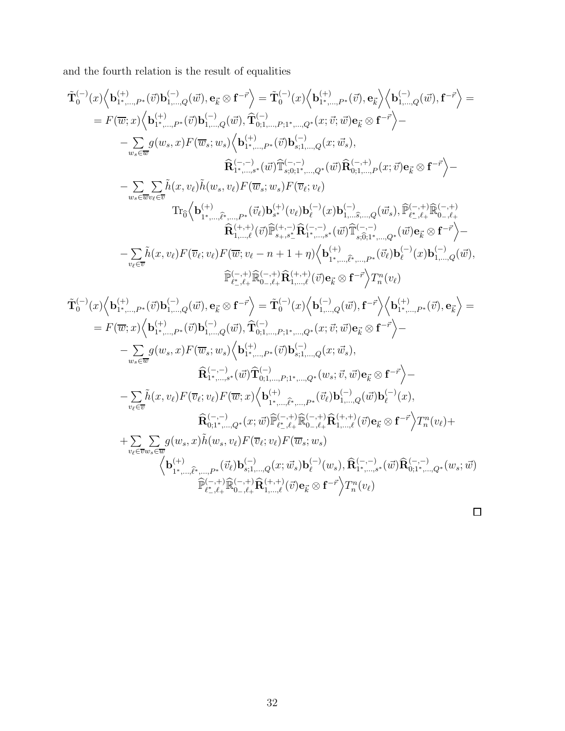and the fourth relation is the result of equalities

$$
\begin{aligned}
&\tilde{\mathbf{T}}_0^{(-)}(x)\Big\langle \mathbf{b}^{(+)}_{1^*,\dots,P^*}(\vec{v})\mathbf{b}^{(-)}_{1,\dots,Q}(\vec{w}), \mathbf{e}_{\vec{k}}\otimes \mathbf{f}^{-\vec{r}}\Big\rangle = \tilde{\mathbf{T}}_0^{(-)}(x)\Big\langle \mathbf{b}^{(+)}_{1^*,\dots,P^*}(\vec{v}), \mathbf{e}_{\vec{k}}\Big\rangle\Big\langle \mathbf{b}^{(-)}_{1,\dots,Q}(\vec{w}), \mathbf{f}^{-\vec{r}}\Big\rangle = \\
&= F(\overline{w};x)\Big\langle \mathbf{b}^{(+)}_{1^*,\dots,P^*}(\vec{v})\mathbf{b}^{(-)}_{1,\dots,Q}(\vec{w}), \widehat{\mathbf{T}}^{(-)}_{0;1,\dots,P;1^*,\dots,Q^*}(x;\vec{v};\vec{w})\mathbf{e}_{\vec{k}}\otimes \mathbf{f}^{-\vec{r}}\Big\rangle - \\
&- \sum_{w_s\in\overline{w}} g(w_s,x)F(\overline{w}_s;w_s)\Big\langle \mathbf{b}^{(+)}_{1^*,\dots,P^*}(\vec{v})\mathbf{b}^{(-)}_{s;1,\dots,Q}(x;\vec{w}_s), \\
&\qquad\qquad \widehat{\mathbf{R}}^{(-,-)}_{1^*,\dots,s^*}(\vec{w})\widehat{\mathbb{T}}^{(-,-)}_{s;0;1^*,\dots,Q^*}(\vec{w})\widehat{\mathbf{R}}^{(-,+)}_{0;1,\dots,P}(x;\vec{v})\mathbf{e}_{\vec{k}}\otimes \mathbf{f}^{-\vec{r}}\Big\rangle - \\
&- \sum_{w_s\in\overline{w}}\sum_{v_\ell\in\overline{v}} \tilde{h}(x,v_\ell)\tilde{h}(w_s,v_\ell)F(\overline{w}_s;w_s)F(\overline{v}_\ell;v_\ell) \\
&\qquad \mathrm{Tr}_{\widehat{0}}\Big\langle \mathbf{b}^{(+)}_{1^*,\dots,\widehat{\ell}^*,\dots,P^*}(\vec{v}_\ell)\mathbf{b}^{(+)}_{s^*}(v_\ell)\mathbf{b}^{(-)}_{\ell}(x)\mathbf{b}^{(-)}_{1,\dots\widehat{s},\dots,Q}(\vec{w}_s), \widehat{\mathbb{P}}^{(-,+)}_{\ell^*_-,\ell_+}\widehat{\mathbb{R}}^{(-,+)}_{0_-,\ell_+} \\
&\qquad\qquad \widehat{\mathbf{R}}^{(+,+)}_{1,\dots,\ell}(\vec{v})\widehat{\mathbb{P}}^{(+,-)}_{s_+,s^*_-}\widehat{\mathbf{R}}^{(-,-)}_{1^*,\dots,s^*}(\vec{w})\widehat{\mathbb{T}}^{(-,-)}_{s;\widehat{0};1^*,\dots,Q^*}(\vec{w})\mathbf{e}_{\vec{k}}\otimes \mathbf{f}^{-\vec{r}}\Big\rangle - \\
&- \sum_{v_\ell\in\overline{v}} \tilde{h}(x,v_\ell)F(\overline{v}_\ell;v_\ell)F(\overline{w};v_\ell-n+1+\eta)\Big\langle \mathbf{b}^{(+)}_{1^*,\dots,\widehat{\ell}^*,\dots,P^*}(\vec{v}_\ell)\mathbf{b}^{(-)}_{\ell}(x)\mathbf{b}^{(-)}_{1,\dots,Q}(\vec{w}), \\
&\qquad\qquad \widehat{\mathbb{P}}^{(-,+)}_{\ell^*_-,\ell_+}\widehat{\mathbb{R}}^{(-,+)}_{0_-,\ell_+}\widehat{\mathbf{R}}^{(+,+)}_{1,\dots,\ell}(\vec{v})\mathbf{e}_{\vec{k}}\otimes \mathbf{f}^{-\vec{r}}\Big\rangle T^n_n(v_\ell)
\end{aligned}
$$

$$
\begin{aligned}
&\tilde{\mathbf{T}}_0^{(-)}(x)\Big\langle \mathbf{b}^{(+)}_{1^*,\dots,P^*}(\vec{v})\mathbf{b}^{(-)}_{1,\dots,Q}(\vec{w}), \mathbf{e}_{\vec{k}}\otimes \mathbf{f}^{-\vec{r}}\Big\rangle = \tilde{\mathbf{T}}_0^{(-)}(x)\Big\langle \mathbf{b}^{(-)}_{1,\dots,Q}(\vec{w}), \mathbf{f}^{-\vec{r}}\Big\rangle\Big\langle \mathbf{b}^{(+)}_{1^*,\dots,P^*}(\vec{v}), \mathbf{e}_{\vec{k}}\Big\rangle = \\
&= F(\overline{w};x)\Big\langle \mathbf{b}^{(+)}_{1^*,\dots,P^*}(\vec{v})\mathbf{b}^{(-)}_{1,\dots,Q}(\vec{w}), \widehat{\mathbf{T}}^{(-)}_{0;1,\dots,P;1^*,\dots,Q^*}(x;\vec{v};\vec{w})\mathbf{e}_{\vec{k}}\otimes \mathbf{f}^{-\vec{r}}\Big\rangle - \\
&- \sum_{w_s\in\overline{w}} g(w_s,x)F(\overline{w}_s;w_s)\Big\langle \mathbf{b}^{(+)}_{1^*,\dots,P^*}(\vec{v})\mathbf{b}^{(-)}_{s;1,\dots,Q}(x;\vec{w}_s), \\
&\qquad\qquad \widehat{\mathbf{R}}^{(-,-)}_{1^*,\dots,s^*}(\vec{w})\widehat{\mathbf{T}}^{(-)}_{0;1,\dots,P;1^*,\dots,Q^*}(w_s;\vec{v},\vec{w})\mathbf{e}_{\vec{k}}\otimes \mathbf{f}^{-\vec{r}}\Big\rangle - \\
&- \sum_{v_\ell\in\overline{v}} \tilde{h}(x,v_\ell)F(\overline{v}_\ell;v_\ell)F(\overline{w};x)\Big\langle \mathbf{b}^{(+)}_{1^*,\dots,\widehat{\ell}^*,\dots,P^*}(\vec{v}_\ell)\mathbf{b}^{(-)}_{1,\dots,Q}(\vec{w})\mathbf{b}^{(-)}_{\ell}(x), \\
&\qquad\qquad \widehat{\mathbf{R}}^{(-,-)}_{0;1^*,\dots,Q^*}(x;\vec{w})\widehat{\mathbb{P}}^{(-,+)}_{\ell^*_-,\ell_+}\widehat{\mathbb{R}}^{(-,+)}_{0_-,\ell_+}\widehat{\mathbf{R}}^{(+,+)}_{1,\dots,\ell}(\vec{v})\mathbf{e}_{\vec{k}}\otimes \mathbf{f}^{-\vec{r}}\Big\rangle T^n_n(v_\ell) + \\
&+ \sum_{v_\ell\in\overline{v}}\sum_{w_s\in\overline{w}} g(w_s,x)\tilde{h}(w_s,v_\ell)F(\overline{v}_\ell;v_\ell)F(\overline{w}_s;w_s) \\
&\qquad \Big\langle \mathbf{b}^{(+)}_{1^*,\dots,\widehat{\ell}^*,\dots,P^*}(\vec{v}_\ell)\mathbf{b}^{(-)}_{s;1,\dots,Q}(x;\vec{w}_s)\mathbf{b}^{(-)}_{\ell}(w_s), \widehat{\mathbf{R}}^{(-,-)}_{1^*,\dots,s^*}(\vec{w})\widehat{\mathbf{R}}^{(-,-)}_{0;1^*,\dots,Q^*}(w_s;\vec{w}) \\
&\qquad\qquad \widehat{\mathbb{P}}^{(-,+)}_{\ell^*_-,\ell_+}\widehat{\mathbb{R}}^{(-,+)}_{0_-,\ell_+}\widehat{\mathbf{R}}^{(+,+)}_{1,\dots,\ell}(\vec{v})\mathbf{e}_{\vec{k}}\otimes \mathbf{f}^{-\vec{r}}\Big\rangle T^n_n(v_\ell)
\end{aligned}
$$

□